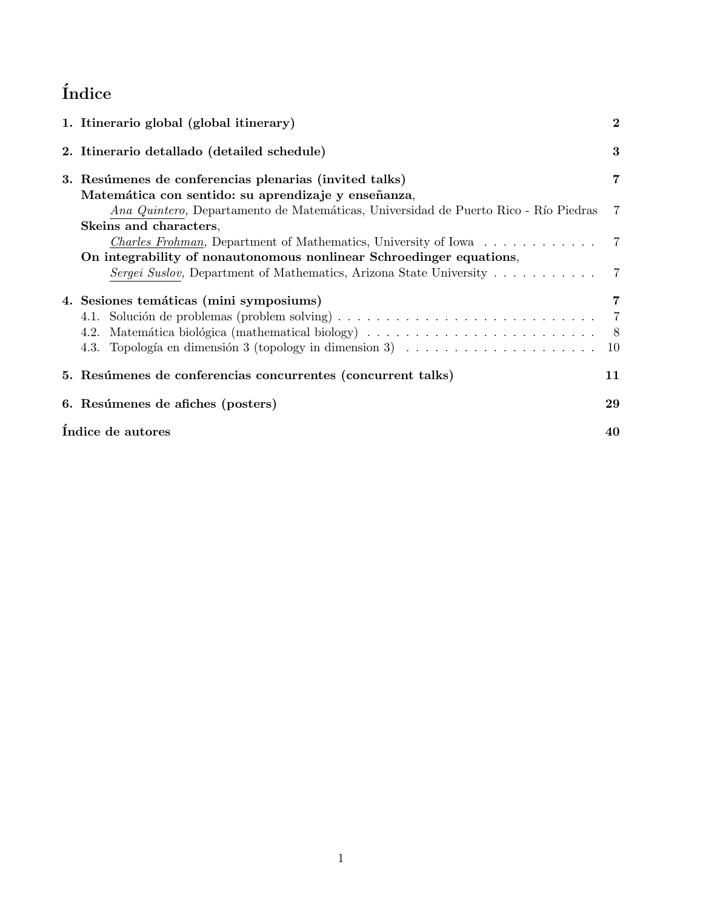# Índice

**1. Itinerario global (global itinerary)** **2**

**2. Itinerario detallado (detailed schedule)** **3**

**3. Resúmenes de conferencias plenarias (invited talks)** **7**

**Matemática con sentido: su aprendizaje y enseñanza**,
*Ana Quintero*, Departamento de Matemáticas, Universidad de Puerto Rico - Río Piedras 7

**Skeins and characters**,
*Charles Frohman*, Department of Mathematics, University of Iowa . . . . . . . . . . . . 7

**On integrability of nonautonomous nonlinear Schroedinger equations**,
*Sergei Suslov*, Department of Mathematics, Arizona State University . . . . . . . . . . . 7

**4. Sesiones temáticas (mini symposiums)** **7**

4.1. Solución de problemas (problem solving) . . . . . . . . . . . . . . . . . . . . . . . . . . . 7

4.2. Matemática biológica (mathematical biology) . . . . . . . . . . . . . . . . . . . . . . . . 8

4.3. Topología en dimensión 3 (topology in dimension 3) . . . . . . . . . . . . . . . . . . . . 10

**5. Resúmenes de conferencias concurrentes (concurrent talks)** **11**

**6. Resúmenes de afiches (posters)** **29**

**Índice de autores** **40**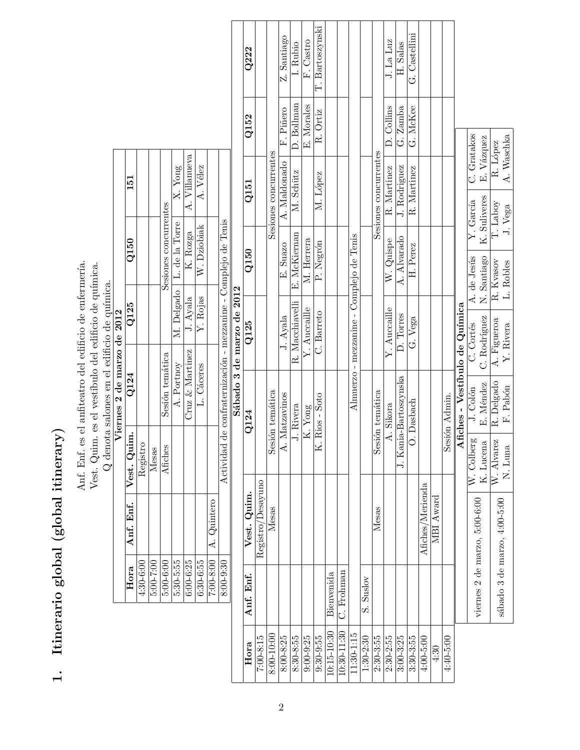# 1. Itinerario global (global itinerary)

Anf. Enf. es el anfiteatro del edificio de enfermería.
Vest. Quim. es el vestíbulo del edificio de química.
Q denota salones en el edificio de química.

**Viernes 2 de marzo de 2012**

| Hora | Anf. Enf. | Vest. Quim. | Q124 | Q125 | Q150 | 151 |
|---|---|---|---|---|---|---|
| 4:30-6:00 | | Registro | | | | |
| 5:00-7:00 | | Mesas | | | | |
| 5:00-6:00 | | Afiches | Sesión temática | | Sesiones concurrentes | |
| 5:30-5:55 | | | A. Portnoy | M. Delgado | L. de la Torre | X. Yong |
| 6:00-6:25 | | | Cruz & Martinez | J. Ayala | K. Rozga | A. Villanueva |
| 6:30-6:55 | | | L. Cáceres | Y. Rojas | W. Dziobiak | A. Vélez |
| 7:00-8:00 | A. Quintero | | | | | |
| 8:00-9:30 | Actividad de confraternización - mezzanine - Complejo de Tenis | | | | | |

**Sábado 3 de marzo de 2012**

| Hora | Anf. Enf. | Vest. Quim. | Q124 | Q125 | Q150 | Q151 | Q152 | Q222 |
|---|---|---|---|---|---|---|---|---|
| 7:00-8:15 | | Registro/Desayuno | | | | | | |
| 8:00-10:00 | | Mesas | Sesión temática | | Sesiones concurrentes | | | |
| 8:00-8:25 | | | A. Matzavinos | J. Ayala | E. Suazo | A. Maldonado | F. Piñero | Z. Santiago |
| 8:30-8:55 | | | J. Rivera | R. Macchiavelli | E. McKiernan | M. Schütz | D. Bollman | I. Rubio |
| 9:00-9:25 | | | K. Yong | Y. Auccaille | M. Herrera | | E. Morales | F. Castro |
| 9:30-9:55 | | | K. Rios - Soto | C. Barreto | P. Negrón | M. López | R. Ortiz | T. Bartoszynski |
| 10:15-10:30 | Bienvenida | | | | | | | |
| 10:30-11:30 | C. Frohman | | | | | | | |
| 11:30-1:15 | Almuerzo - mezzanine - Complejo de Tenis | | | | | | | |
| 1:30-2:30 | S. Suslov | | | | | | | |
| 2:30-3:55 | | Mesas | Sesión temática | | Sesiones concurrentes | | | |
| 2:30-2:55 | | | A. Sikora | Y. Auccaille | W. Quispe | R. Martinez | D. Collins | J. La Luz |
| 3:00-3:25 | | | J. Kania-Bartoszynska | D. Torres | A. Alvarado | J. Rodriguez | G. Zamba | H. Salas |
| 3:30-3:55 | | | O. Dasbach | G. Vega | H. Perez | R. Martinez | G. McKee | G. Castellini |
| 4:00-5:00 | | Afiches/Merienda | | | | | | |
| 4:30 | | MBI Award | | | | | | |
| 4:40-5:00 | | | Sesión Admin. | | | | | |

**Afiches - Vestíbulo de Química**

| | | | | | | |
|---|---|---|---|---|---|---|
| viernes 2 de marzo, 5:00-6:00 | W. Colberg<br>K. Lucena | J. Colón<br>E. Méndez | C. Cortés<br>C. Rodríguez | A. de Jesús<br>N. Santiago | Y. García<br>K. Suliveres | C. Gratakos<br>E. Vázquez |
| sábado 3 de marzo, 4:00-5:00 | W. Álvarez<br>N. Luna | R. Delgado<br>F. Pabón | A. Figueroa<br>Y. Rivera | R. Kvasov<br>L. Robles | T. Laboy<br>J. Vega | R. López<br>A. Waschka |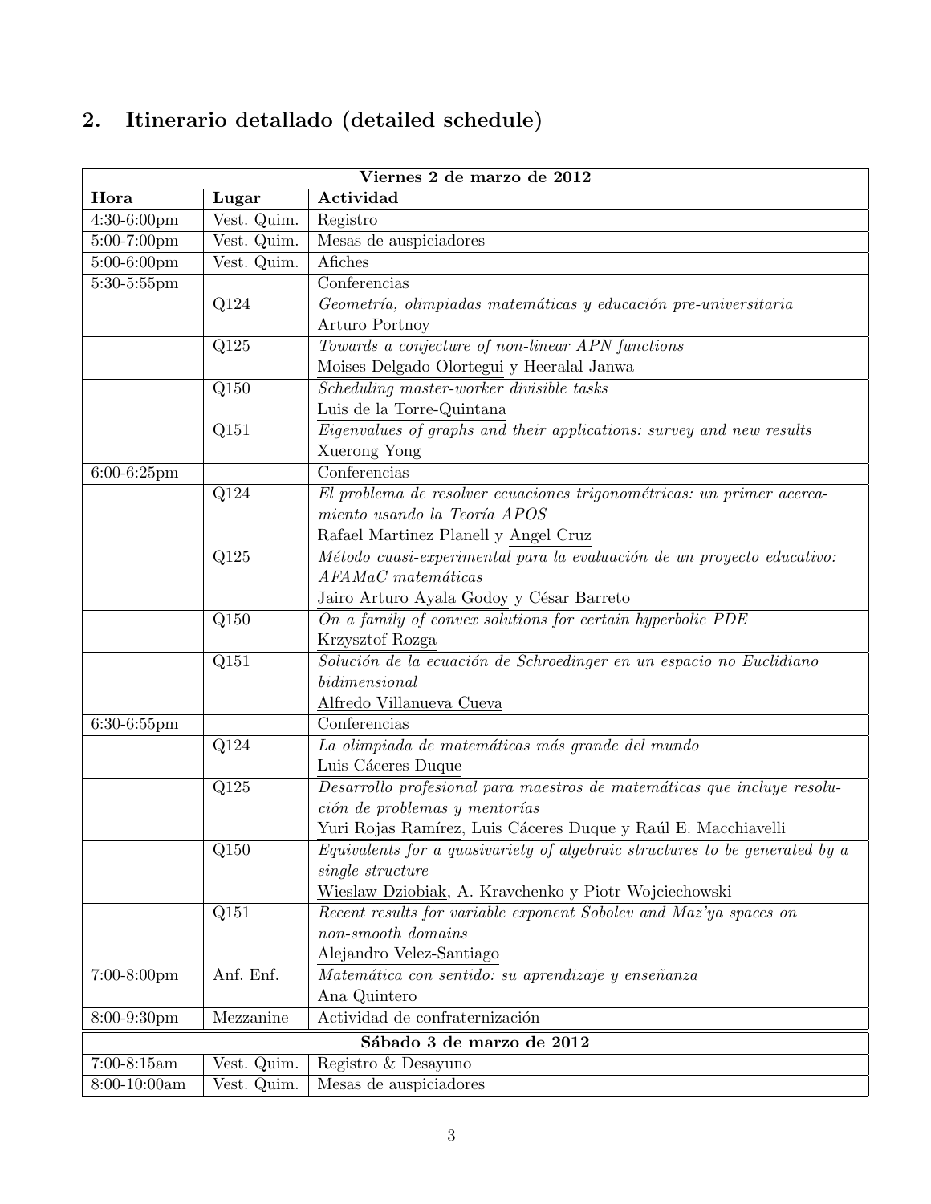## 2. Itinerario detallado (detailed schedule)

| Viernes 2 de marzo de 2012 | | |
|---|---|---|
| **Hora** | **Lugar** | **Actividad** |
| 4:30-6:00pm | Vest. Quim. | Registro |
| 5:00-7:00pm | Vest. Quim. | Mesas de auspiciadores |
| 5:00-6:00pm | Vest. Quim. | Afiches |
| 5:30-5:55pm | | Conferencias |
| | Q124 | *Geometría, olimpiadas matemáticas y educación pre-universitaria* Arturo Portnoy |
| | Q125 | *Towards a conjecture of non-linear APN functions* Moises Delgado Olortegui y Heeralal Janwa |
| | Q150 | *Scheduling master-worker divisible tasks* Luis de la Torre-Quintana |
| | Q151 | *Eigenvalues of graphs and their applications: survey and new results* Xuerong Yong |
| 6:00-6:25pm | | Conferencias |
| | Q124 | *El problema de resolver ecuaciones trigonométricas: un primer acercamiento usando la Teoría APOS* Rafael Martinez Planell y Angel Cruz |
| | Q125 | *Método cuasi-experimental para la evaluación de un proyecto educativo: AFAMaC matemáticas* Jairo Arturo Ayala Godoy y César Barreto |
| | Q150 | *On a family of convex solutions for certain hyperbolic PDE* Krzysztof Rozga |
| | Q151 | *Solución de la ecuación de Schroedinger en un espacio no Euclidiano bidimensional* Alfredo Villanueva Cueva |
| 6:30-6:55pm | | Conferencias |
| | Q124 | *La olimpiada de matemáticas más grande del mundo* Luis Cáceres Duque |
| | Q125 | *Desarrollo profesional para maestros de matemáticas que incluye resolución de problemas y mentorías* Yuri Rojas Ramírez, Luis Cáceres Duque y Raúl E. Macchiavelli |
| | Q150 | *Equivalents for a quasivariety of algebraic structures to be generated by a single structure* Wieslaw Dziobiak, A. Kravchenko y Piotr Wojciechowski |
| | Q151 | *Recent results for variable exponent Sobolev and Maz'ya spaces on non-smooth domains* Alejandro Velez-Santiago |
| 7:00-8:00pm | Anf. Enf. | *Matemática con sentido: su aprendizaje y enseñanza* Ana Quintero |
| 8:00-9:30pm | Mezzanine | Actividad de confraternización |

| Sábado 3 de marzo de 2012 | | |
|---|---|---|
| 7:00-8:15am | Vest. Quim. | Registro & Desayuno |
| 8:00-10:00am | Vest. Quim. | Mesas de auspiciadores |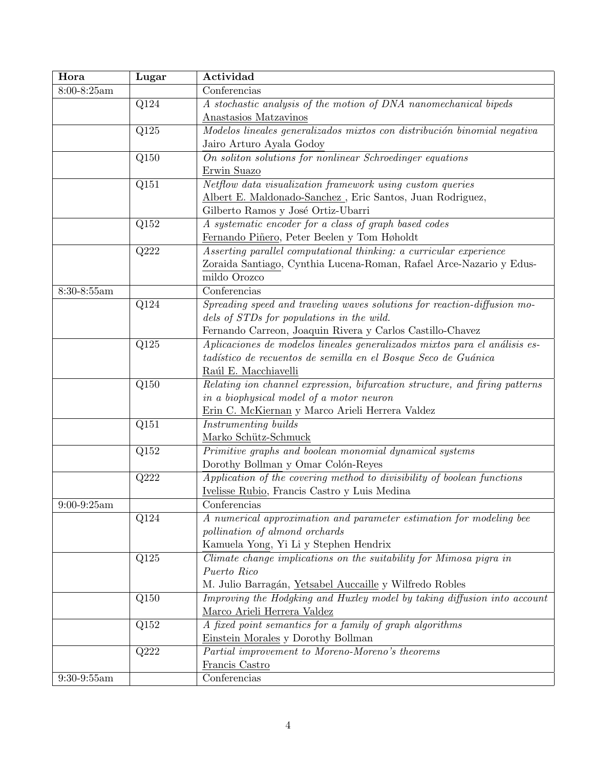| Hora | Lugar | Actividad |
|---|---|---|
| 8:00-8:25am | | Conferencias |
| | Q124 | *A stochastic analysis of the motion of DNA nanomechanical bipeds* <br> Anastasios Matzavinos |
| | Q125 | *Modelos lineales generalizados mixtos con distribución binomial negativa* <br> Jairo Arturo Ayala Godoy |
| | Q150 | *On soliton solutions for nonlinear Schroedinger equations* <br> Erwin Suazo |
| | Q151 | *Netflow data visualization framework using custom queries* <br> Albert E. Maldonado-Sanchez , Eric Santos, Juan Rodriguez, Gilberto Ramos y José Ortiz-Ubarri |
| | Q152 | *A systematic encoder for a class of graph based codes* <br> Fernando Piñero, Peter Beelen y Tom Høholdt |
| | Q222 | *Asserting parallel computational thinking: a curricular experience* <br> Zoraida Santiago, Cynthia Lucena-Roman, Rafael Arce-Nazario y Edusmildo Orozco |
| 8:30-8:55am | | Conferencias |
| | Q124 | *Spreading speed and traveling waves solutions for reaction-diffusion models of STDs for populations in the wild.* <br> Fernando Carreon, Joaquin Rivera y Carlos Castillo-Chavez |
| | Q125 | *Aplicaciones de modelos lineales generalizados mixtos para el análisis estadístico de recuentos de semilla en el Bosque Seco de Guánica* <br> Raúl E. Macchiavelli |
| | Q150 | *Relating ion channel expression, bifurcation structure, and firing patterns in a biophysical model of a motor neuron* <br> Erin C. McKiernan y Marco Arieli Herrera Valdez |
| | Q151 | *Instrumenting builds* <br> Marko Schütz-Schmuck |
| | Q152 | *Primitive graphs and boolean monomial dynamical systems* <br> Dorothy Bollman y Omar Colón-Reyes |
| | Q222 | *Application of the covering method to divisibility of boolean functions* <br> Ivelisse Rubio, Francis Castro y Luis Medina |
| 9:00-9:25am | | Conferencias |
| | Q124 | *A numerical approximation and parameter estimation for modeling bee pollination of almond orchards* <br> Kamuela Yong, Yi Li y Stephen Hendrix |
| | Q125 | *Climate change implications on the suitability for Mimosa pigra in Puerto Rico* <br> M. Julio Barragán, Yetsabel Auccaille y Wilfredo Robles |
| | Q150 | *Improving the Hodgking and Huxley model by taking diffusion into account* <br> Marco Arieli Herrera Valdez |
| | Q152 | *A fixed point semantics for a family of graph algorithms* <br> Einstein Morales y Dorothy Bollman |
| | Q222 | *Partial improvement to Moreno-Moreno's theorems* <br> Francis Castro |
| 9:30-9:55am | | Conferencias |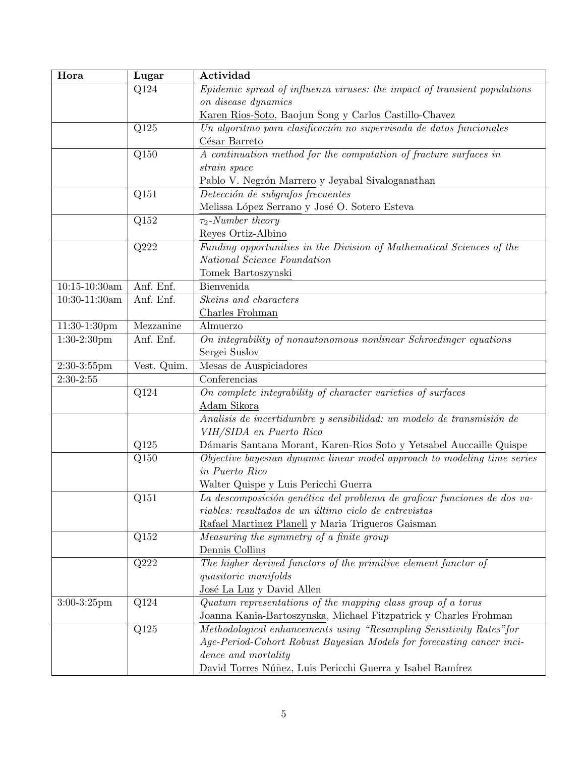| Hora | Lugar | Actividad |
|---|---|---|
| | Q124 | *Epidemic spread of influenza viruses: the impact of transient populations on disease dynamics*<br>Karen Rios-Soto, Baojun Song y Carlos Castillo-Chavez |
| | Q125 | *Un algoritmo para clasificación no supervisada de datos funcionales*<br>César Barreto |
| | Q150 | *A continuation method for the computation of fracture surfaces in strain space*<br>Pablo V. Negrón Marrero y Jeyabal Sivaloganathan |
| | Q151 | *Detección de subgrafos frecuentes*<br>Melissa López Serrano y José O. Sotero Esteva |
| | Q152 | *$\tau_2$-Number theory*<br>Reyes Ortiz-Albino |
| | Q222 | *Funding opportunities in the Division of Mathematical Sciences of the National Science Foundation*<br>Tomek Bartoszynski |
| 10:15-10:30am | Anf. Enf. | Bienvenida |
| 10:30-11:30am | Anf. Enf. | *Skeins and characters*<br>Charles Frohman |
| 11:30-1:30pm | Mezzanine | Almuerzo |
| 1:30-2:30pm | Anf. Enf. | *On integrability of nonautonomous nonlinear Schroedinger equations*<br>Sergei Suslov |
| 2:30-3:55pm | Vest. Quim. | Mesas de Auspiciadores |
| 2:30-2:55 | | Conferencias |
| | Q124 | *On complete integrability of character varieties of surfaces*<br>Adam Sikora |
| | Q125 | *Analisis de incertidumbre y sensibilidad: un modelo de transmisión de VIH/SIDA en Puerto Rico*<br>Dámaris Santana Morant, Karen-Rios Soto y Yetsabel Auccaille Quispe |
| | Q150 | *Objective bayesian dynamic linear model approach to modeling time series in Puerto Rico*<br>Walter Quispe y Luis Pericchi Guerra |
| | Q151 | *La descomposición genética del problema de graficar funciones de dos variables: resultados de un último ciclo de entrevistas*<br>Rafael Martinez Planell y Maria Trigueros Gaisman |
| | Q152 | *Measuring the symmetry of a finite group*<br>Dennis Collins |
| | Q222 | *The higher derived functors of the primitive element functor of quasitoric manifolds*<br>José La Luz y David Allen |
| 3:00-3:25pm | Q124 | *Quatum representations of the mapping class group of a torus*<br>Joanna Kania-Bartoszynska, Michael Fitzpatrick y Charles Frohman |
| | Q125 | *Methodological enhancements using "Resampling Sensitivity Rates"for Age-Period-Cohort Robust Bayesian Models for forecasting cancer incidence and mortality*<br>David Torres Núñez, Luis Pericchi Guerra y Isabel Ramírez |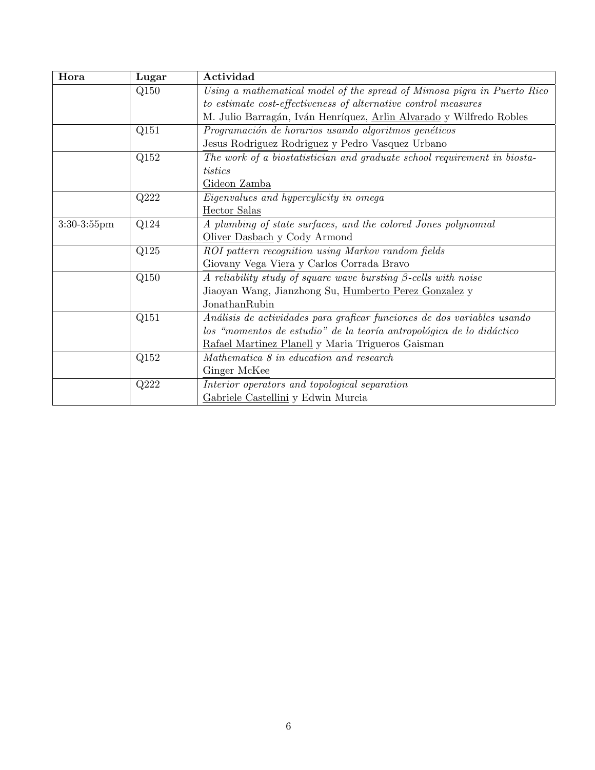| Hora | Lugar | Actividad |
| --- | --- | --- |
| | Q150 | *Using a mathematical model of the spread of Mimosa pigra in Puerto Rico to estimate cost-effectiveness of alternative control measures*<br>M. Julio Barragán, Iván Henríquez, Arlin Alvarado y Wilfredo Robles |
| | Q151 | *Programación de horarios usando algoritmos genéticos*<br>Jesus Rodriguez Rodriguez y Pedro Vasquez Urbano |
| | Q152 | *The work of a biostatistician and graduate school requirement in biostatistics*<br>Gideon Zamba |
| | Q222 | *Eigenvalues and hypercylicity in omega*<br>Hector Salas |
| 3:30-3:55pm | Q124 | *A plumbing of state surfaces, and the colored Jones polynomial*<br>Oliver Dasbach y Cody Armond |
| | Q125 | *ROI pattern recognition using Markov random fields*<br>Giovany Vega Viera y Carlos Corrada Bravo |
| | Q150 | *A reliability study of square wave bursting $\beta$-cells with noise*<br>Jiaoyan Wang, Jianzhong Su, Humberto Perez Gonzalez y JonathanRubin |
| | Q151 | *Análisis de actividades para graficar funciones de dos variables usando los "momentos de estudio" de la teoría antropológica de lo didáctico*<br>Rafael Martinez Planell y Maria Trigueros Gaisman |
| | Q152 | *Mathematica 8 in education and research*<br>Ginger McKee |
| | Q222 | *Interior operators and topological separation*<br>Gabriele Castellini y Edwin Murcia |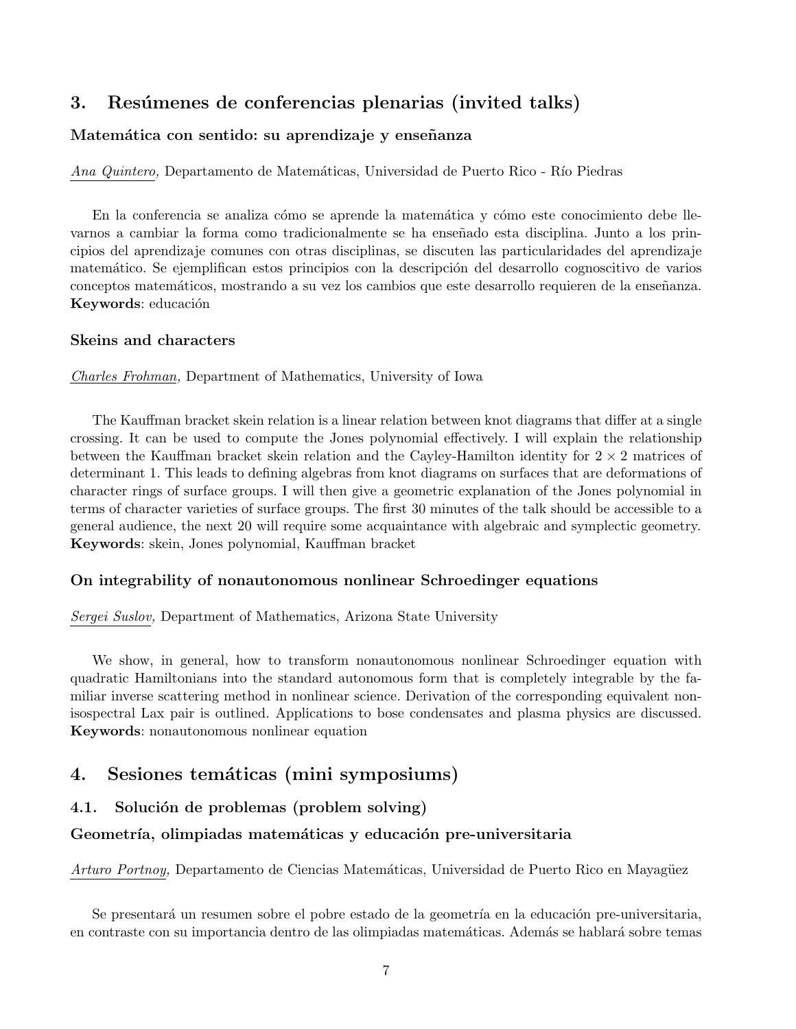## 3. Resúmenes de conferencias plenarias (invited talks)

### Matemática con sentido: su aprendizaje y enseñanza

*Ana Quintero,* Departamento de Matemáticas, Universidad de Puerto Rico - Río Piedras

En la conferencia se analiza cómo se aprende la matemática y cómo este conocimiento debe llevarnos a cambiar la forma como tradicionalmente se ha enseñado esta disciplina. Junto a los principios del aprendizaje comunes con otras disciplinas, se discuten las particularidades del aprendizaje matemático. Se ejemplifican estos principios con la descripción del desarrollo cognoscitivo de varios conceptos matemáticos, mostrando a su vez los cambios que este desarrollo requieren de la enseñanza.
**Keywords**: educación

### Skeins and characters

*Charles Frohman,* Department of Mathematics, University of Iowa

The Kauffman bracket skein relation is a linear relation between knot diagrams that differ at a single crossing. It can be used to compute the Jones polynomial effectively. I will explain the relationship between the Kauffman bracket skein relation and the Cayley-Hamilton identity for $2 \times 2$ matrices of determinant 1. This leads to defining algebras from knot diagrams on surfaces that are deformations of character rings of surface groups. I will then give a geometric explanation of the Jones polynomial in terms of character varieties of surface groups. The first 30 minutes of the talk should be accessible to a general audience, the next 20 will require some acquaintance with algebraic and symplectic geometry.
**Keywords**: skein, Jones polynomial, Kauffman bracket

### On integrability of nonautonomous nonlinear Schroedinger equations

*Sergei Suslov,* Department of Mathematics, Arizona State University

We show, in general, how to transform nonautonomous nonlinear Schroedinger equation with quadratic Hamiltonians into the standard autonomous form that is completely integrable by the familiar inverse scattering method in nonlinear science. Derivation of the corresponding equivalent non-isospectral Lax pair is outlined. Applications to bose condensates and plasma physics are discussed.
**Keywords**: nonautonomous nonlinear equation

## 4. Sesiones temáticas (mini symposiums)

### 4.1. Solución de problemas (problem solving)

### Geometría, olimpiadas matemáticas y educación pre-universitaria

*Arturo Portnoy,* Departamento de Ciencias Matemáticas, Universidad de Puerto Rico en Mayagüez

Se presentará un resumen sobre el pobre estado de la geometría en la educación pre-universitaria, en contraste con su importancia dentro de las olimpiadas matemáticas. Además se hablará sobre temas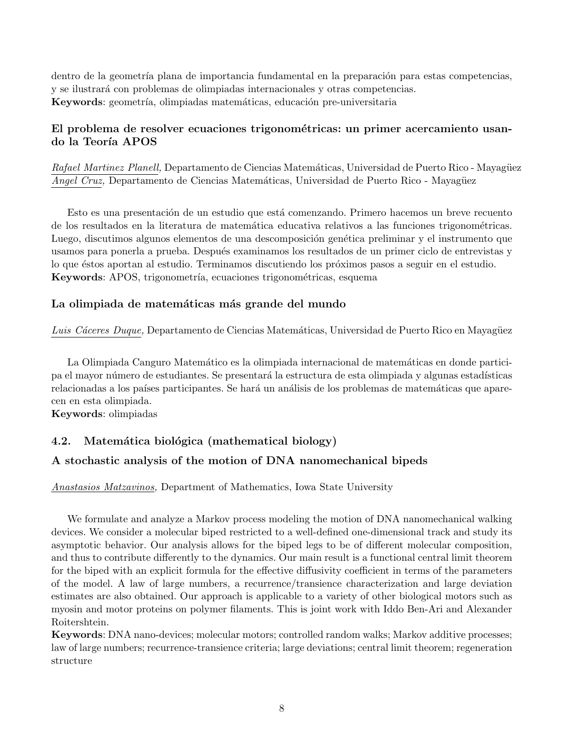dentro de la geometría plana de importancia fundamental en la preparación para estas competencias, y se ilustrará con problemas de olimpiadas internacionales y otras competencias.
**Keywords**: geometría, olimpiadas matemáticas, educación pre-universitaria

### El problema de resolver ecuaciones trigonométricas: un primer acercamiento usando la Teoría APOS

*Rafael Martinez Planell,* Departamento de Ciencias Matemáticas, Universidad de Puerto Rico - Mayagüez
*Angel Cruz,* Departamento de Ciencias Matemáticas, Universidad de Puerto Rico - Mayagüez

Esto es una presentación de un estudio que está comenzando. Primero hacemos un breve recuento de los resultados en la literatura de matemática educativa relativos a las funciones trigonométricas. Luego, discutimos algunos elementos de una descomposición genética preliminar y el instrumento que usamos para ponerla a prueba. Después examinamos los resultados de un primer ciclo de entrevistas y lo que éstos aportan al estudio. Terminamos discutiendo los próximos pasos a seguir en el estudio.
**Keywords**: APOS, trigonometría, ecuaciones trigonométricas, esquema

### La olimpiada de matemáticas más grande del mundo

*Luis Cáceres Duque,* Departamento de Ciencias Matemáticas, Universidad de Puerto Rico en Mayagüez

La Olimpiada Canguro Matemático es la olimpiada internacional de matemáticas en donde participa el mayor número de estudiantes. Se presentará la estructura de esta olimpiada y algunas estadísticas relacionadas a los países participantes. Se hará un análisis de los problemas de matemáticas que aparecen en esta olimpiada.
**Keywords**: olimpiadas

## 4.2. Matemática biológica (mathematical biology)

### A stochastic analysis of the motion of DNA nanomechanical bipeds

*Anastasios Matzavinos,* Department of Mathematics, Iowa State University

We formulate and analyze a Markov process modeling the motion of DNA nanomechanical walking devices. We consider a molecular biped restricted to a well-defined one-dimensional track and study its asymptotic behavior. Our analysis allows for the biped legs to be of different molecular composition, and thus to contribute differently to the dynamics. Our main result is a functional central limit theorem for the biped with an explicit formula for the effective diffusivity coefficient in terms of the parameters of the model. A law of large numbers, a recurrence/transience characterization and large deviation estimates are also obtained. Our approach is applicable to a variety of other biological motors such as myosin and motor proteins on polymer filaments. This is joint work with Iddo Ben-Ari and Alexander Roitershtein.
**Keywords**: DNA nano-devices; molecular motors; controlled random walks; Markov additive processes; law of large numbers; recurrence-transience criteria; large deviations; central limit theorem; regeneration structure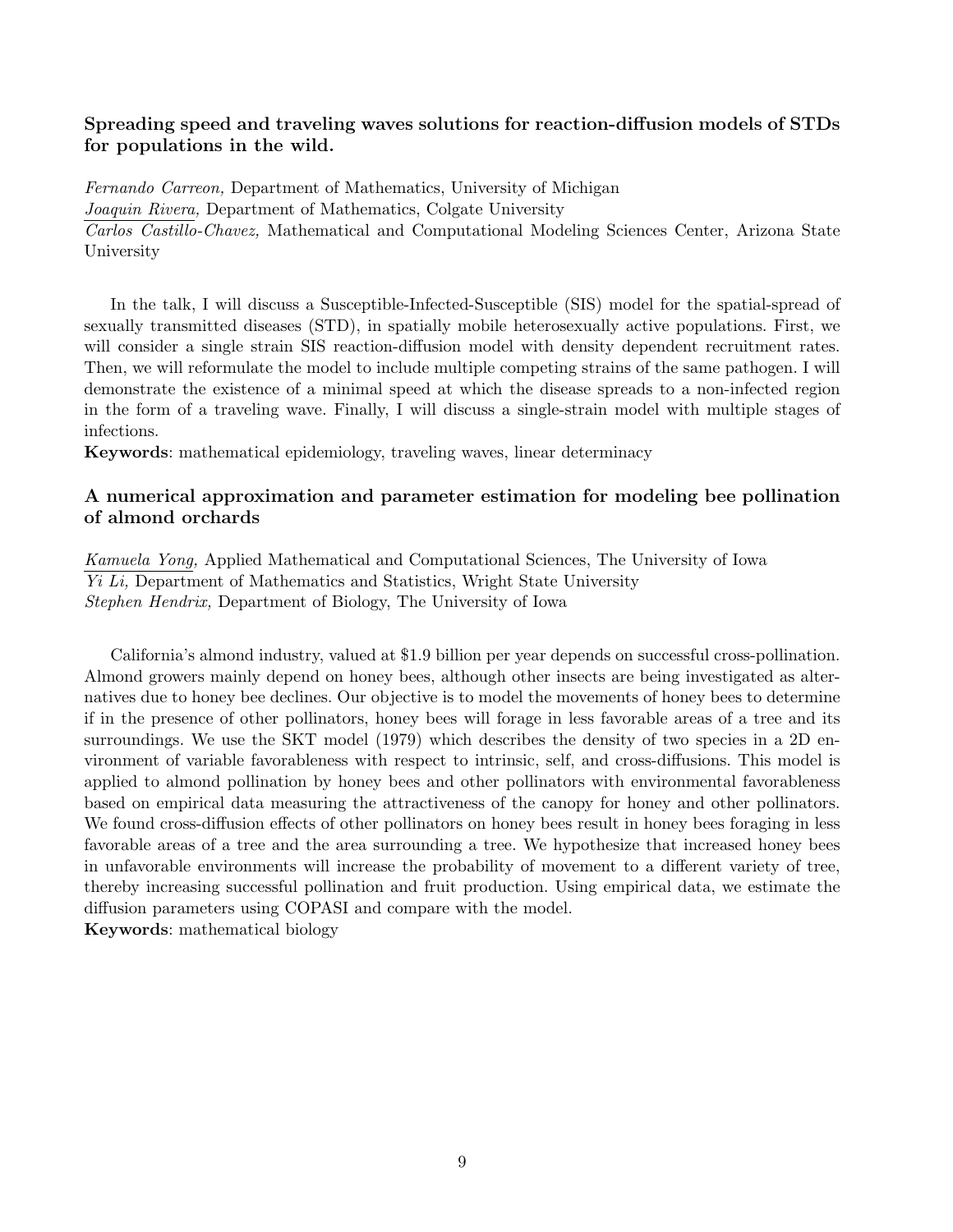### Spreading speed and traveling waves solutions for reaction-diffusion models of STDs for populations in the wild.

*Fernando Carreon,* Department of Mathematics, University of Michigan
*Joaquin Rivera,* Department of Mathematics, Colgate University
*Carlos Castillo-Chavez,* Mathematical and Computational Modeling Sciences Center, Arizona State University

In the talk, I will discuss a Susceptible-Infected-Susceptible (SIS) model for the spatial-spread of sexually transmitted diseases (STD), in spatially mobile heterosexually active populations. First, we will consider a single strain SIS reaction-diffusion model with density dependent recruitment rates. Then, we will reformulate the model to include multiple competing strains of the same pathogen. I will demonstrate the existence of a minimal speed at which the disease spreads to a non-infected region in the form of a traveling wave. Finally, I will discuss a single-strain model with multiple stages of infections.
**Keywords**: mathematical epidemiology, traveling waves, linear determinacy

### A numerical approximation and parameter estimation for modeling bee pollination of almond orchards

*Kamuela Yong,* Applied Mathematical and Computational Sciences, The University of Iowa
*Yi Li,* Department of Mathematics and Statistics, Wright State University
*Stephen Hendrix,* Department of Biology, The University of Iowa

California's almond industry, valued at $1.9 billion per year depends on successful cross-pollination. Almond growers mainly depend on honey bees, although other insects are being investigated as alternatives due to honey bee declines. Our objective is to model the movements of honey bees to determine if in the presence of other pollinators, honey bees will forage in less favorable areas of a tree and its surroundings. We use the SKT model (1979) which describes the density of two species in a 2D environment of variable favorableness with respect to intrinsic, self, and cross-diffusions. This model is applied to almond pollination by honey bees and other pollinators with environmental favorableness based on empirical data measuring the attractiveness of the canopy for honey and other pollinators. We found cross-diffusion effects of other pollinators on honey bees result in honey bees foraging in less favorable areas of a tree and the area surrounding a tree. We hypothesize that increased honey bees in unfavorable environments will increase the probability of movement to a different variety of tree, thereby increasing successful pollination and fruit production. Using empirical data, we estimate the diffusion parameters using COPASI and compare with the model.
**Keywords**: mathematical biology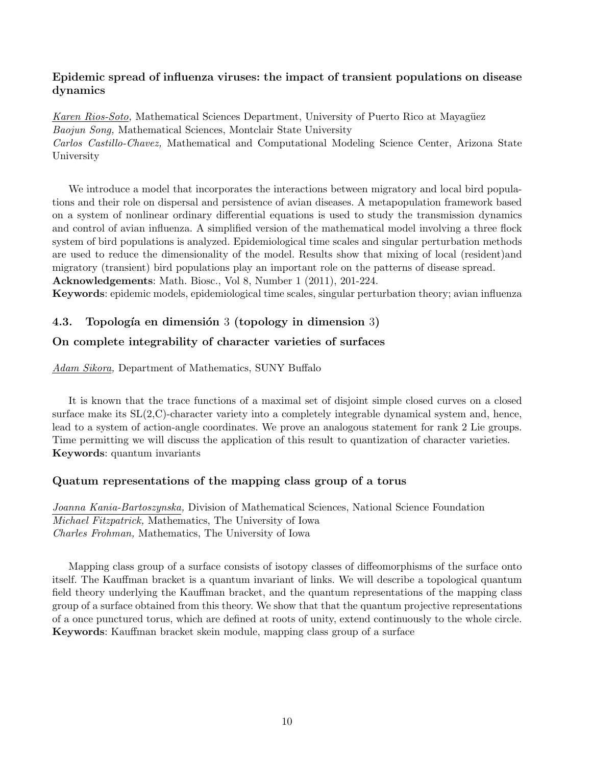### Epidemic spread of influenza viruses: the impact of transient populations on disease dynamics

_Karen Rios-Soto,_ Mathematical Sciences Department, University of Puerto Rico at Mayagüez
*Baojun Song,* Mathematical Sciences, Montclair State University
*Carlos Castillo-Chavez,* Mathematical and Computational Modeling Science Center, Arizona State University

We introduce a model that incorporates the interactions between migratory and local bird populations and their role on dispersal and persistence of avian diseases. A metapopulation framework based on a system of nonlinear ordinary differential equations is used to study the transmission dynamics and control of avian influenza. A simplified version of the mathematical model involving a three flock system of bird populations is analyzed. Epidemiological time scales and singular perturbation methods are used to reduce the dimensionality of the model. Results show that mixing of local (resident)and migratory (transient) bird populations play an important role on the patterns of disease spread.
**Acknowledgements**: Math. Biosc., Vol 8, Number 1 (2011), 201-224.
**Keywords**: epidemic models, epidemiological time scales, singular perturbation theory; avian influenza

## 4.3. Topología en dimensión 3 (topology in dimension 3)

### On complete integrability of character varieties of surfaces

_Adam Sikora,_ Department of Mathematics, SUNY Buffalo

It is known that the trace functions of a maximal set of disjoint simple closed curves on a closed surface make its SL(2,C)-character variety into a completely integrable dynamical system and, hence, lead to a system of action-angle coordinates. We prove an analogous statement for rank 2 Lie groups. Time permitting we will discuss the application of this result to quantization of character varieties.
**Keywords**: quantum invariants

### Quatum representations of the mapping class group of a torus

_Joanna Kania-Bartoszynska,_ Division of Mathematical Sciences, National Science Foundation
*Michael Fitzpatrick,* Mathematics, The University of Iowa
*Charles Frohman,* Mathematics, The University of Iowa

Mapping class group of a surface consists of isotopy classes of diffeomorphisms of the surface onto itself. The Kauffman bracket is a quantum invariant of links. We will describe a topological quantum field theory underlying the Kauffman bracket, and the quantum representations of the mapping class group of a surface obtained from this theory. We show that that the quantum projective representations of a once punctured torus, which are defined at roots of unity, extend continuously to the whole circle.
**Keywords**: Kauffman bracket skein module, mapping class group of a surface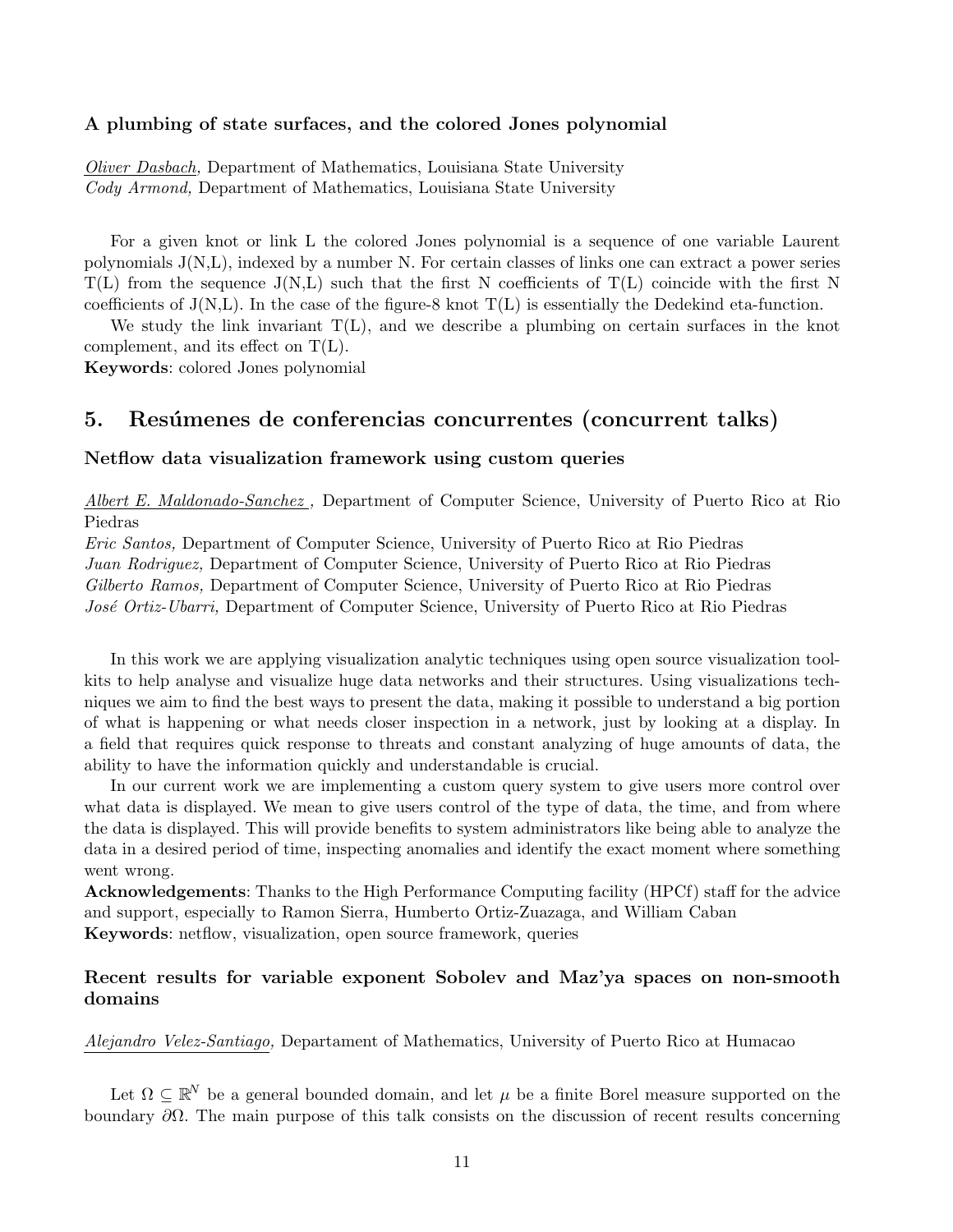### A plumbing of state surfaces, and the colored Jones polynomial

Oliver Dasbach, Department of Mathematics, Louisiana State University
*Cody Armond,* Department of Mathematics, Louisiana State University

For a given knot or link L the colored Jones polynomial is a sequence of one variable Laurent polynomials J(N,L), indexed by a number N. For certain classes of links one can extract a power series T(L) from the sequence J(N,L) such that the first N coefficients of T(L) coincide with the first N coefficients of J(N,L). In the case of the figure-8 knot T(L) is essentially the Dedekind eta-function.

We study the link invariant T(L), and we describe a plumbing on certain surfaces in the knot complement, and its effect on T(L).

**Keywords**: colored Jones polynomial

## 5. Resúmenes de conferencias concurrentes (concurrent talks)

### Netflow data visualization framework using custom queries

Albert E. Maldonado-Sanchez, Department of Computer Science, University of Puerto Rico at Rio Piedras
*Eric Santos,* Department of Computer Science, University of Puerto Rico at Rio Piedras
*Juan Rodriguez,* Department of Computer Science, University of Puerto Rico at Rio Piedras
*Gilberto Ramos,* Department of Computer Science, University of Puerto Rico at Rio Piedras
*José Ortiz-Ubarri,* Department of Computer Science, University of Puerto Rico at Rio Piedras

In this work we are applying visualization analytic techniques using open source visualization toolkits to help analyse and visualize huge data networks and their structures. Using visualizations techniques we aim to find the best ways to present the data, making it possible to understand a big portion of what is happening or what needs closer inspection in a network, just by looking at a display. In a field that requires quick response to threats and constant analyzing of huge amounts of data, the ability to have the information quickly and understandable is crucial.

In our current work we are implementing a custom query system to give users more control over what data is displayed. We mean to give users control of the type of data, the time, and from where the data is displayed. This will provide benefits to system administrators like being able to analyze the data in a desired period of time, inspecting anomalies and identify the exact moment where something went wrong.

**Acknowledgements**: Thanks to the High Performance Computing facility (HPCf) staff for the advice and support, especially to Ramon Sierra, Humberto Ortiz-Zuazaga, and William Caban

**Keywords**: netflow, visualization, open source framework, queries

### Recent results for variable exponent Sobolev and Maz'ya spaces on non-smooth domains

Alejandro Velez-Santiago, Departament of Mathematics, University of Puerto Rico at Humacao

Let $\Omega \subseteq \mathbb{R}^N$ be a general bounded domain, and let $\mu$ be a finite Borel measure supported on the boundary $\partial\Omega$. The main purpose of this talk consists on the discussion of recent results concerning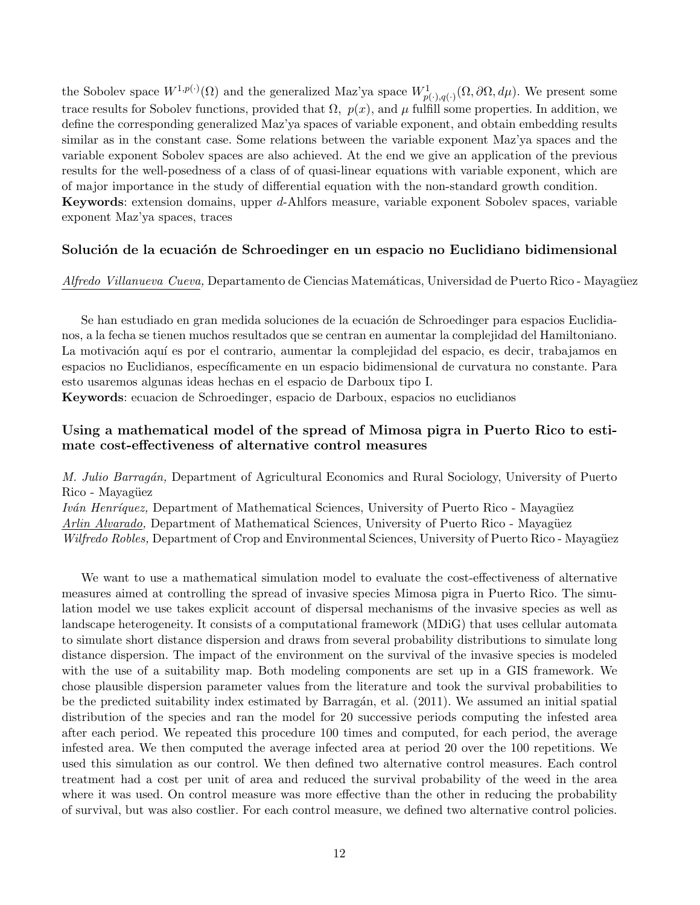the Sobolev space $W^{1,p(\cdot)}(\Omega)$ and the generalized Maz'ya space $W^1_{p(\cdot),q(\cdot)}(\Omega, \partial\Omega, d\mu)$. We present some trace results for Sobolev functions, provided that $\Omega$, $p(x)$, and $\mu$ fulfill some properties. In addition, we define the corresponding generalized Maz'ya spaces of variable exponent, and obtain embedding results similar as in the constant case. Some relations between the variable exponent Maz'ya spaces and the variable exponent Sobolev spaces are also achieved. At the end we give an application of the previous results for the well-posedness of a class of of quasi-linear equations with variable exponent, which are of major importance in the study of differential equation with the non-standard growth condition.
**Keywords**: extension domains, upper $d$-Ahlfors measure, variable exponent Sobolev spaces, variable exponent Maz'ya spaces, traces

### Solución de la ecuación de Schroedinger en un espacio no Euclidiano bidimensional

*Alfredo Villanueva Cueva,* Departamento de Ciencias Matemáticas, Universidad de Puerto Rico - Mayagüez

Se han estudiado en gran medida soluciones de la ecuación de Schroedinger para espacios Euclidianos, a la fecha se tienen muchos resultados que se centran en aumentar la complejidad del Hamiltoniano. La motivación aquí es por el contrario, aumentar la complejidad del espacio, es decir, trabajamos en espacios no Euclidianos, específicamente en un espacio bidimensional de curvatura no constante. Para esto usaremos algunas ideas hechas en el espacio de Darboux tipo I.
**Keywords**: ecuacion de Schroedinger, espacio de Darboux, espacios no euclidianos

### Using a mathematical model of the spread of Mimosa pigra in Puerto Rico to estimate cost-effectiveness of alternative control measures

*M. Julio Barragán,* Department of Agricultural Economics and Rural Sociology, University of Puerto Rico - Mayagüez
*Iván Henríquez,* Department of Mathematical Sciences, University of Puerto Rico - Mayagüez
*Arlin Alvarado,* Department of Mathematical Sciences, University of Puerto Rico - Mayagüez
*Wilfredo Robles,* Department of Crop and Environmental Sciences, University of Puerto Rico - Mayagüez

We want to use a mathematical simulation model to evaluate the cost-effectiveness of alternative measures aimed at controlling the spread of invasive species Mimosa pigra in Puerto Rico. The simulation model we use takes explicit account of dispersal mechanisms of the invasive species as well as landscape heterogeneity. It consists of a computational framework (MDiG) that uses cellular automata to simulate short distance dispersion and draws from several probability distributions to simulate long distance dispersion. The impact of the environment on the survival of the invasive species is modeled with the use of a suitability map. Both modeling components are set up in a GIS framework. We chose plausible dispersion parameter values from the literature and took the survival probabilities to be the predicted suitability index estimated by Barragán, et al. (2011). We assumed an initial spatial distribution of the species and ran the model for 20 successive periods computing the infested area after each period. We repeated this procedure 100 times and computed, for each period, the average infested area. We then computed the average infected area at period 20 over the 100 repetitions. We used this simulation as our control. We then defined two alternative control measures. Each control treatment had a cost per unit of area and reduced the survival probability of the weed in the area where it was used. On control measure was more effective than the other in reducing the probability of survival, but was also costlier. For each control measure, we defined two alternative control policies.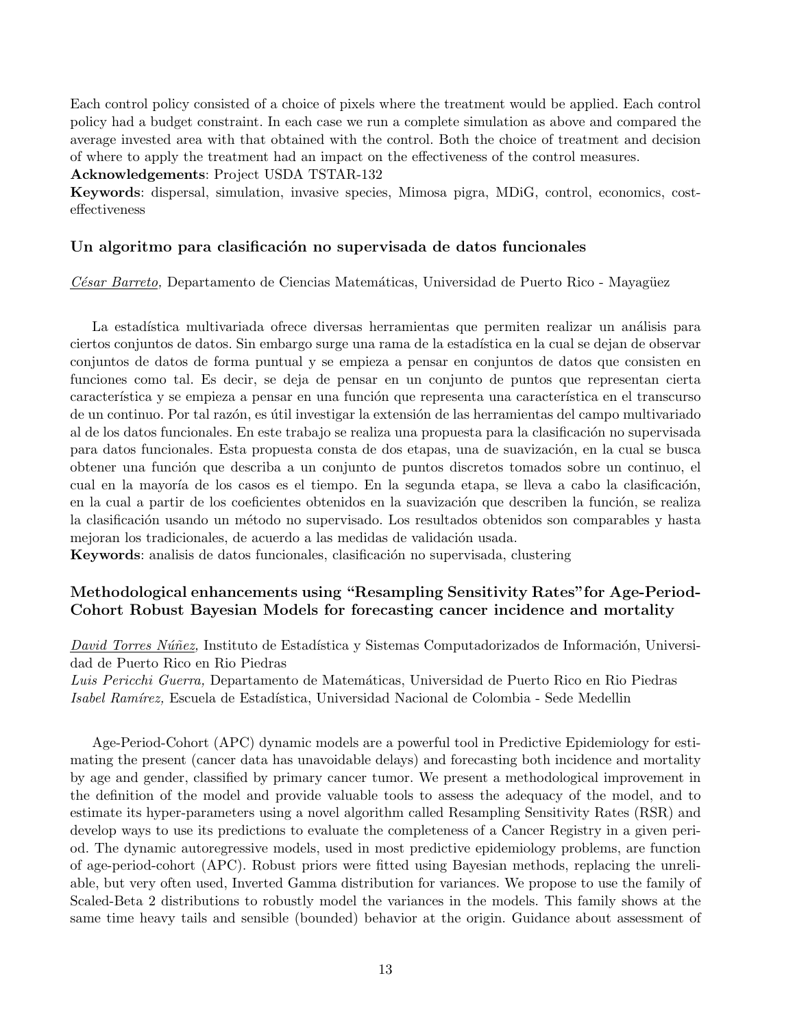Each control policy consisted of a choice of pixels where the treatment would be applied. Each control policy had a budget constraint. In each case we run a complete simulation as above and compared the average invested area with that obtained with the control. Both the choice of treatment and decision of where to apply the treatment had an impact on the effectiveness of the control measures.

**Acknowledgements**: Project USDA TSTAR-132

**Keywords**: dispersal, simulation, invasive species, Mimosa pigra, MDiG, control, economics, cost-effectiveness

### Un algoritmo para clasificación no supervisada de datos funcionales

*César Barreto,* Departamento de Ciencias Matemáticas, Universidad de Puerto Rico - Mayagüez

La estadística multivariada ofrece diversas herramientas que permiten realizar un análisis para ciertos conjuntos de datos. Sin embargo surge una rama de la estadística en la cual se dejan de observar conjuntos de datos de forma puntual y se empieza a pensar en conjuntos de datos que consisten en funciones como tal. Es decir, se deja de pensar en un conjunto de puntos que representan cierta característica y se empieza a pensar en una función que representa una característica en el transcurso de un continuo. Por tal razón, es útil investigar la extensión de las herramientas del campo multivariado al de los datos funcionales. En este trabajo se realiza una propuesta para la clasificación no supervisada para datos funcionales. Esta propuesta consta de dos etapas, una de suavización, en la cual se busca obtener una función que describa a un conjunto de puntos discretos tomados sobre un continuo, el cual en la mayoría de los casos es el tiempo. En la segunda etapa, se lleva a cabo la clasificación, en la cual a partir de los coeficientes obtenidos en la suavización que describen la función, se realiza la clasificación usando un método no supervisado. Los resultados obtenidos son comparables y hasta mejoran los tradicionales, de acuerdo a las medidas de validación usada.

**Keywords**: analisis de datos funcionales, clasificación no supervisada, clustering

### Methodological enhancements using "Resampling Sensitivity Rates"for Age-Period-Cohort Robust Bayesian Models for forecasting cancer incidence and mortality

*David Torres Núñez,* Instituto de Estadística y Sistemas Computadorizados de Información, Universidad de Puerto Rico en Rio Piedras
*Luis Pericchi Guerra,* Departamento de Matemáticas, Universidad de Puerto Rico en Rio Piedras
*Isabel Ramírez,* Escuela de Estadística, Universidad Nacional de Colombia - Sede Medellin

Age-Period-Cohort (APC) dynamic models are a powerful tool in Predictive Epidemiology for estimating the present (cancer data has unavoidable delays) and forecasting both incidence and mortality by age and gender, classified by primary cancer tumor. We present a methodological improvement in the definition of the model and provide valuable tools to assess the adequacy of the model, and to estimate its hyper-parameters using a novel algorithm called Resampling Sensitivity Rates (RSR) and develop ways to use its predictions to evaluate the completeness of a Cancer Registry in a given period. The dynamic autoregressive models, used in most predictive epidemiology problems, are function of age-period-cohort (APC). Robust priors were fitted using Bayesian methods, replacing the unreliable, but very often used, Inverted Gamma distribution for variances. We propose to use the family of Scaled-Beta 2 distributions to robustly model the variances in the models. This family shows at the same time heavy tails and sensible (bounded) behavior at the origin. Guidance about assessment of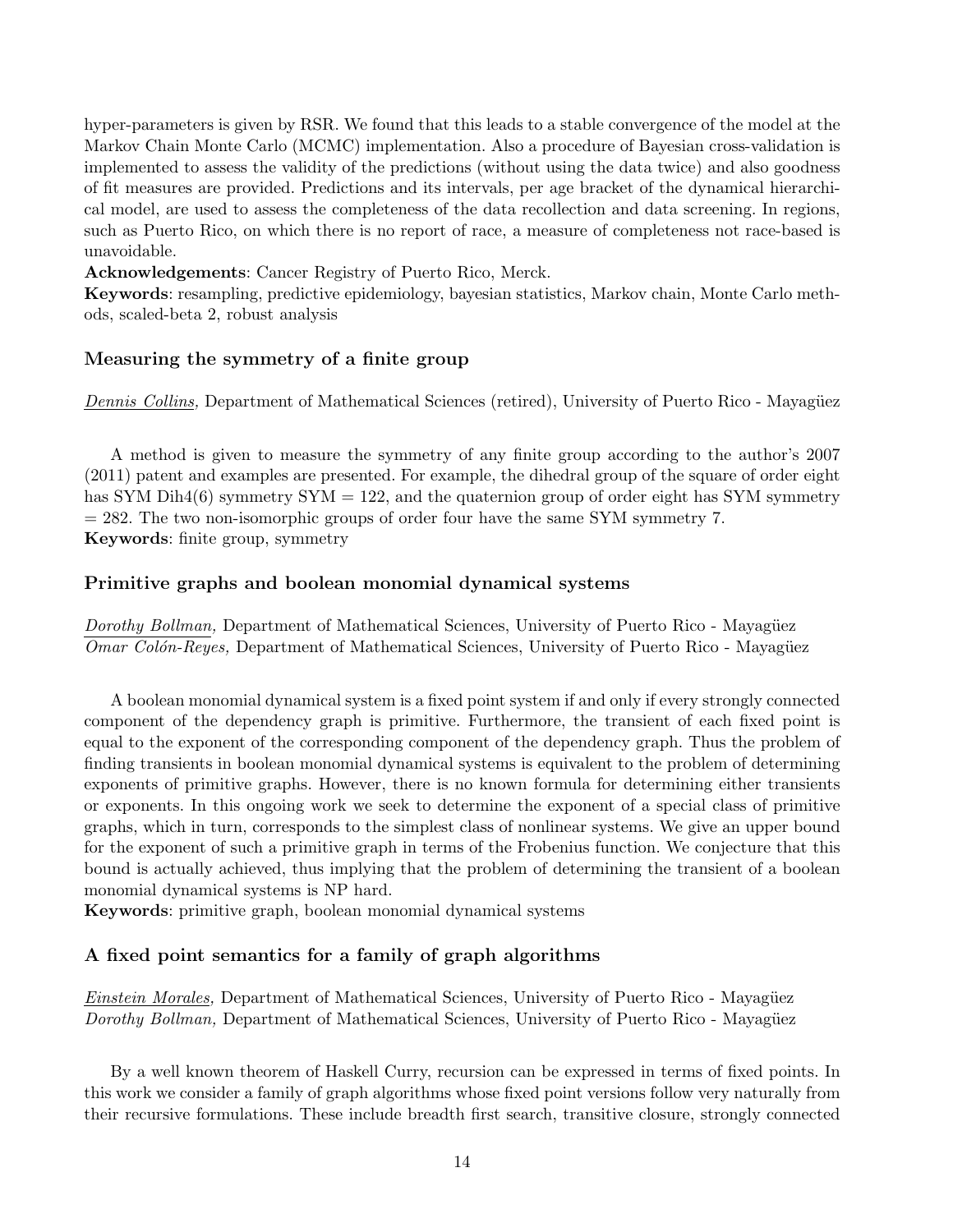hyper-parameters is given by RSR. We found that this leads to a stable convergence of the model at the Markov Chain Monte Carlo (MCMC) implementation. Also a procedure of Bayesian cross-validation is implemented to assess the validity of the predictions (without using the data twice) and also goodness of fit measures are provided. Predictions and its intervals, per age bracket of the dynamical hierarchical model, are used to assess the completeness of the data recollection and data screening. In regions, such as Puerto Rico, on which there is no report of race, a measure of completeness not race-based is unavoidable.

**Acknowledgements**: Cancer Registry of Puerto Rico, Merck.

**Keywords**: resampling, predictive epidemiology, bayesian statistics, Markov chain, Monte Carlo methods, scaled-beta 2, robust analysis

### Measuring the symmetry of a finite group

*Dennis Collins,* Department of Mathematical Sciences (retired), University of Puerto Rico - Mayagüez

A method is given to measure the symmetry of any finite group according to the author's 2007 (2011) patent and examples are presented. For example, the dihedral group of the square of order eight has SYM Dih4(6) symmetry SYM = 122, and the quaternion group of order eight has SYM symmetry = 282. The two non-isomorphic groups of order four have the same SYM symmetry 7.

**Keywords**: finite group, symmetry

### Primitive graphs and boolean monomial dynamical systems

*Dorothy Bollman,* Department of Mathematical Sciences, University of Puerto Rico - Mayagüez
*Omar Colón-Reyes,* Department of Mathematical Sciences, University of Puerto Rico - Mayagüez

A boolean monomial dynamical system is a fixed point system if and only if every strongly connected component of the dependency graph is primitive. Furthermore, the transient of each fixed point is equal to the exponent of the corresponding component of the dependency graph. Thus the problem of finding transients in boolean monomial dynamical systems is equivalent to the problem of determining exponents of primitive graphs. However, there is no known formula for determining either transients or exponents. In this ongoing work we seek to determine the exponent of a special class of primitive graphs, which in turn, corresponds to the simplest class of nonlinear systems. We give an upper bound for the exponent of such a primitive graph in terms of the Frobenius function. We conjecture that this bound is actually achieved, thus implying that the problem of determining the transient of a boolean monomial dynamical systems is NP hard.

**Keywords**: primitive graph, boolean monomial dynamical systems

### A fixed point semantics for a family of graph algorithms

*Einstein Morales,* Department of Mathematical Sciences, University of Puerto Rico - Mayagüez
*Dorothy Bollman,* Department of Mathematical Sciences, University of Puerto Rico - Mayagüez

By a well known theorem of Haskell Curry, recursion can be expressed in terms of fixed points. In this work we consider a family of graph algorithms whose fixed point versions follow very naturally from their recursive formulations. These include breadth first search, transitive closure, strongly connected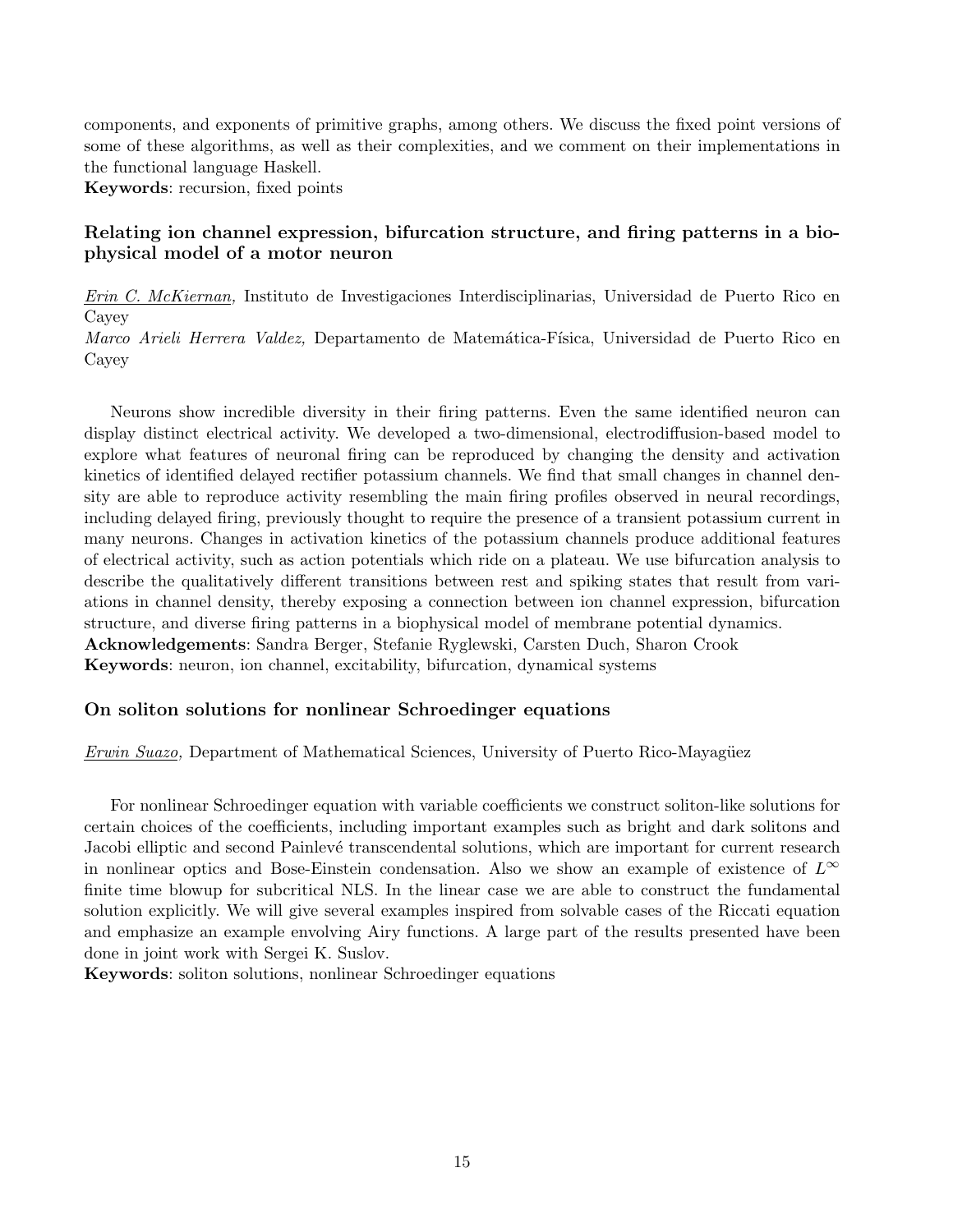components, and exponents of primitive graphs, among others. We discuss the fixed point versions of some of these algorithms, as well as their complexities, and we comment on their implementations in the functional language Haskell.
**Keywords**: recursion, fixed points

### Relating ion channel expression, bifurcation structure, and firing patterns in a biophysical model of a motor neuron

*Erin C. McKiernan,* Instituto de Investigaciones Interdisciplinarias, Universidad de Puerto Rico en Cayey
*Marco Arieli Herrera Valdez,* Departamento de Matemática-Física, Universidad de Puerto Rico en Cayey

Neurons show incredible diversity in their firing patterns. Even the same identified neuron can display distinct electrical activity. We developed a two-dimensional, electrodiffusion-based model to explore what features of neuronal firing can be reproduced by changing the density and activation kinetics of identified delayed rectifier potassium channels. We find that small changes in channel density are able to reproduce activity resembling the main firing profiles observed in neural recordings, including delayed firing, previously thought to require the presence of a transient potassium current in many neurons. Changes in activation kinetics of the potassium channels produce additional features of electrical activity, such as action potentials which ride on a plateau. We use bifurcation analysis to describe the qualitatively different transitions between rest and spiking states that result from variations in channel density, thereby exposing a connection between ion channel expression, bifurcation structure, and diverse firing patterns in a biophysical model of membrane potential dynamics.
**Acknowledgements**: Sandra Berger, Stefanie Ryglewski, Carsten Duch, Sharon Crook
**Keywords**: neuron, ion channel, excitability, bifurcation, dynamical systems

### On soliton solutions for nonlinear Schroedinger equations

*Erwin Suazo,* Department of Mathematical Sciences, University of Puerto Rico-Mayagüez

For nonlinear Schroedinger equation with variable coefficients we construct soliton-like solutions for certain choices of the coefficients, including important examples such as bright and dark solitons and Jacobi elliptic and second Painlevé transcendental solutions, which are important for current research in nonlinear optics and Bose-Einstein condensation. Also we show an example of existence of $L^{\infty}$ finite time blowup for subcritical NLS. In the linear case we are able to construct the fundamental solution explicitly. We will give several examples inspired from solvable cases of the Riccati equation and emphasize an example envolving Airy functions. A large part of the results presented have been done in joint work with Sergei K. Suslov.
**Keywords**: soliton solutions, nonlinear Schroedinger equations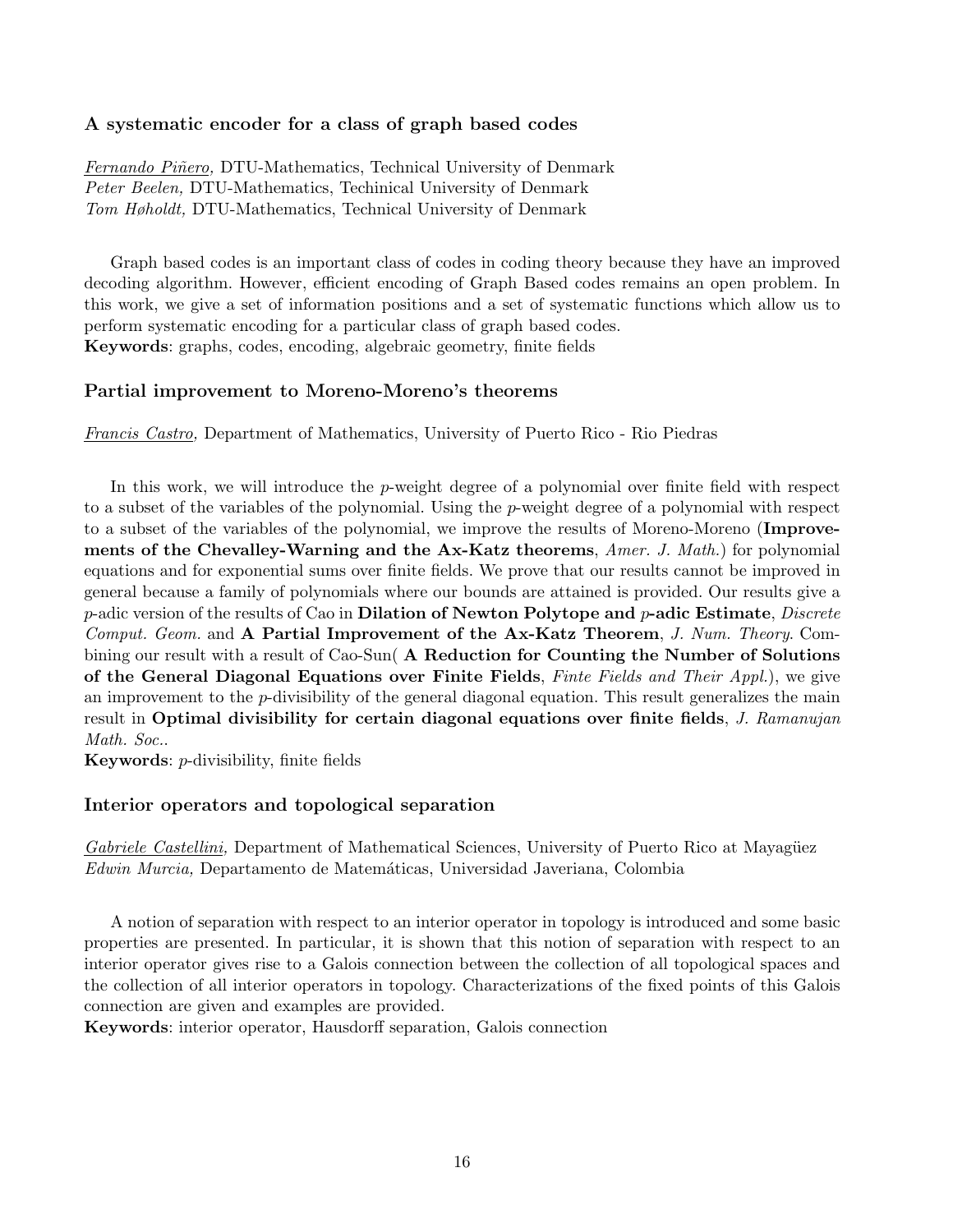### A systematic encoder for a class of graph based codes

*Fernando Piñero,* DTU-Mathematics, Technical University of Denmark
*Peter Beelen,* DTU-Mathematics, Techinical University of Denmark
*Tom Høholdt,* DTU-Mathematics, Technical University of Denmark

Graph based codes is an important class of codes in coding theory because they have an improved decoding algorithm. However, efficient encoding of Graph Based codes remains an open problem. In this work, we give a set of information positions and a set of systematic functions which allow us to perform systematic encoding for a particular class of graph based codes.
**Keywords**: graphs, codes, encoding, algebraic geometry, finite fields

### Partial improvement to Moreno-Moreno's theorems

*Francis Castro,* Department of Mathematics, University of Puerto Rico - Rio Piedras

In this work, we will introduce the $p$-weight degree of a polynomial over finite field with respect to a subset of the variables of the polynomial. Using the $p$-weight degree of a polynomial with respect to a subset of the variables of the polynomial, we improve the results of Moreno-Moreno (**Improvements of the Chevalley-Warning and the Ax-Katz theorems**, *Amer. J. Math.*) for polynomial equations and for exponential sums over finite fields. We prove that our results cannot be improved in general because a family of polynomials where our bounds are attained is provided. Our results give a $p$-adic version of the results of Cao in **Dilation of Newton Polytope and $p$-adic Estimate**, *Discrete Comput. Geom.* and **A Partial Improvement of the Ax-Katz Theorem**, *J. Num. Theory*. Combining our result with a result of Cao-Sun( **A Reduction for Counting the Number of Solutions of the General Diagonal Equations over Finite Fields**, *Finte Fields and Their Appl.*), we give an improvement to the $p$-divisibility of the general diagonal equation. This result generalizes the main result in **Optimal divisibility for certain diagonal equations over finite fields**, *J. Ramanujan Math. Soc.*.
**Keywords**: $p$-divisibility, finite fields

### Interior operators and topological separation

*Gabriele Castellini,* Department of Mathematical Sciences, University of Puerto Rico at Mayagüez
*Edwin Murcia,* Departamento de Matemáticas, Universidad Javeriana, Colombia

A notion of separation with respect to an interior operator in topology is introduced and some basic properties are presented. In particular, it is shown that this notion of separation with respect to an interior operator gives rise to a Galois connection between the collection of all topological spaces and the collection of all interior operators in topology. Characterizations of the fixed points of this Galois connection are given and examples are provided.
**Keywords**: interior operator, Hausdorff separation, Galois connection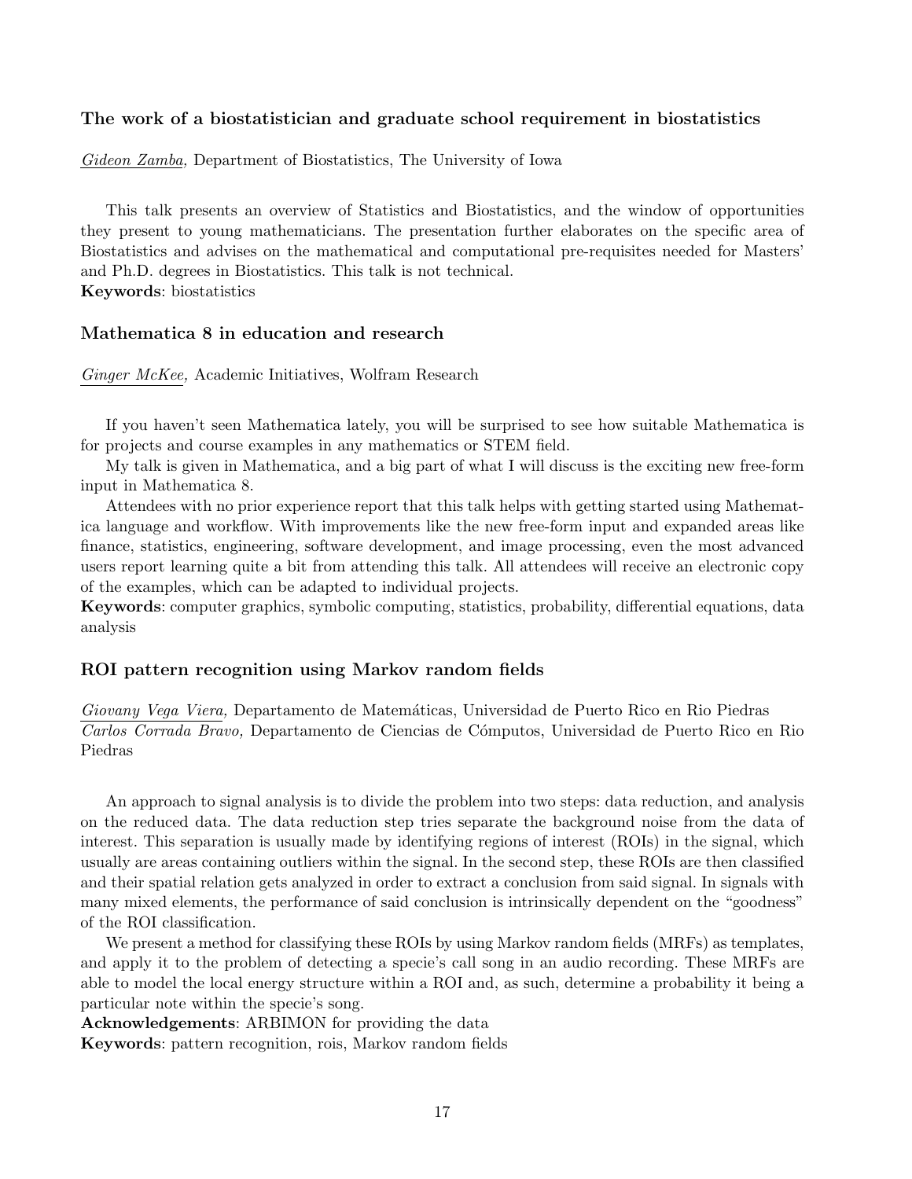### The work of a biostatistician and graduate school requirement in biostatistics

*Gideon Zamba*, Department of Biostatistics, The University of Iowa

This talk presents an overview of Statistics and Biostatistics, and the window of opportunities they present to young mathematicians. The presentation further elaborates on the specific area of Biostatistics and advises on the mathematical and computational pre-requisites needed for Masters' and Ph.D. degrees in Biostatistics. This talk is not technical.
**Keywords**: biostatistics

### Mathematica 8 in education and research

*Ginger McKee,* Academic Initiatives, Wolfram Research

If you haven't seen Mathematica lately, you will be surprised to see how suitable Mathematica is for projects and course examples in any mathematics or STEM field.

My talk is given in Mathematica, and a big part of what I will discuss is the exciting new free-form input in Mathematica 8.

Attendees with no prior experience report that this talk helps with getting started using Mathematica language and workflow. With improvements like the new free-form input and expanded areas like finance, statistics, engineering, software development, and image processing, even the most advanced users report learning quite a bit from attending this talk. All attendees will receive an electronic copy of the examples, which can be adapted to individual projects.
**Keywords**: computer graphics, symbolic computing, statistics, probability, differential equations, data analysis

### ROI pattern recognition using Markov random fields

*Giovany Vega Viera,* Departamento de Matemáticas, Universidad de Puerto Rico en Rio Piedras
*Carlos Corrada Bravo,* Departamento de Ciencias de Cómputos, Universidad de Puerto Rico en Rio Piedras

An approach to signal analysis is to divide the problem into two steps: data reduction, and analysis on the reduced data. The data reduction step tries separate the background noise from the data of interest. This separation is usually made by identifying regions of interest (ROIs) in the signal, which usually are areas containing outliers within the signal. In the second step, these ROIs are then classified and their spatial relation gets analyzed in order to extract a conclusion from said signal. In signals with many mixed elements, the performance of said conclusion is intrinsically dependent on the "goodness" of the ROI classification.

We present a method for classifying these ROIs by using Markov random fields (MRFs) as templates, and apply it to the problem of detecting a specie's call song in an audio recording. These MRFs are able to model the local energy structure within a ROI and, as such, determine a probability it being a particular note within the specie's song.
**Acknowledgements**: ARBIMON for providing the data
**Keywords**: pattern recognition, rois, Markov random fields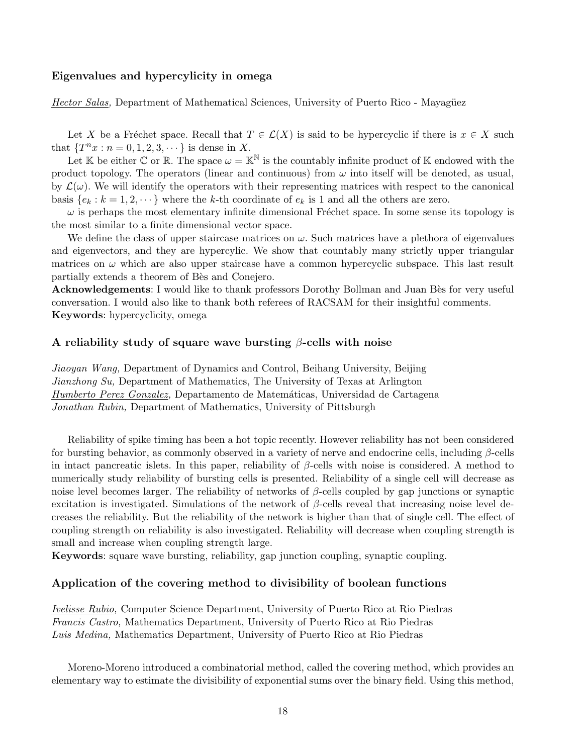### Eigenvalues and hypercylicity in omega

<u>*Hector Salas,*</u> Department of Mathematical Sciences, University of Puerto Rico - Mayagüez

Let $X$ be a Fréchet space. Recall that $T \in \mathcal{L}(X)$ is said to be hypercyclic if there is $x \in X$ such that $\{T^n x : n = 0, 1, 2, 3, \cdots\}$ is dense in $X$.

Let $\mathbb{K}$ be either $\mathbb{C}$ or $\mathbb{R}$. The space $\omega = \mathbb{K}^{\mathbb{N}}$ is the countably infinite product of $\mathbb{K}$ endowed with the product topology. The operators (linear and continuous) from $\omega$ into itself will be denoted, as usual, by $\mathcal{L}(\omega)$. We will identify the operators with their representing matrices with respect to the canonical basis $\{e_k : k = 1, 2, \cdots\}$ where the $k$-th coordinate of $e_k$ is 1 and all the others are zero.

$\omega$ is perhaps the most elementary infinite dimensional Fréchet space. In some sense its topology is the most similar to a finite dimensional vector space.

We define the class of upper staircase matrices on $\omega$. Such matrices have a plethora of eigenvalues and eigenvectors, and they are hypercylic. We show that countably many strictly upper triangular matrices on $\omega$ which are also upper staircase have a common hypercyclic subspace. This last result partially extends a theorem of Bès and Conejero.

**Acknowledgements**: I would like to thank professors Dorothy Bollman and Juan Bès for very useful conversation. I would also like to thank both referees of RACSAM for their insightful comments.

**Keywords**: hypercyclicity, omega

### A reliability study of square wave bursting $\beta$-cells with noise

*Jiaoyan Wang,* Department of Dynamics and Control, Beihang University, Beijing
*Jianzhong Su,* Department of Mathematics, The University of Texas at Arlington
<u>*Humberto Perez Gonzalez,*</u> Departamento de Matemáticas, Universidad de Cartagena
*Jonathan Rubin,* Department of Mathematics, University of Pittsburgh

Reliability of spike timing has been a hot topic recently. However reliability has not been considered for bursting behavior, as commonly observed in a variety of nerve and endocrine cells, including $\beta$-cells in intact pancreatic islets. In this paper, reliability of $\beta$-cells with noise is considered. A method to numerically study reliability of bursting cells is presented. Reliability of a single cell will decrease as noise level becomes larger. The reliability of networks of $\beta$-cells coupled by gap junctions or synaptic excitation is investigated. Simulations of the network of $\beta$-cells reveal that increasing noise level decreases the reliability. But the reliability of the network is higher than that of single cell. The effect of coupling strength on reliability is also investigated. Reliability will decrease when coupling strength is small and increase when coupling strength large.

**Keywords**: square wave bursting, reliability, gap junction coupling, synaptic coupling.

### Application of the covering method to divisibility of boolean functions

<u>*Ivelisse Rubio,*</u> Computer Science Department, University of Puerto Rico at Rio Piedras
*Francis Castro,* Mathematics Department, University of Puerto Rico at Rio Piedras
*Luis Medina,* Mathematics Department, University of Puerto Rico at Rio Piedras

Moreno-Moreno introduced a combinatorial method, called the covering method, which provides an elementary way to estimate the divisibility of exponential sums over the binary field. Using this method,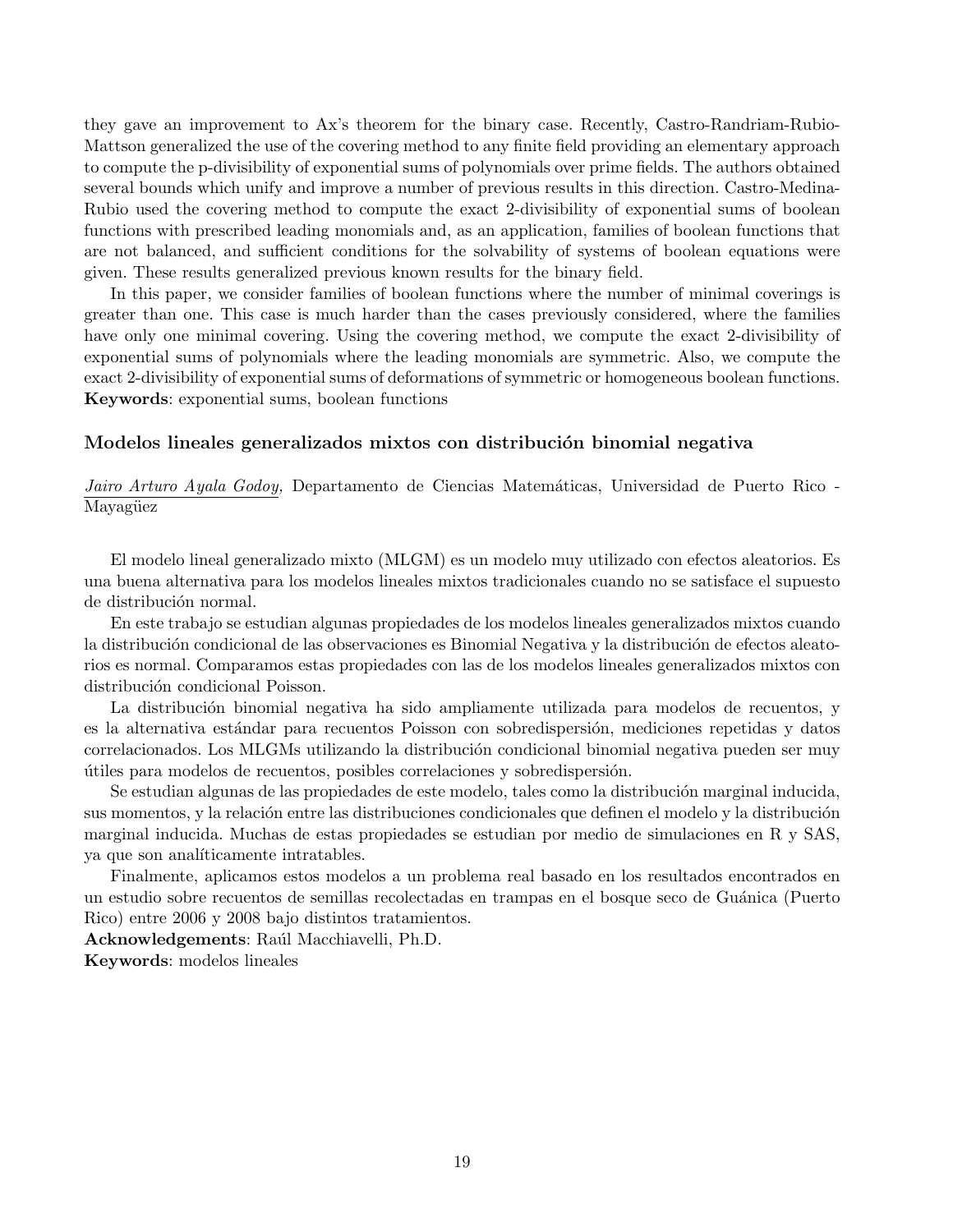they gave an improvement to Ax's theorem for the binary case. Recently, Castro-Randriam-Rubio-Mattson generalized the use of the covering method to any finite field providing an elementary approach to compute the p-divisibility of exponential sums of polynomials over prime fields. The authors obtained several bounds which unify and improve a number of previous results in this direction. Castro-Medina-Rubio used the covering method to compute the exact 2-divisibility of exponential sums of boolean functions with prescribed leading monomials and, as an application, families of boolean functions that are not balanced, and sufficient conditions for the solvability of systems of boolean equations were given. These results generalized previous known results for the binary field.

In this paper, we consider families of boolean functions where the number of minimal coverings is greater than one. This case is much harder than the cases previously considered, where the families have only one minimal covering. Using the covering method, we compute the exact 2-divisibility of exponential sums of polynomials where the leading monomials are symmetric. Also, we compute the exact 2-divisibility of exponential sums of deformations of symmetric or homogeneous boolean functions.
**Keywords**: exponential sums, boolean functions

### Modelos lineales generalizados mixtos con distribución binomial negativa

*Jairo Arturo Ayala Godoy,* Departamento de Ciencias Matemáticas, Universidad de Puerto Rico - Mayagüez

El modelo lineal generalizado mixto (MLGM) es un modelo muy utilizado con efectos aleatorios. Es una buena alternativa para los modelos lineales mixtos tradicionales cuando no se satisface el supuesto de distribución normal.

En este trabajo se estudian algunas propiedades de los modelos lineales generalizados mixtos cuando la distribución condicional de las observaciones es Binomial Negativa y la distribución de efectos aleatorios es normal. Comparamos estas propiedades con las de los modelos lineales generalizados mixtos con distribución condicional Poisson.

La distribución binomial negativa ha sido ampliamente utilizada para modelos de recuentos, y es la alternativa estándar para recuentos Poisson con sobredispersión, mediciones repetidas y datos correlacionados. Los MLGMs utilizando la distribución condicional binomial negativa pueden ser muy útiles para modelos de recuentos, posibles correlaciones y sobredispersión.

Se estudian algunas de las propiedades de este modelo, tales como la distribución marginal inducida, sus momentos, y la relación entre las distribuciones condicionales que definen el modelo y la distribución marginal inducida. Muchas de estas propiedades se estudian por medio de simulaciones en R y SAS, ya que son analíticamente intratables.

Finalmente, aplicamos estos modelos a un problema real basado en los resultados encontrados en un estudio sobre recuentos de semillas recolectadas en trampas en el bosque seco de Guánica (Puerto Rico) entre 2006 y 2008 bajo distintos tratamientos.
**Acknowledgements**: Raúl Macchiavelli, Ph.D.
**Keywords**: modelos lineales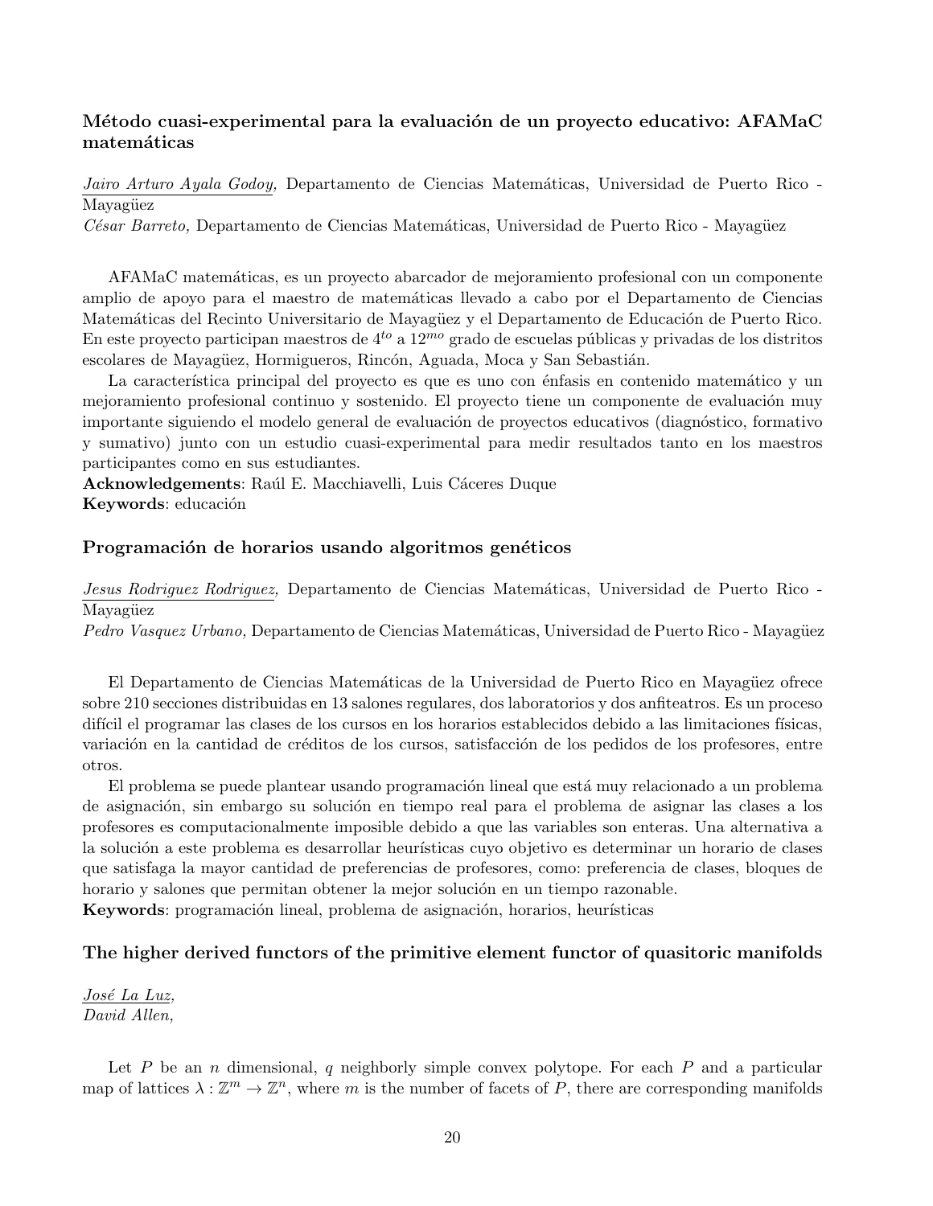### Método cuasi-experimental para la evaluación de un proyecto educativo: AFAMaC matemáticas

*Jairo Arturo Ayala Godoy,* Departamento de Ciencias Matemáticas, Universidad de Puerto Rico - Mayagüez
*César Barreto,* Departamento de Ciencias Matemáticas, Universidad de Puerto Rico - Mayagüez

AFAMaC matemáticas, es un proyecto abarcador de mejoramiento profesional con un componente amplio de apoyo para el maestro de matemáticas llevado a cabo por el Departamento de Ciencias Matemáticas del Recinto Universitario de Mayagüez y el Departamento de Educación de Puerto Rico. En este proyecto participan maestros de $4^{to}$ a $12^{mo}$ grado de escuelas públicas y privadas de los distritos escolares de Mayagüez, Hormigueros, Rincón, Aguada, Moca y San Sebastián.

La característica principal del proyecto es que es uno con énfasis en contenido matemático y un mejoramiento profesional continuo y sostenido. El proyecto tiene un componente de evaluación muy importante siguiendo el modelo general de evaluación de proyectos educativos (diagnóstico, formativo y sumativo) junto con un estudio cuasi-experimental para medir resultados tanto en los maestros participantes como en sus estudiantes.

**Acknowledgements**: Raúl E. Macchiavelli, Luis Cáceres Duque
**Keywords**: educación

### Programación de horarios usando algoritmos genéticos

*Jesus Rodriguez Rodriguez,* Departamento de Ciencias Matemáticas, Universidad de Puerto Rico - Mayagüez
*Pedro Vasquez Urbano,* Departamento de Ciencias Matemáticas, Universidad de Puerto Rico - Mayagüez

El Departamento de Ciencias Matemáticas de la Universidad de Puerto Rico en Mayagüez ofrece sobre 210 secciones distribuidas en 13 salones regulares, dos laboratorios y dos anfiteatros. Es un proceso difícil el programar las clases de los cursos en los horarios establecidos debido a las limitaciones físicas, variación en la cantidad de créditos de los cursos, satisfacción de los pedidos de los profesores, entre otros.

El problema se puede plantear usando programación lineal que está muy relacionado a un problema de asignación, sin embargo su solución en tiempo real para el problema de asignar las clases a los profesores es computacionalmente imposible debido a que las variables son enteras. Una alternativa a la solución a este problema es desarrollar heurísticas cuyo objetivo es determinar un horario de clases que satisfaga la mayor cantidad de preferencias de profesores, como: preferencia de clases, bloques de horario y salones que permitan obtener la mejor solución en un tiempo razonable.

**Keywords**: programación lineal, problema de asignación, horarios, heurísticas

### The higher derived functors of the primitive element functor of quasitoric manifolds

*José La Luz,*
*David Allen,*

Let $P$ be an $n$ dimensional, $q$ neighborly simple convex polytope. For each $P$ and a particular map of lattices $\lambda : \mathbb{Z}^m \to \mathbb{Z}^n$, where $m$ is the number of facets of $P$, there are corresponding manifolds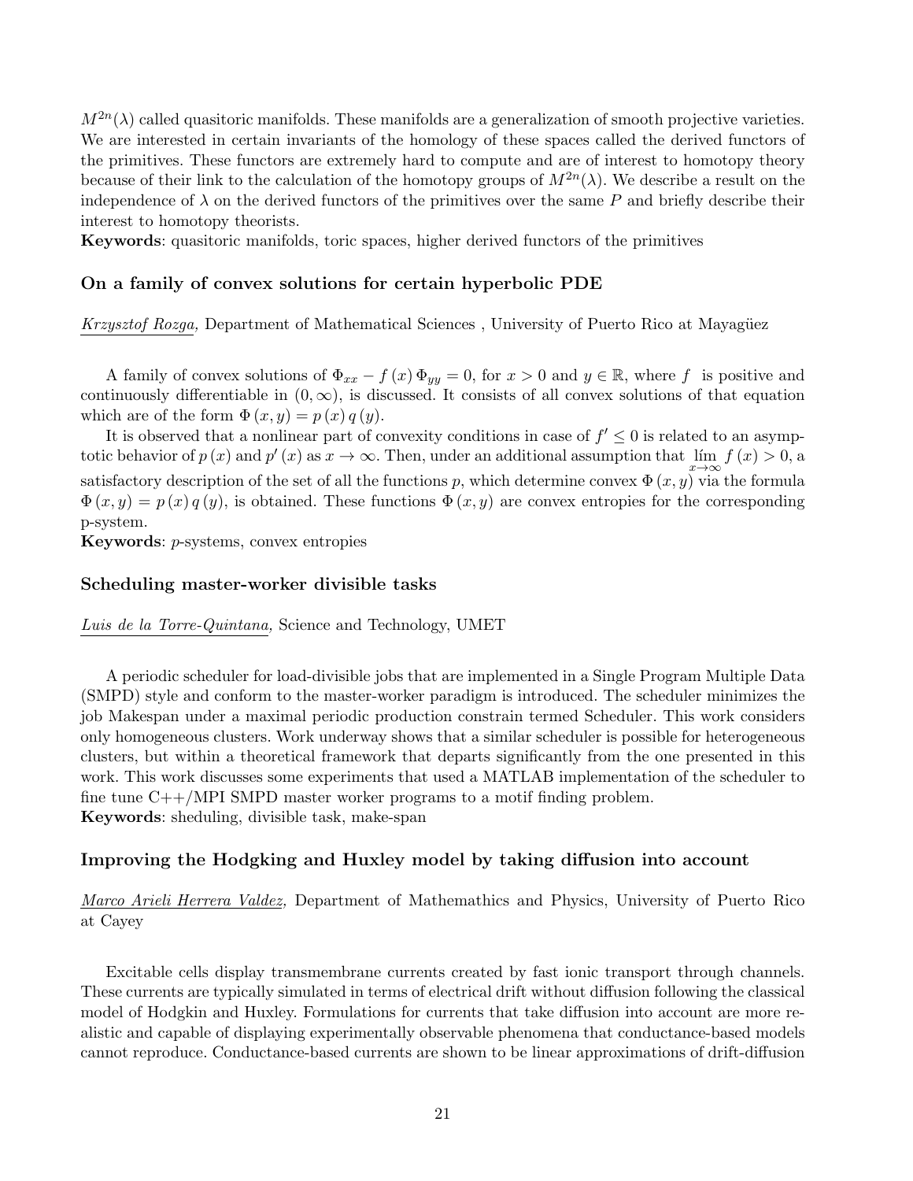$M^{2n}(\lambda)$ called quasitoric manifolds. These manifolds are a generalization of smooth projective varieties. We are interested in certain invariants of the homology of these spaces called the derived functors of the primitives. These functors are extremely hard to compute and are of interest to homotopy theory because of their link to the calculation of the homotopy groups of $M^{2n}(\lambda)$. We describe a result on the independence of $\lambda$ on the derived functors of the primitives over the same $P$ and briefly describe their interest to homotopy theorists.
**Keywords**: quasitoric manifolds, toric spaces, higher derived functors of the primitives

### On a family of convex solutions for certain hyperbolic PDE

*Krzysztof Rozga,* Department of Mathematical Sciences , University of Puerto Rico at Mayagüez

A family of convex solutions of $\Phi_{xx} - f(x)\Phi_{yy} = 0$, for $x > 0$ and $y \in \mathbb{R}$, where $f$ is positive and continuously differentiable in $(0, \infty)$, is discussed. It consists of all convex solutions of that equation which are of the form $\Phi(x, y) = p(x)\, q(y)$.

It is observed that a nonlinear part of convexity conditions in case of $f' \leq 0$ is related to an asymptotic behavior of $p(x)$ and $p'(x)$ as $x \to \infty$. Then, under an additional assumption that $\lim_{x\to\infty} f(x) > 0$, a satisfactory description of the set of all the functions $p$, which determine convex $\Phi(x, y)$ via the formula $\Phi(x, y) = p(x)\, q(y)$, is obtained. These functions $\Phi(x, y)$ are convex entropies for the corresponding p-system.
**Keywords**: *p*-systems, convex entropies

### Scheduling master-worker divisible tasks

*Luis de la Torre-Quintana,* Science and Technology, UMET

A periodic scheduler for load-divisible jobs that are implemented in a Single Program Multiple Data (SMPD) style and conform to the master-worker paradigm is introduced. The scheduler minimizes the job Makespan under a maximal periodic production constrain termed Scheduler. This work considers only homogeneous clusters. Work underway shows that a similar scheduler is possible for heterogeneous clusters, but within a theoretical framework that departs significantly from the one presented in this work. This work discusses some experiments that used a MATLAB implementation of the scheduler to fine tune C++/MPI SMPD master worker programs to a motif finding problem.
**Keywords**: sheduling, divisible task, make-span

### Improving the Hodgking and Huxley model by taking diffusion into account

*Marco Arieli Herrera Valdez,* Department of Mathemathics and Physics, University of Puerto Rico at Cayey

Excitable cells display transmembrane currents created by fast ionic transport through channels. These currents are typically simulated in terms of electrical drift without diffusion following the classical model of Hodgkin and Huxley. Formulations for currents that take diffusion into account are more realistic and capable of displaying experimentally observable phenomena that conductance-based models cannot reproduce. Conductance-based currents are shown to be linear approximations of drift-diffusion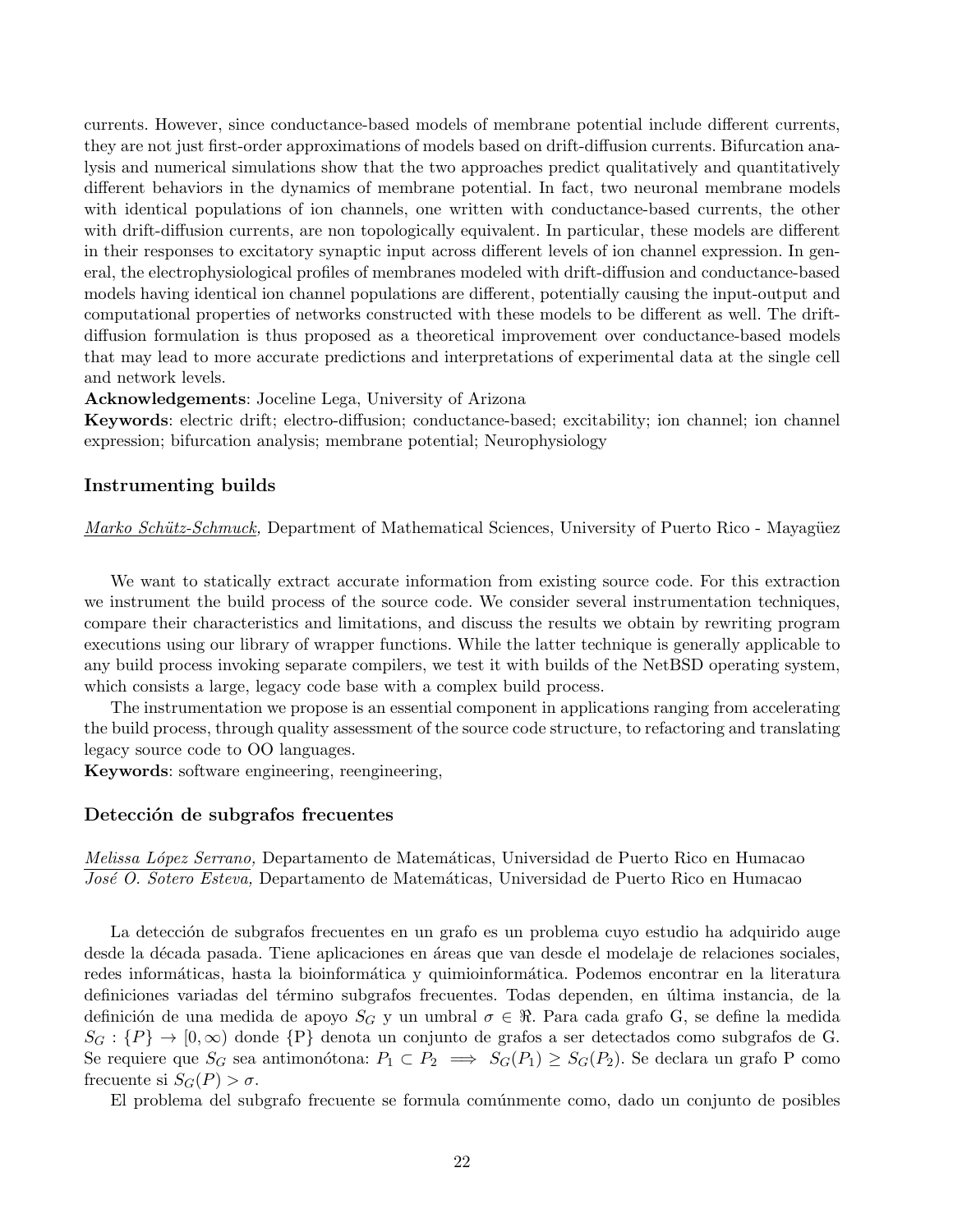currents. However, since conductance-based models of membrane potential include different currents, they are not just first-order approximations of models based on drift-diffusion currents. Bifurcation analysis and numerical simulations show that the two approaches predict qualitatively and quantitatively different behaviors in the dynamics of membrane potential. In fact, two neuronal membrane models with identical populations of ion channels, one written with conductance-based currents, the other with drift-diffusion currents, are non topologically equivalent. In particular, these models are different in their responses to excitatory synaptic input across different levels of ion channel expression. In general, the electrophysiological profiles of membranes modeled with drift-diffusion and conductance-based models having identical ion channel populations are different, potentially causing the input-output and computational properties of networks constructed with these models to be different as well. The drift-diffusion formulation is thus proposed as a theoretical improvement over conductance-based models that may lead to more accurate predictions and interpretations of experimental data at the single cell and network levels.

**Acknowledgements**: Joceline Lega, University of Arizona

**Keywords**: electric drift; electro-diffusion; conductance-based; excitability; ion channel; ion channel expression; bifurcation analysis; membrane potential; Neurophysiology

### Instrumenting builds

*Marko Schütz-Schmuck,* Department of Mathematical Sciences, University of Puerto Rico - Mayagüez

We want to statically extract accurate information from existing source code. For this extraction we instrument the build process of the source code. We consider several instrumentation techniques, compare their characteristics and limitations, and discuss the results we obtain by rewriting program executions using our library of wrapper functions. While the latter technique is generally applicable to any build process invoking separate compilers, we test it with builds of the NetBSD operating system, which consists a large, legacy code base with a complex build process.

The instrumentation we propose is an essential component in applications ranging from accelerating the build process, through quality assessment of the source code structure, to refactoring and translating legacy source code to OO languages.

**Keywords**: software engineering, reengineering,

### Detección de subgrafos frecuentes

*Melissa López Serrano,* Departamento de Matemáticas, Universidad de Puerto Rico en Humacao
*José O. Sotero Esteva,* Departamento de Matemáticas, Universidad de Puerto Rico en Humacao

La detección de subgrafos frecuentes en un grafo es un problema cuyo estudio ha adquirido auge desde la década pasada. Tiene aplicaciones en áreas que van desde el modelaje de relaciones sociales, redes informáticas, hasta la bioinformática y quimioinformática. Podemos encontrar en la literatura definiciones variadas del término subgrafos frecuentes. Todas dependen, en última instancia, de la definición de una medida de apoyo $S_G$ y un umbral $\sigma \in \Re$. Para cada grafo G, se define la medida $S_G : \{P\} \rightarrow [0, \infty)$ donde $\{P\}$ denota un conjunto de grafos a ser detectados como subgrafos de G. Se requiere que $S_G$ sea antimonótona: $P_1 \subset P_2 \implies S_G(P_1) \geq S_G(P_2)$. Se declara un grafo P como frecuente si $S_G(P) > \sigma$.

El problema del subgrafo frecuente se formula comúnmente como, dado un conjunto de posibles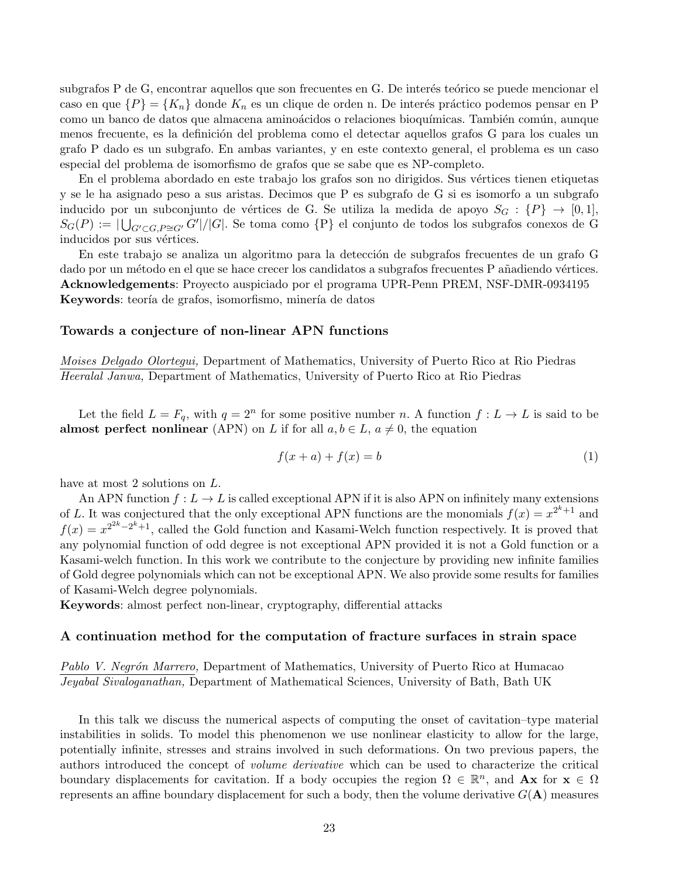subgrafos P de G, encontrar aquellos que son frecuentes en G. De interés teórico se puede mencionar el caso en que $\{P\} = \{K_n\}$ donde $K_n$ es un clique de orden n. De interés práctico podemos pensar en P como un banco de datos que almacena aminoácidos o relaciones bioquímicas. También común, aunque menos frecuente, es la definición del problema como el detectar aquellos grafos G para los cuales un grafo P dado es un subgrafo. En ambas variantes, y en este contexto general, el problema es un caso especial del problema de isomorfismo de grafos que se sabe que es NP-completo.

En el problema abordado en este trabajo los grafos son no dirigidos. Sus vértices tienen etiquetas y se le ha asignado peso a sus aristas. Decimos que P es subgrafo de G si es isomorfo a un subgrafo inducido por un subconjunto de vértices de G. Se utiliza la medida de apoyo $S_G : \{P\} \to [0,1]$, $S_G(P) := |\bigcup_{G' \subset G, P \cong G'} G'|/|G|$. Se toma como {P} el conjunto de todos los subgrafos conexos de G inducidos por sus vértices.

En este trabajo se analiza un algoritmo para la detección de subgrafos frecuentes de un grafo G dado por un método en el que se hace crecer los candidatos a subgrafos frecuentes P añadiendo vértices.
**Acknowledgements**: Proyecto auspiciado por el programa UPR-Penn PREM, NSF-DMR-0934195
**Keywords**: teoría de grafos, isomorfismo, minería de datos

### Towards a conjecture of non-linear APN functions

*Moises Delgado Olortegui,* Department of Mathematics, University of Puerto Rico at Rio Piedras
*Heeralal Janwa,* Department of Mathematics, University of Puerto Rico at Rio Piedras

Let the field $L = F_q$, with $q = 2^n$ for some positive number $n$. A function $f : L \to L$ is said to be **almost perfect nonlinear** (APN) on $L$ if for all $a, b \in L$, $a \neq 0$, the equation

$$f(x + a) + f(x) = b \tag{1}$$

have at most 2 solutions on $L$.

An APN function $f : L \to L$ is called exceptional APN if it is also APN on infinitely many extensions of $L$. It was conjectured that the only exceptional APN functions are the monomials $f(x) = x^{2^k+1}$ and $f(x) = x^{2^{2k}-2^k+1}$, called the Gold function and Kasami-Welch function respectively. It is proved that any polynomial function of odd degree is not exceptional APN provided it is not a Gold function or a Kasami-welch function. In this work we contribute to the conjecture by providing new infinite families of Gold degree polynomials which can not be exceptional APN. We also provide some results for families of Kasami-Welch degree polynomials.
**Keywords**: almost perfect non-linear, cryptography, differential attacks

### A continuation method for the computation of fracture surfaces in strain space

*Pablo V. Negrón Marrero,* Department of Mathematics, University of Puerto Rico at Humacao
*Jeyabal Sivaloganathan,* Department of Mathematical Sciences, University of Bath, Bath UK

In this talk we discuss the numerical aspects of computing the onset of cavitation–type material instabilities in solids. To model this phenomenon we use nonlinear elasticity to allow for the large, potentially infinite, stresses and strains involved in such deformations. On two previous papers, the authors introduced the concept of *volume derivative* which can be used to characterize the critical boundary displacements for cavitation. If a body occupies the region $\Omega \in \mathbb{R}^n$, and $\mathbf{A}\mathbf{x}$ for $\mathbf{x} \in \Omega$ represents an affine boundary displacement for such a body, then the volume derivative $G(\mathbf{A})$ measures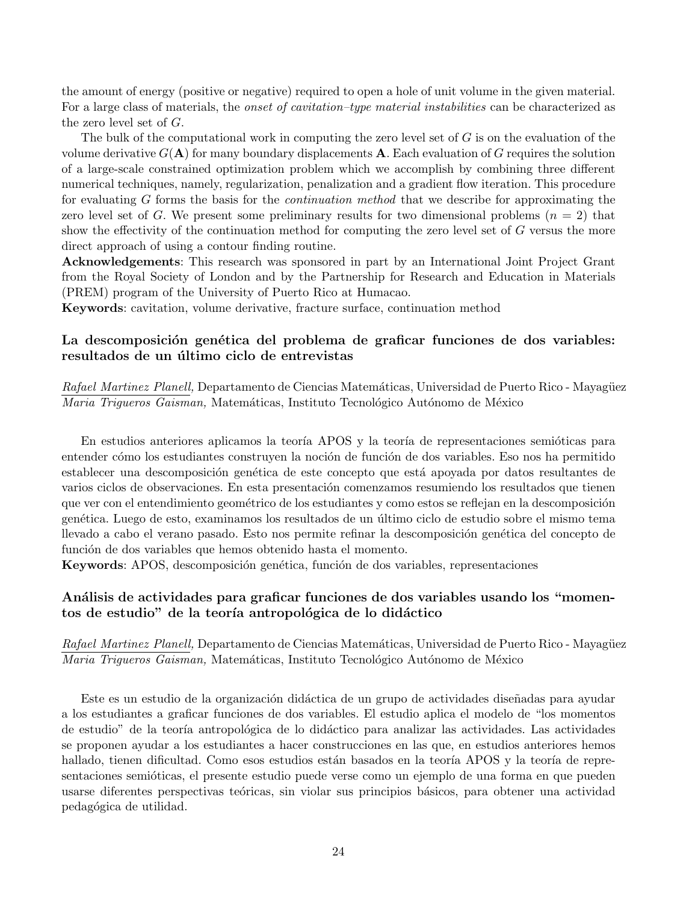the amount of energy (positive or negative) required to open a hole of unit volume in the given material. For a large class of materials, the *onset of cavitation–type material instabilities* can be characterized as the zero level set of $G$.

The bulk of the computational work in computing the zero level set of $G$ is on the evaluation of the volume derivative $G(\mathbf{A})$ for many boundary displacements $\mathbf{A}$. Each evaluation of $G$ requires the solution of a large-scale constrained optimization problem which we accomplish by combining three different numerical techniques, namely, regularization, penalization and a gradient flow iteration. This procedure for evaluating $G$ forms the basis for the *continuation method* that we describe for approximating the zero level set of $G$. We present some preliminary results for two dimensional problems ($n = 2$) that show the effectivity of the continuation method for computing the zero level set of $G$ versus the more direct approach of using a contour finding routine.

**Acknowledgements**: This research was sponsored in part by an International Joint Project Grant from the Royal Society of London and by the Partnership for Research and Education in Materials (PREM) program of the University of Puerto Rico at Humacao.

**Keywords**: cavitation, volume derivative, fracture surface, continuation method

### La descomposición genética del problema de graficar funciones de dos variables: resultados de un último ciclo de entrevistas

*Rafael Martinez Planell,* Departamento de Ciencias Matemáticas, Universidad de Puerto Rico - Mayagüez
*Maria Trigueros Gaisman,* Matemáticas, Instituto Tecnológico Autónomo de México

En estudios anteriores aplicamos la teoría APOS y la teoría de representaciones semióticas para entender cómo los estudiantes construyen la noción de función de dos variables. Eso nos ha permitido establecer una descomposición genética de este concepto que está apoyada por datos resultantes de varios ciclos de observaciones. En esta presentación comenzamos resumiendo los resultados que tienen que ver con el entendimiento geométrico de los estudiantes y como estos se reflejan en la descomposición genética. Luego de esto, examinamos los resultados de un último ciclo de estudio sobre el mismo tema llevado a cabo el verano pasado. Esto nos permite refinar la descomposición genética del concepto de función de dos variables que hemos obtenido hasta el momento.

**Keywords**: APOS, descomposición genética, función de dos variables, representaciones

### Análisis de actividades para graficar funciones de dos variables usando los "momentos de estudio" de la teoría antropológica de lo didáctico

*Rafael Martinez Planell,* Departamento de Ciencias Matemáticas, Universidad de Puerto Rico - Mayagüez
*Maria Trigueros Gaisman,* Matemáticas, Instituto Tecnológico Autónomo de México

Este es un estudio de la organización didáctica de un grupo de actividades diseñadas para ayudar a los estudiantes a graficar funciones de dos variables. El estudio aplica el modelo de "los momentos de estudio" de la teoría antropológica de lo didáctico para analizar las actividades. Las actividades se proponen ayudar a los estudiantes a hacer construcciones en las que, en estudios anteriores hemos hallado, tienen dificultad. Como esos estudios están basados en la teoría APOS y la teoría de representaciones semióticas, el presente estudio puede verse como un ejemplo de una forma en que pueden usarse diferentes perspectivas teóricas, sin violar sus principios básicos, para obtener una actividad pedagógica de utilidad.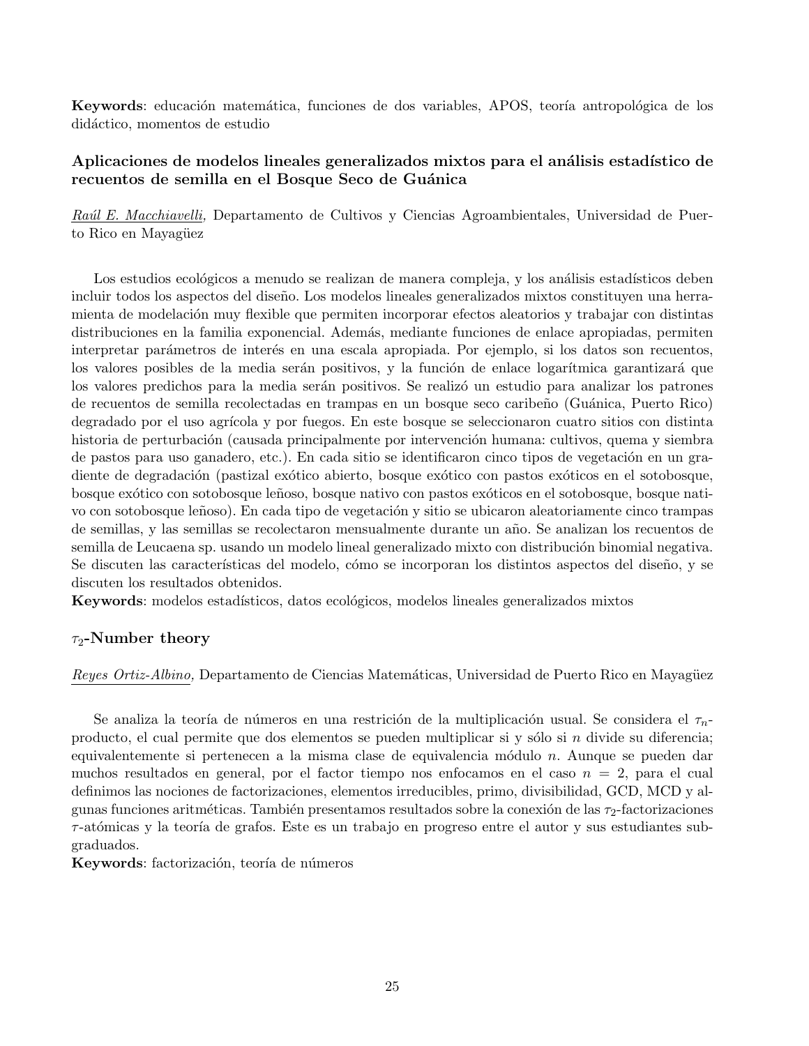**Keywords**: educación matemática, funciones de dos variables, APOS, teoría antropológica de los didáctico, momentos de estudio

### Aplicaciones de modelos lineales generalizados mixtos para el análisis estadístico de recuentos de semilla en el Bosque Seco de Guánica

*Raúl E. Macchiavelli,* Departamento de Cultivos y Ciencias Agroambientales, Universidad de Puerto Rico en Mayagüez

Los estudios ecológicos a menudo se realizan de manera compleja, y los análisis estadísticos deben incluir todos los aspectos del diseño. Los modelos lineales generalizados mixtos constituyen una herramienta de modelación muy flexible que permiten incorporar efectos aleatorios y trabajar con distintas distribuciones en la familia exponencial. Además, mediante funciones de enlace apropiadas, permiten interpretar parámetros de interés en una escala apropiada. Por ejemplo, si los datos son recuentos, los valores posibles de la media serán positivos, y la función de enlace logarítmica garantizará que los valores predichos para la media serán positivos. Se realizó un estudio para analizar los patrones de recuentos de semilla recolectadas en trampas en un bosque seco caribeño (Guánica, Puerto Rico) degradado por el uso agrícola y por fuegos. En este bosque se seleccionaron cuatro sitios con distinta historia de perturbación (causada principalmente por intervención humana: cultivos, quema y siembra de pastos para uso ganadero, etc.). En cada sitio se identificaron cinco tipos de vegetación en un gradiente de degradación (pastizal exótico abierto, bosque exótico con pastos exóticos en el sotobosque, bosque exótico con sotobosque leñoso, bosque nativo con pastos exóticos en el sotobosque, bosque nativo con sotobosque leñoso). En cada tipo de vegetación y sitio se ubicaron aleatoriamente cinco trampas de semillas, y las semillas se recolectaron mensualmente durante un año. Se analizan los recuentos de semilla de Leucaena sp. usando un modelo lineal generalizado mixto con distribución binomial negativa. Se discuten las características del modelo, cómo se incorporan los distintos aspectos del diseño, y se discuten los resultados obtenidos.

**Keywords**: modelos estadísticos, datos ecológicos, modelos lineales generalizados mixtos

### $\tau_2$-Number theory

*Reyes Ortiz-Albino,* Departamento de Ciencias Matemáticas, Universidad de Puerto Rico en Mayagüez

Se analiza la teoría de números en una restrición de la multiplicación usual. Se considera el $\tau_n$-producto, el cual permite que dos elementos se pueden multiplicar si y sólo si $n$ divide su diferencia; equivalentemente si pertenecen a la misma clase de equivalencia módulo $n$. Aunque se pueden dar muchos resultados en general, por el factor tiempo nos enfocamos en el caso $n = 2$, para el cual definimos las nociones de factorizaciones, elementos irreducibles, primo, divisibilidad, GCD, MCD y algunas funciones aritméticas. También presentamos resultados sobre la conexión de las $\tau_2$-factorizaciones $\tau$-atómicas y la teoría de grafos. Este es un trabajo en progreso entre el autor y sus estudiantes subgraduados.

**Keywords**: factorización, teoría de números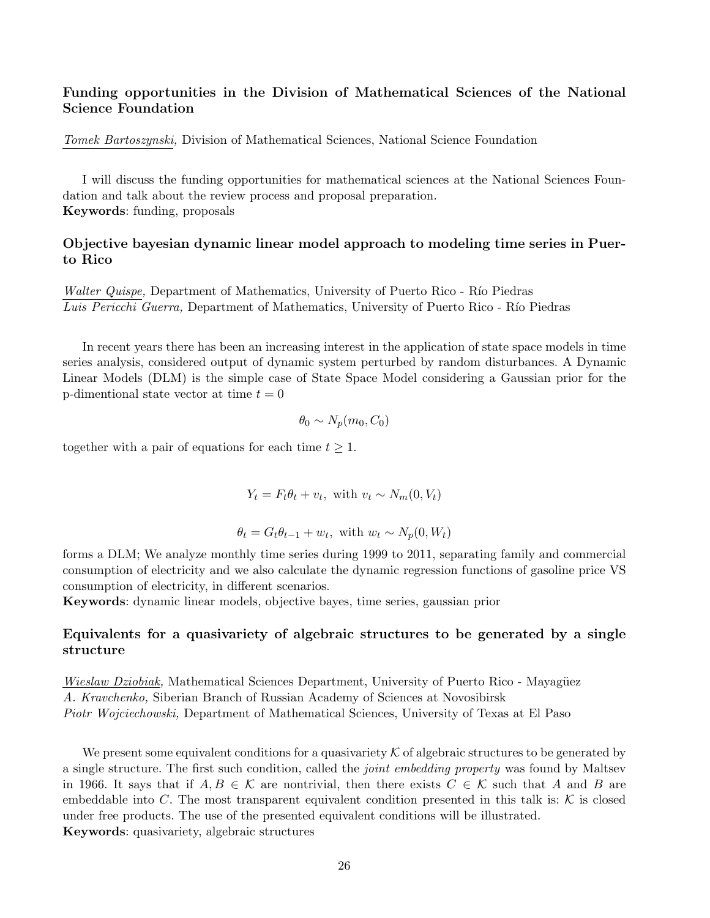### Funding opportunities in the Division of Mathematical Sciences of the National Science Foundation

*Tomek Bartoszynski,* Division of Mathematical Sciences, National Science Foundation

I will discuss the funding opportunities for mathematical sciences at the National Sciences Foundation and talk about the review process and proposal preparation.
**Keywords**: funding, proposals

### Objective bayesian dynamic linear model approach to modeling time series in Puerto Rico

*Walter Quispe,* Department of Mathematics, University of Puerto Rico - Río Piedras
*Luis Pericchi Guerra,* Department of Mathematics, University of Puerto Rico - Río Piedras

In recent years there has been an increasing interest in the application of state space models in time series analysis, considered output of dynamic system perturbed by random disturbances. A Dynamic Linear Models (DLM) is the simple case of State Space Model considering a Gaussian prior for the p-dimentional state vector at time $t = 0$

$$\theta_0 \sim N_p(m_0, C_0)$$

together with a pair of equations for each time $t \geq 1$.

$$Y_t = F_t\theta_t + v_t, \text{ with } v_t \sim N_m(0, V_t)$$

$$\theta_t = G_t\theta_{t-1} + w_t, \text{ with } w_t \sim N_p(0, W_t)$$

forms a DLM; We analyze monthly time series during 1999 to 2011, separating family and commercial consumption of electricity and we also calculate the dynamic regression functions of gasoline price VS consumption of electricity, in different scenarios.
**Keywords**: dynamic linear models, objective bayes, time series, gaussian prior

### Equivalents for a quasivariety of algebraic structures to be generated by a single structure

*Wieslaw Dziobiak,* Mathematical Sciences Department, University of Puerto Rico - Mayagüez
*A. Kravchenko,* Siberian Branch of Russian Academy of Sciences at Novosibirsk
*Piotr Wojciechowski,* Department of Mathematical Sciences, University of Texas at El Paso

We present some equivalent conditions for a quasivariety $\mathcal{K}$ of algebraic structures to be generated by a single structure. The first such condition, called the *joint embedding property* was found by Maltsev in 1966. It says that if $A, B \in \mathcal{K}$ are nontrivial, then there exists $C \in \mathcal{K}$ such that $A$ and $B$ are embeddable into $C$. The most transparent equivalent condition presented in this talk is: $\mathcal{K}$ is closed under free products. The use of the presented equivalent conditions will be illustrated.
**Keywords**: quasivariety, algebraic structures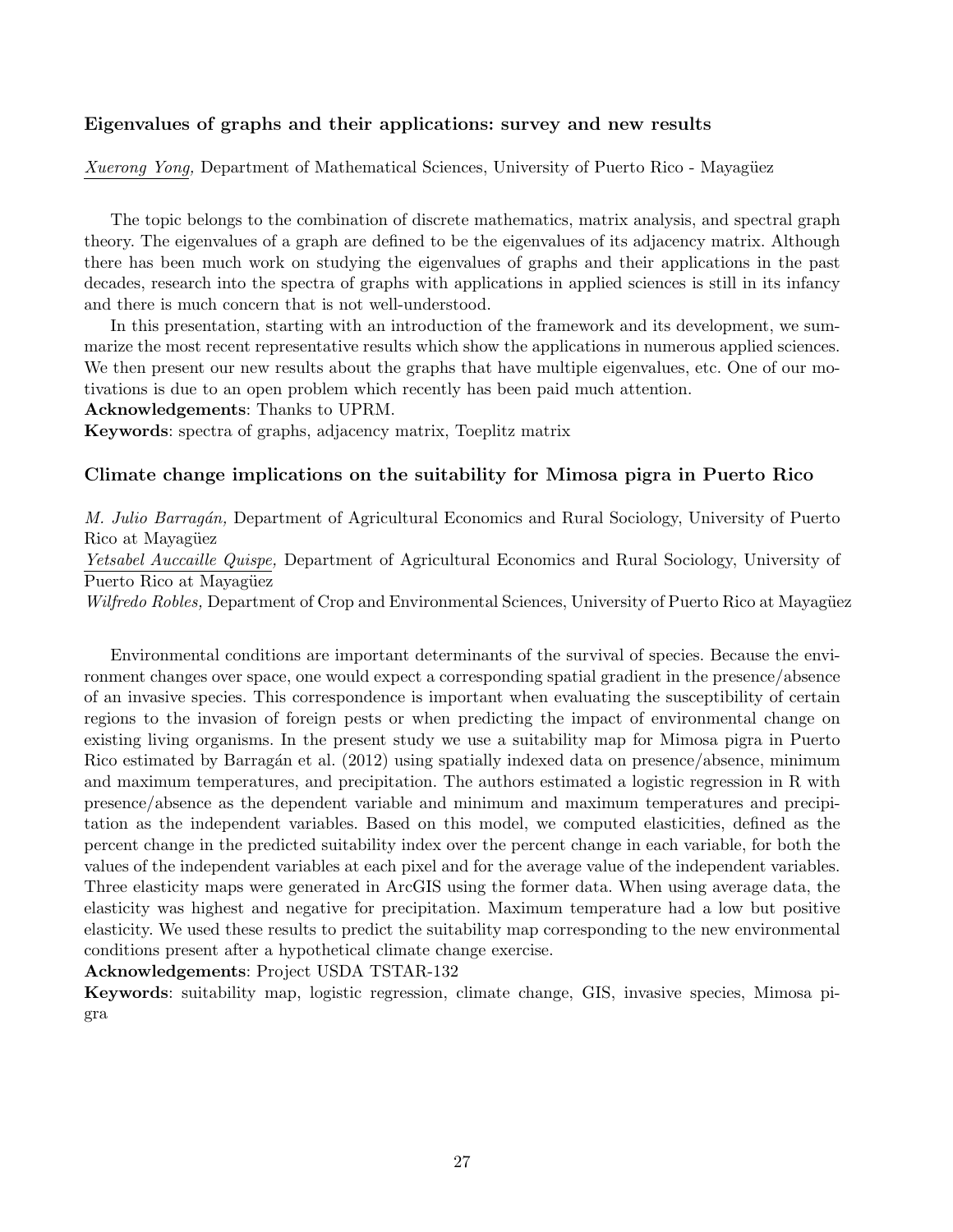### Eigenvalues of graphs and their applications: survey and new results

*Xuerong Yong,* Department of Mathematical Sciences, University of Puerto Rico - Mayagüez

The topic belongs to the combination of discrete mathematics, matrix analysis, and spectral graph theory. The eigenvalues of a graph are defined to be the eigenvalues of its adjacency matrix. Although there has been much work on studying the eigenvalues of graphs and their applications in the past decades, research into the spectra of graphs with applications in applied sciences is still in its infancy and there is much concern that is not well-understood.

In this presentation, starting with an introduction of the framework and its development, we summarize the most recent representative results which show the applications in numerous applied sciences. We then present our new results about the graphs that have multiple eigenvalues, etc. One of our motivations is due to an open problem which recently has been paid much attention.

**Acknowledgements**: Thanks to UPRM.

**Keywords**: spectra of graphs, adjacency matrix, Toeplitz matrix

### Climate change implications on the suitability for Mimosa pigra in Puerto Rico

*M. Julio Barragán,* Department of Agricultural Economics and Rural Sociology, University of Puerto Rico at Mayagüez

*Yetsabel Auccaille Quispe,* Department of Agricultural Economics and Rural Sociology, University of Puerto Rico at Mayagüez

*Wilfredo Robles,* Department of Crop and Environmental Sciences, University of Puerto Rico at Mayagüez

Environmental conditions are important determinants of the survival of species. Because the environment changes over space, one would expect a corresponding spatial gradient in the presence/absence of an invasive species. This correspondence is important when evaluating the susceptibility of certain regions to the invasion of foreign pests or when predicting the impact of environmental change on existing living organisms. In the present study we use a suitability map for Mimosa pigra in Puerto Rico estimated by Barragán et al. (2012) using spatially indexed data on presence/absence, minimum and maximum temperatures, and precipitation. The authors estimated a logistic regression in R with presence/absence as the dependent variable and minimum and maximum temperatures and precipitation as the independent variables. Based on this model, we computed elasticities, defined as the percent change in the predicted suitability index over the percent change in each variable, for both the values of the independent variables at each pixel and for the average value of the independent variables. Three elasticity maps were generated in ArcGIS using the former data. When using average data, the elasticity was highest and negative for precipitation. Maximum temperature had a low but positive elasticity. We used these results to predict the suitability map corresponding to the new environmental conditions present after a hypothetical climate change exercise.

**Acknowledgements**: Project USDA TSTAR-132

**Keywords**: suitability map, logistic regression, climate change, GIS, invasive species, Mimosa pigra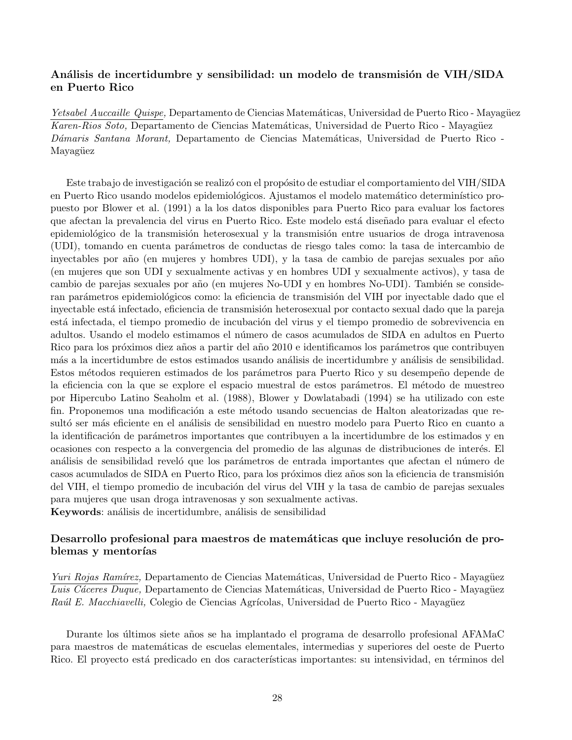### Análisis de incertidumbre y sensibilidad: un modelo de transmisión de VIH/SIDA en Puerto Rico

*Yetsabel Auccaille Quispe,* Departamento de Ciencias Matemáticas, Universidad de Puerto Rico - Mayagüez
*Karen-Rios Soto,* Departamento de Ciencias Matemáticas, Universidad de Puerto Rico - Mayagüez
*Dámaris Santana Morant,* Departamento de Ciencias Matemáticas, Universidad de Puerto Rico - Mayagüez

Este trabajo de investigación se realizó con el propósito de estudiar el comportamiento del VIH/SIDA en Puerto Rico usando modelos epidemiológicos. Ajustamos el modelo matemático determinístico propuesto por Blower et al. (1991) a la los datos disponibles para Puerto Rico para evaluar los factores que afectan la prevalencia del virus en Puerto Rico. Este modelo está diseñado para evaluar el efecto epidemiológico de la transmisión heterosexual y la transmisión entre usuarios de droga intravenosa (UDI), tomando en cuenta parámetros de conductas de riesgo tales como: la tasa de intercambio de inyectables por año (en mujeres y hombres UDI), y la tasa de cambio de parejas sexuales por año (en mujeres que son UDI y sexualmente activas y en hombres UDI y sexualmente activos), y tasa de cambio de parejas sexuales por año (en mujeres No-UDI y en hombres No-UDI). También se consideran parámetros epidemiológicos como: la eficiencia de transmisión del VIH por inyectable dado que el inyectable está infectado, eficiencia de transmisión heterosexual por contacto sexual dado que la pareja está infectada, el tiempo promedio de incubación del virus y el tiempo promedio de sobrevivencia en adultos. Usando el modelo estimamos el número de casos acumulados de SIDA en adultos en Puerto Rico para los próximos diez años a partir del año 2010 e identificamos los parámetros que contribuyen más a la incertidumbre de estos estimados usando análisis de incertidumbre y análisis de sensibilidad. Estos métodos requieren estimados de los parámetros para Puerto Rico y su desempeño depende de la eficiencia con la que se explore el espacio muestral de estos parámetros. El método de muestreo por Hipercubo Latino Seaholm et al. (1988), Blower y Dowlatabadi (1994) se ha utilizado con este fin. Proponemos una modificación a este método usando secuencias de Halton aleatorizadas que resultó ser más eficiente en el análisis de sensibilidad en nuestro modelo para Puerto Rico en cuanto a la identificación de parámetros importantes que contribuyen a la incertidumbre de los estimados y en ocasiones con respecto a la convergencia del promedio de las algunas de distribuciones de interés. El análisis de sensibilidad reveló que los parámetros de entrada importantes que afectan el número de casos acumulados de SIDA en Puerto Rico, para los próximos diez años son la eficiencia de transmisión del VIH, el tiempo promedio de incubación del virus del VIH y la tasa de cambio de parejas sexuales para mujeres que usan droga intravenosas y son sexualmente activas.
**Keywords**: análisis de incertidumbre, análisis de sensibilidad

### Desarrollo profesional para maestros de matemáticas que incluye resolución de problemas y mentorías

*Yuri Rojas Ramírez,* Departamento de Ciencias Matemáticas, Universidad de Puerto Rico - Mayagüez
*Luis Cáceres Duque,* Departamento de Ciencias Matemáticas, Universidad de Puerto Rico - Mayagüez
*Raúl E. Macchiavelli,* Colegio de Ciencias Agrícolas, Universidad de Puerto Rico - Mayagüez

Durante los últimos siete años se ha implantado el programa de desarrollo profesional AFAMaC para maestros de matemáticas de escuelas elementales, intermedias y superiores del oeste de Puerto Rico. El proyecto está predicado en dos características importantes: su intensividad, en términos del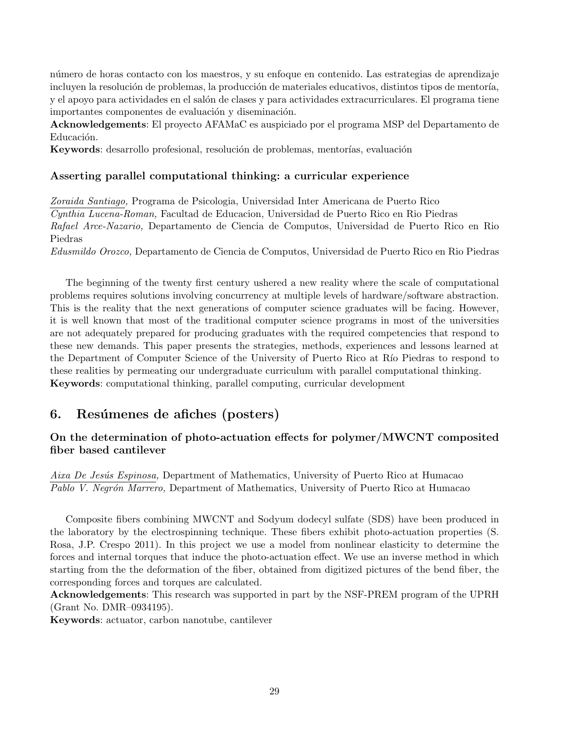número de horas contacto con los maestros, y su enfoque en contenido. Las estrategias de aprendizaje incluyen la resolución de problemas, la producción de materiales educativos, distintos tipos de mentoría, y el apoyo para actividades en el salón de clases y para actividades extracurriculares. El programa tiene importantes componentes de evaluación y diseminación.

**Acknowledgements**: El proyecto AFAMaC es auspiciado por el programa MSP del Departamento de Educación.

**Keywords**: desarrollo profesional, resolución de problemas, mentorías, evaluación

### Asserting parallel computational thinking: a curricular experience

*Zoraida Santiago,* Programa de Psicologia, Universidad Inter Americana de Puerto Rico
*Cynthia Lucena-Roman,* Facultad de Educacion, Universidad de Puerto Rico en Rio Piedras
*Rafael Arce-Nazario,* Departamento de Ciencia de Computos, Universidad de Puerto Rico en Rio Piedras
*Edusmildo Orozco,* Departamento de Ciencia de Computos, Universidad de Puerto Rico en Rio Piedras

The beginning of the twenty first century ushered a new reality where the scale of computational problems requires solutions involving concurrency at multiple levels of hardware/software abstraction. This is the reality that the next generations of computer science graduates will be facing. However, it is well known that most of the traditional computer science programs in most of the universities are not adequately prepared for producing graduates with the required competencies that respond to these new demands. This paper presents the strategies, methods, experiences and lessons learned at the Department of Computer Science of the University of Puerto Rico at Río Piedras to respond to these realities by permeating our undergraduate curriculum with parallel computational thinking.

**Keywords**: computational thinking, parallel computing, curricular development

## 6. Resúmenes de afiches (posters)

### On the determination of photo-actuation effects for polymer/MWCNT composited fiber based cantilever

*Aixa De Jesús Espinosa,* Department of Mathematics, University of Puerto Rico at Humacao
*Pablo V. Negrón Marrero,* Department of Mathematics, University of Puerto Rico at Humacao

Composite fibers combining MWCNT and Sodyum dodecyl sulfate (SDS) have been produced in the laboratory by the electrospinning technique. These fibers exhibit photo-actuation properties (S. Rosa, J.P. Crespo 2011). In this project we use a model from nonlinear elasticity to determine the forces and internal torques that induce the photo-actuation effect. We use an inverse method in which starting from the the deformation of the fiber, obtained from digitized pictures of the bend fiber, the corresponding forces and torques are calculated.

**Acknowledgements**: This research was supported in part by the NSF-PREM program of the UPRH (Grant No. DMR–0934195).

**Keywords**: actuator, carbon nanotube, cantilever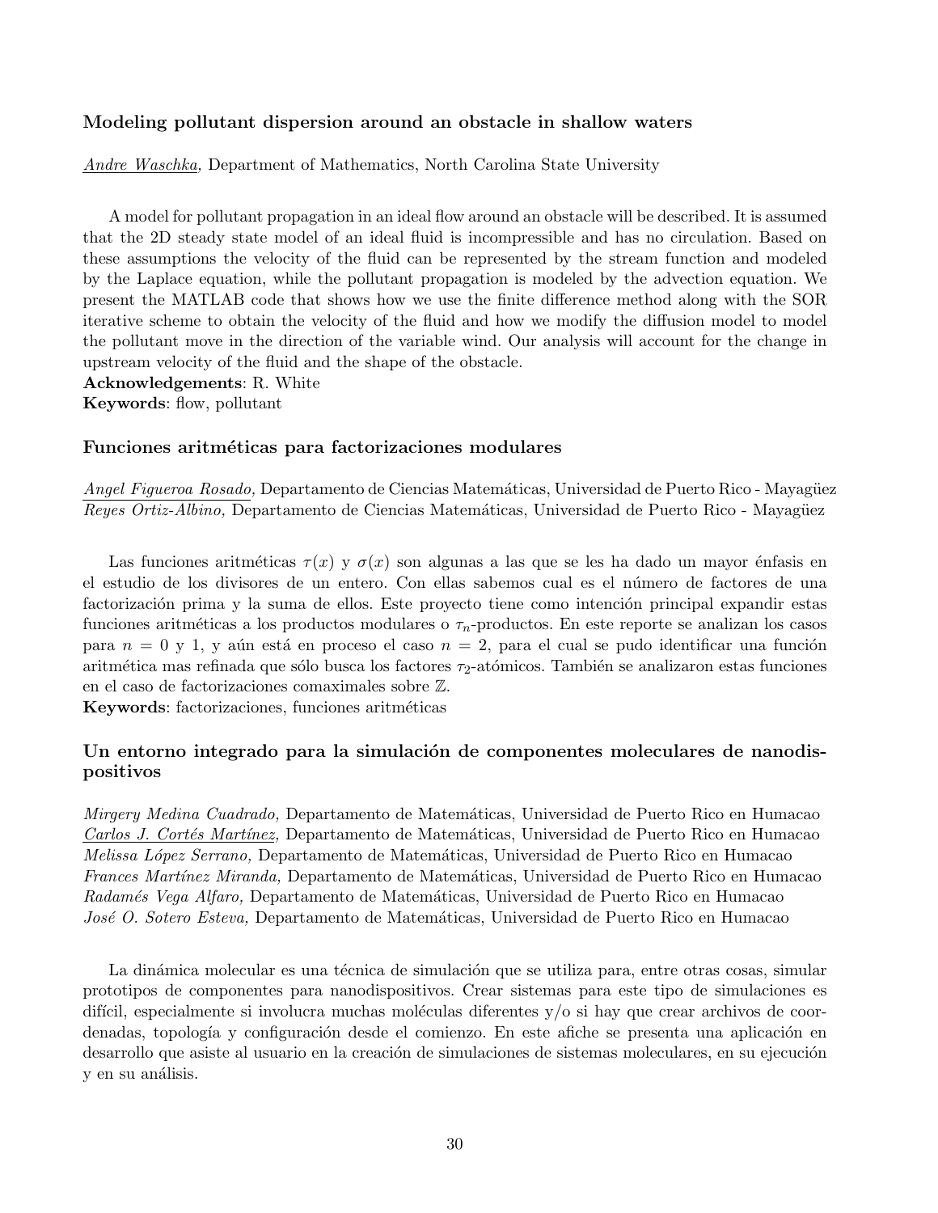### Modeling pollutant dispersion around an obstacle in shallow waters

Andre Waschka, Department of Mathematics, North Carolina State University

A model for pollutant propagation in an ideal flow around an obstacle will be described. It is assumed that the 2D steady state model of an ideal fluid is incompressible and has no circulation. Based on these assumptions the velocity of the fluid can be represented by the stream function and modeled by the Laplace equation, while the pollutant propagation is modeled by the advection equation. We present the MATLAB code that shows how we use the finite difference method along with the SOR iterative scheme to obtain the velocity of the fluid and how we modify the diffusion model to model the pollutant move in the direction of the variable wind. Our analysis will account for the change in upstream velocity of the fluid and the shape of the obstacle.

**Acknowledgements**: R. White

**Keywords**: flow, pollutant

### Funciones aritméticas para factorizaciones modulares

*Angel Figueroa Rosado,* Departamento de Ciencias Matemáticas, Universidad de Puerto Rico - Mayagüez
*Reyes Ortiz-Albino,* Departamento de Ciencias Matemáticas, Universidad de Puerto Rico - Mayagüez

Las funciones aritméticas $\tau(x)$ y $\sigma(x)$ son algunas a las que se les ha dado un mayor énfasis en el estudio de los divisores de un entero. Con ellas sabemos cual es el número de factores de una factorización prima y la suma de ellos. Este proyecto tiene como intención principal expandir estas funciones aritméticas a los productos modulares o $\tau_n$-productos. En este reporte se analizan los casos para $n = 0$ y 1, y aún está en proceso el caso $n = 2$, para el cual se pudo identificar una función aritmética mas refinada que sólo busca los factores $\tau_2$-atómicos. También se analizaron estas funciones en el caso de factorizaciones comaximales sobre $\mathbb{Z}$.

**Keywords**: factorizaciones, funciones aritméticas

### Un entorno integrado para la simulación de componentes moleculares de nanodispositivos

*Mirgery Medina Cuadrado,* Departamento de Matemáticas, Universidad de Puerto Rico en Humacao
*Carlos J. Cortés Martínez,* Departamento de Matemáticas, Universidad de Puerto Rico en Humacao
*Melissa López Serrano,* Departamento de Matemáticas, Universidad de Puerto Rico en Humacao
*Frances Martínez Miranda,* Departamento de Matemáticas, Universidad de Puerto Rico en Humacao
*Radamés Vega Alfaro,* Departamento de Matemáticas, Universidad de Puerto Rico en Humacao
*José O. Sotero Esteva,* Departamento de Matemáticas, Universidad de Puerto Rico en Humacao

La dinámica molecular es una técnica de simulación que se utiliza para, entre otras cosas, simular prototipos de componentes para nanodispositivos. Crear sistemas para este tipo de simulaciones es difícil, especialmente si involucra muchas moléculas diferentes y/o si hay que crear archivos de coordenadas, topología y configuración desde el comienzo. En este afiche se presenta una aplicación en desarrollo que asiste al usuario en la creación de simulaciones de sistemas moleculares, en su ejecución y en su análisis.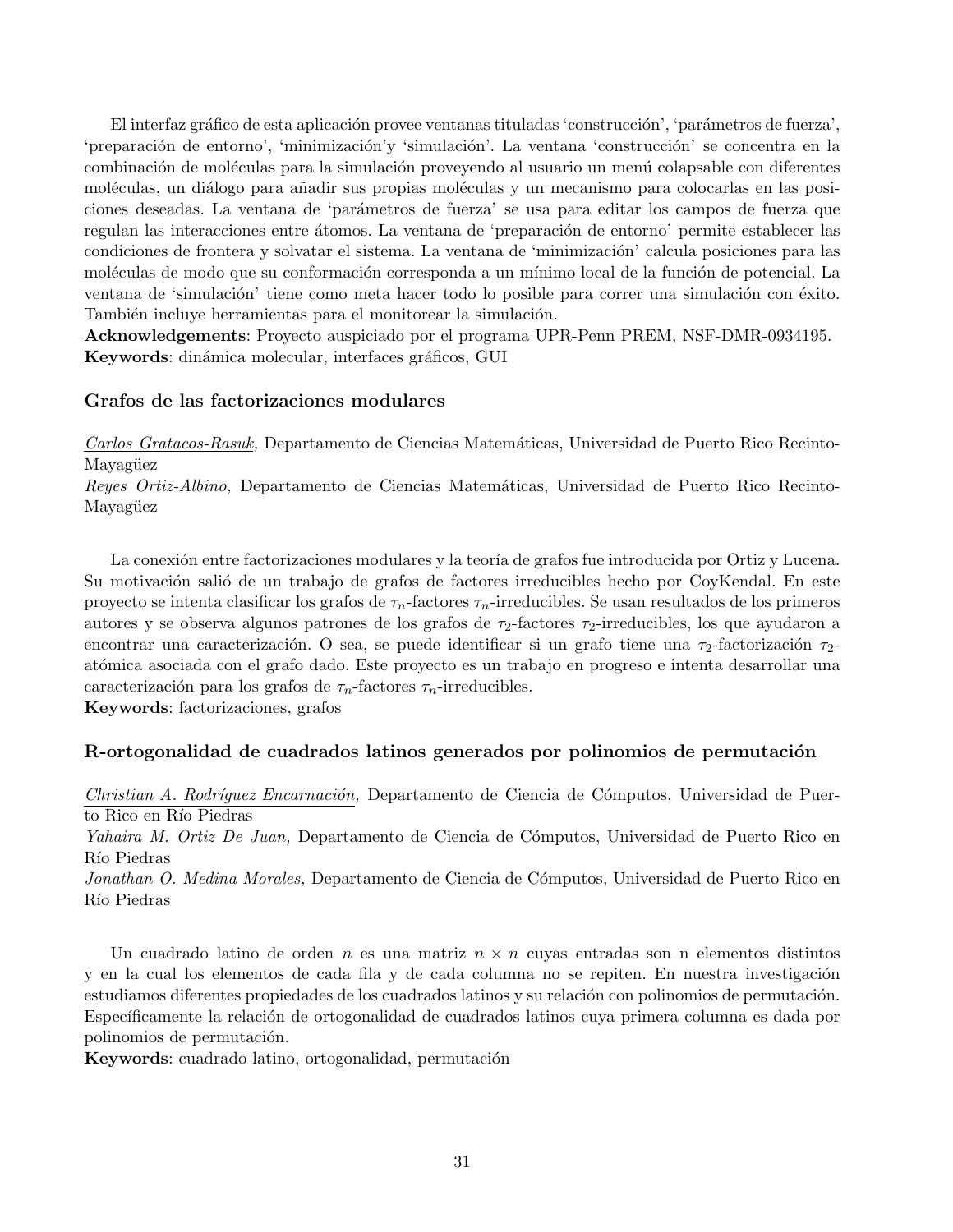El interfaz gráfico de esta aplicación provee ventanas tituladas 'construcción', 'parámetros de fuerza', 'preparación de entorno', 'minimización'y 'simulación'. La ventana 'construcción' se concentra en la combinación de moléculas para la simulación proveyendo al usuario un menú colapsable con diferentes moléculas, un diálogo para añadir sus propias moléculas y un mecanismo para colocarlas en las posiciones deseadas. La ventana de 'parámetros de fuerza' se usa para editar los campos de fuerza que regulan las interacciones entre átomos. La ventana de 'preparación de entorno' permite establecer las condiciones de frontera y solvatar el sistema. La ventana de 'minimización' calcula posiciones para las moléculas de modo que su conformación corresponda a un mínimo local de la función de potencial. La ventana de 'simulación' tiene como meta hacer todo lo posible para correr una simulación con éxito. También incluye herramientas para el monitorear la simulación.

**Acknowledgements**: Proyecto auspiciado por el programa UPR-Penn PREM, NSF-DMR-0934195.

**Keywords**: dinámica molecular, interfaces gráficos, GUI

### Grafos de las factorizaciones modulares

*Carlos Gratacos-Rasuk,* Departamento de Ciencias Matemáticas, Universidad de Puerto Rico Recinto-Mayagüez

*Reyes Ortiz-Albino,* Departamento de Ciencias Matemáticas, Universidad de Puerto Rico Recinto-Mayagüez

La conexión entre factorizaciones modulares y la teoría de grafos fue introducida por Ortiz y Lucena. Su motivación salió de un trabajo de grafos de factores irreducibles hecho por CoyKendal. En este proyecto se intenta clasificar los grafos de $\tau_n$-factores $\tau_n$-irreducibles. Se usan resultados de los primeros autores y se observa algunos patrones de los grafos de $\tau_2$-factores $\tau_2$-irreducibles, los que ayudaron a encontrar una caracterización. O sea, se puede identificar si un grafo tiene una $\tau_2$-factorización $\tau_2$-atómica asociada con el grafo dado. Este proyecto es un trabajo en progreso e intenta desarrollar una caracterización para los grafos de $\tau_n$-factores $\tau_n$-irreducibles.

**Keywords**: factorizaciones, grafos

### R-ortogonalidad de cuadrados latinos generados por polinomios de permutación

*Christian A. Rodríguez Encarnación,* Departamento de Ciencia de Cómputos, Universidad de Puerto Rico en Río Piedras

*Yahaira M. Ortiz De Juan,* Departamento de Ciencia de Cómputos, Universidad de Puerto Rico en Río Piedras

*Jonathan O. Medina Morales,* Departamento de Ciencia de Cómputos, Universidad de Puerto Rico en Río Piedras

Un cuadrado latino de orden $n$ es una matriz $n \times n$ cuyas entradas son n elementos distintos y en la cual los elementos de cada fila y de cada columna no se repiten. En nuestra investigación estudiamos diferentes propiedades de los cuadrados latinos y su relación con polinomios de permutación. Específicamente la relación de ortogonalidad de cuadrados latinos cuya primera columna es dada por polinomios de permutación.

**Keywords**: cuadrado latino, ortogonalidad, permutación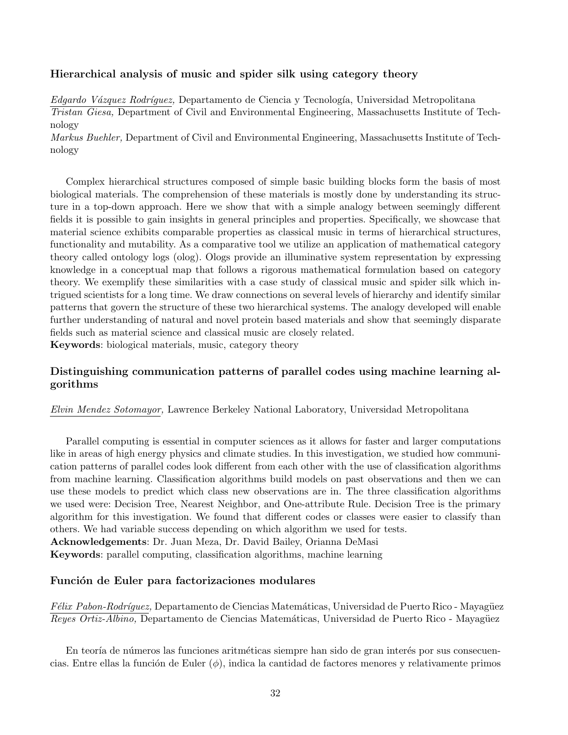### Hierarchical analysis of music and spider silk using category theory

*Edgardo Vázquez Rodríguez,* Departamento de Ciencia y Tecnología, Universidad Metropolitana
*Tristan Giesa,* Department of Civil and Environmental Engineering, Massachusetts Institute of Technology
*Markus Buehler,* Department of Civil and Environmental Engineering, Massachusetts Institute of Technology

Complex hierarchical structures composed of simple basic building blocks form the basis of most biological materials. The comprehension of these materials is mostly done by understanding its structure in a top-down approach. Here we show that with a simple analogy between seemingly different fields it is possible to gain insights in general principles and properties. Specifically, we showcase that material science exhibits comparable properties as classical music in terms of hierarchical structures, functionality and mutability. As a comparative tool we utilize an application of mathematical category theory called ontology logs (olog). Ologs provide an illuminative system representation by expressing knowledge in a conceptual map that follows a rigorous mathematical formulation based on category theory. We exemplify these similarities with a case study of classical music and spider silk which intrigued scientists for a long time. We draw connections on several levels of hierarchy and identify similar patterns that govern the structure of these two hierarchical systems. The analogy developed will enable further understanding of natural and novel protein based materials and show that seemingly disparate fields such as material science and classical music are closely related.
**Keywords**: biological materials, music, category theory

### Distinguishing communication patterns of parallel codes using machine learning algorithms

*Elvin Mendez Sotomayor,* Lawrence Berkeley National Laboratory, Universidad Metropolitana

Parallel computing is essential in computer sciences as it allows for faster and larger computations like in areas of high energy physics and climate studies. In this investigation, we studied how communication patterns of parallel codes look different from each other with the use of classification algorithms from machine learning. Classification algorithms build models on past observations and then we can use these models to predict which class new observations are in. The three classification algorithms we used were: Decision Tree, Nearest Neighbor, and One-attribute Rule. Decision Tree is the primary algorithm for this investigation. We found that different codes or classes were easier to classify than others. We had variable success depending on which algorithm we used for tests.
**Acknowledgements**: Dr. Juan Meza, Dr. David Bailey, Orianna DeMasi
**Keywords**: parallel computing, classification algorithms, machine learning

### Función de Euler para factorizaciones modulares

*Félix Pabon-Rodríguez,* Departamento de Ciencias Matemáticas, Universidad de Puerto Rico - Mayagüez
*Reyes Ortiz-Albino,* Departamento de Ciencias Matemáticas, Universidad de Puerto Rico - Mayagüez

En teoría de números las funciones aritméticas siempre han sido de gran interés por sus consecuencias. Entre ellas la función de Euler ($\phi$), indica la cantidad de factores menores y relativamente primos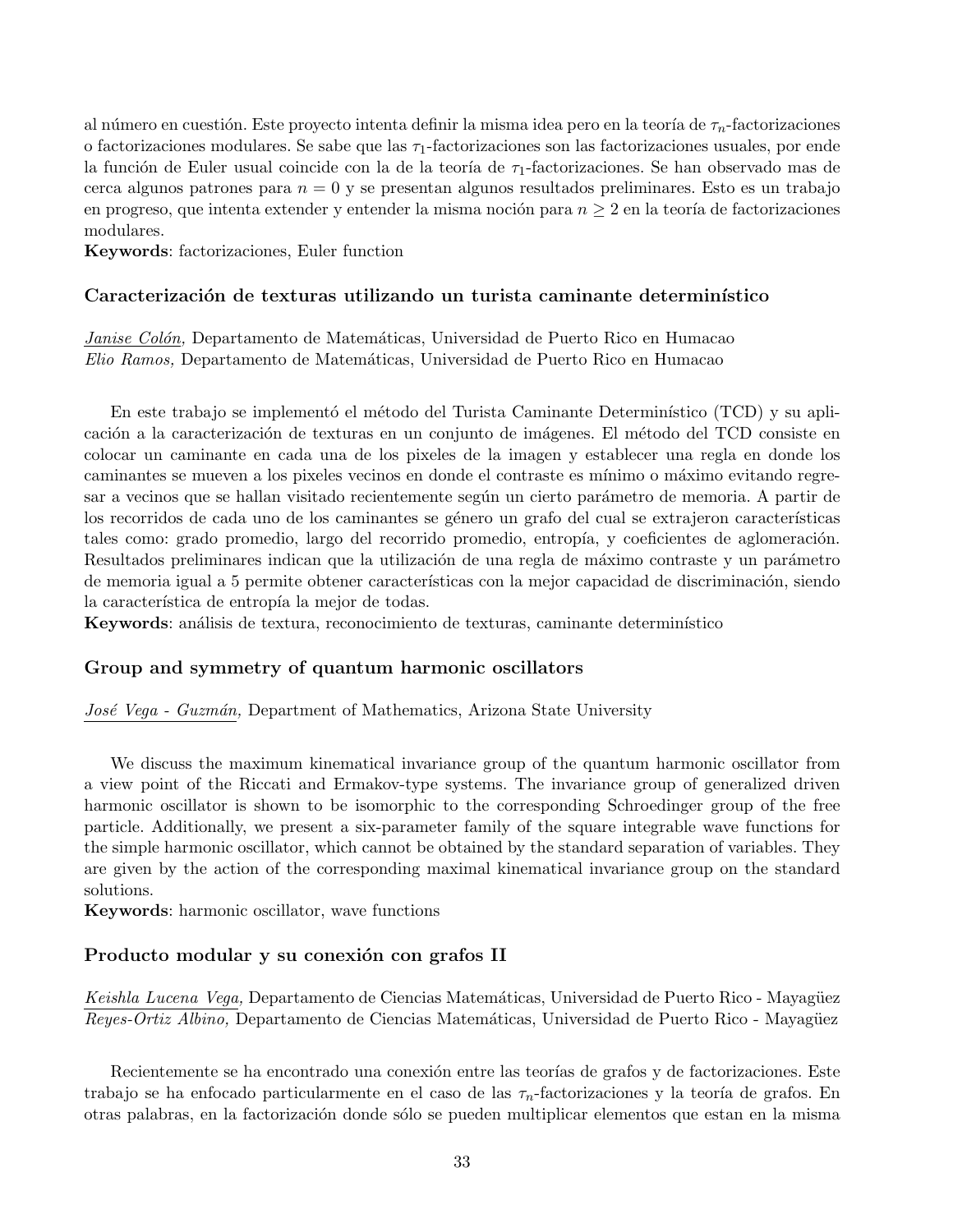al número en cuestión. Este proyecto intenta definir la misma idea pero en la teoría de $\tau_n$-factorizaciones o factorizaciones modulares. Se sabe que las $\tau_1$-factorizaciones son las factorizaciones usuales, por ende la función de Euler usual coincide con la de la teoría de $\tau_1$-factorizaciones. Se han observado mas de cerca algunos patrones para $n = 0$ y se presentan algunos resultados preliminares. Esto es un trabajo en progreso, que intenta extender y entender la misma noción para $n \geq 2$ en la teoría de factorizaciones modulares.
**Keywords**: factorizaciones, Euler function

### Caracterización de texturas utilizando un turista caminante determinístico

*Janise Colón,* Departamento de Matemáticas, Universidad de Puerto Rico en Humacao
*Elio Ramos,* Departamento de Matemáticas, Universidad de Puerto Rico en Humacao

En este trabajo se implementó el método del Turista Caminante Determinístico (TCD) y su aplicación a la caracterización de texturas en un conjunto de imágenes. El método del TCD consiste en colocar un caminante en cada una de los pixeles de la imagen y establecer una regla en donde los caminantes se mueven a los pixeles vecinos en donde el contraste es mínimo o máximo evitando regresar a vecinos que se hallan visitado recientemente según un cierto parámetro de memoria. A partir de los recorridos de cada uno de los caminantes se génerо un grafo del cual se extrajeron características tales como: grado promedio, largo del recorrido promedio, entropía, y coeficientes de aglomeración. Resultados preliminares indican que la utilización de una regla de máximo contraste y un parámetro de memoria igual a 5 permite obtener características con la mejor capacidad de discriminación, siendo la característica de entropía la mejor de todas.
**Keywords**: análisis de textura, reconocimiento de texturas, caminante determinístico

### Group and symmetry of quantum harmonic oscillators

*José Vega - Guzmán,* Department of Mathematics, Arizona State University

We discuss the maximum kinematical invariance group of the quantum harmonic oscillator from a view point of the Riccati and Ermakov-type systems. The invariance group of generalized driven harmonic oscillator is shown to be isomorphic to the corresponding Schroedinger group of the free particle. Additionally, we present a six-parameter family of the square integrable wave functions for the simple harmonic oscillator, which cannot be obtained by the standard separation of variables. They are given by the action of the corresponding maximal kinematical invariance group on the standard solutions.
**Keywords**: harmonic oscillator, wave functions

### Producto modular y su conexión con grafos II

*Keishla Lucena Vega,* Departamento de Ciencias Matemáticas, Universidad de Puerto Rico - Mayagüez
*Reyes-Ortiz Albino,* Departamento de Ciencias Matemáticas, Universidad de Puerto Rico - Mayagüez

Recientemente se ha encontrado una conexión entre las teorías de grafos y de factorizaciones. Este trabajo se ha enfocado particularmente en el caso de las $\tau_n$-factorizaciones y la teoría de grafos. En otras palabras, en la factorización donde sólo se pueden multiplicar elementos que estan en la misma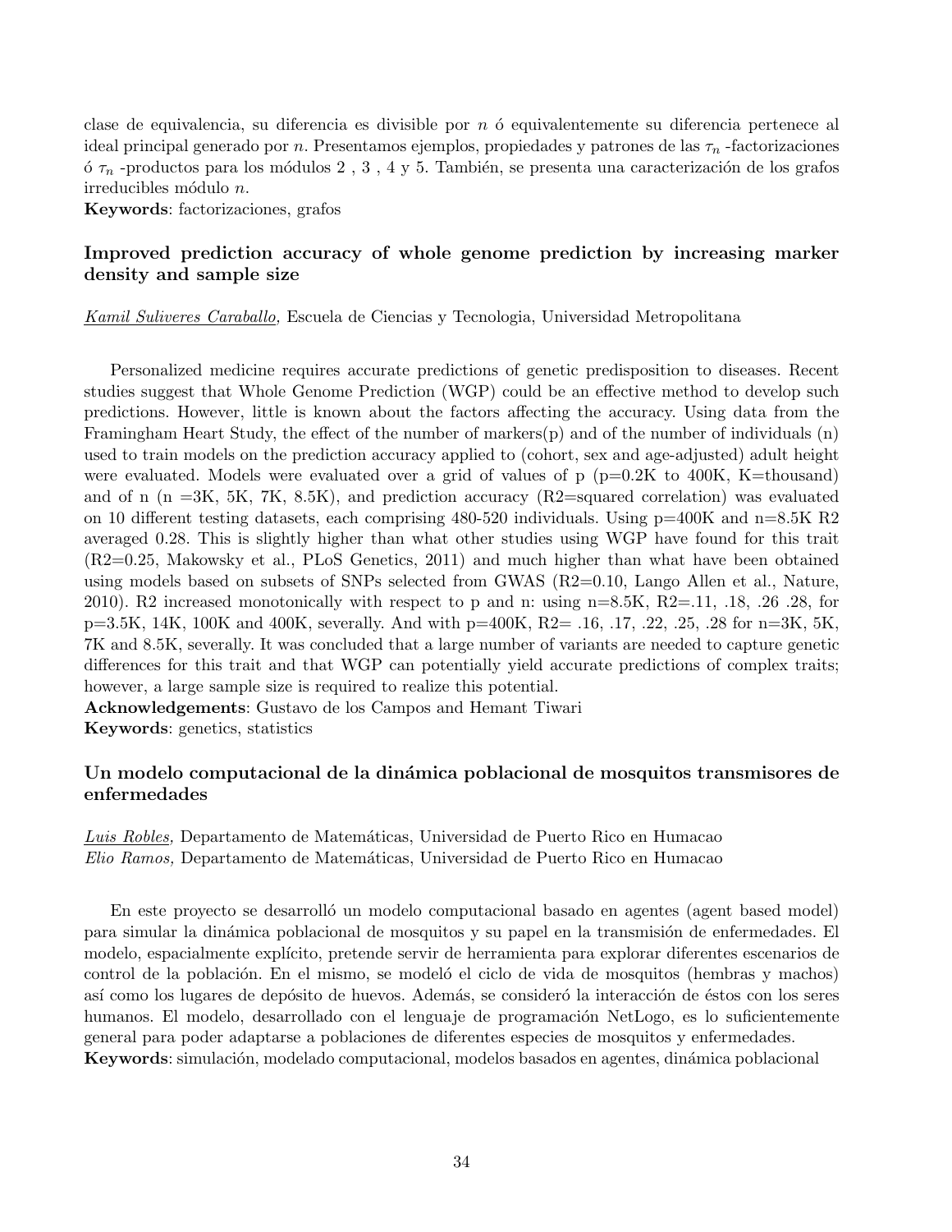clase de equivalencia, su diferencia es divisible por $n$ ó equivalentemente su diferencia pertenece al ideal principal generado por $n$. Presentamos ejemplos, propiedades y patrones de las $\tau_n$ -factorizaciones ó $\tau_n$ -productos para los módulos 2 , 3 , 4 y 5. También, se presenta una caracterización de los grafos irreducibles módulo $n$.

**Keywords**: factorizaciones, grafos

### Improved prediction accuracy of whole genome prediction by increasing marker density and sample size

*Kamil Suliveres Caraballo,* Escuela de Ciencias y Tecnologia, Universidad Metropolitana

Personalized medicine requires accurate predictions of genetic predisposition to diseases. Recent studies suggest that Whole Genome Prediction (WGP) could be an effective method to develop such predictions. However, little is known about the factors affecting the accuracy. Using data from the Framingham Heart Study, the effect of the number of markers(p) and of the number of individuals (n) used to train models on the prediction accuracy applied to (cohort, sex and age-adjusted) adult height were evaluated. Models were evaluated over a grid of values of p (p=0.2K to 400K, K=thousand) and of n (n =3K, 5K, 7K, 8.5K), and prediction accuracy (R2=squared correlation) was evaluated on 10 different testing datasets, each comprising 480-520 individuals. Using p=400K and n=8.5K R2 averaged 0.28. This is slightly higher than what other studies using WGP have found for this trait (R2=0.25, Makowsky et al., PLoS Genetics, 2011) and much higher than what have been obtained using models based on subsets of SNPs selected from GWAS (R2=0.10, Lango Allen et al., Nature, 2010). R2 increased monotonically with respect to p and n: using n=8.5K, R2=.11, .18, .26 .28, for p=3.5K, 14K, 100K and 400K, severally. And with p=400K, R2= .16, .17, .22, .25, .28 for n=3K, 5K, 7K and 8.5K, severally. It was concluded that a large number of variants are needed to capture genetic differences for this trait and that WGP can potentially yield accurate predictions of complex traits; however, a large sample size is required to realize this potential.

**Acknowledgements**: Gustavo de los Campos and Hemant Tiwari

**Keywords**: genetics, statistics

### Un modelo computacional de la dinámica poblacional de mosquitos transmisores de enfermedades

*Luis Robles,* Departamento de Matemáticas, Universidad de Puerto Rico en Humacao
*Elio Ramos,* Departamento de Matemáticas, Universidad de Puerto Rico en Humacao

En este proyecto se desarrolló un modelo computacional basado en agentes (agent based model) para simular la dinámica poblacional de mosquitos y su papel en la transmisión de enfermedades. El modelo, espacialmente explícito, pretende servir de herramienta para explorar diferentes escenarios de control de la población. En el mismo, se modeló el ciclo de vida de mosquitos (hembras y machos) así como los lugares de depósito de huevos. Además, se consideró la interacción de éstos con los seres humanos. El modelo, desarrollado con el lenguaje de programación NetLogo, es lo suficientemente general para poder adaptarse a poblaciones de diferentes especies de mosquitos y enfermedades.

**Keywords**: simulación, modelado computacional, modelos basados en agentes, dinámica poblacional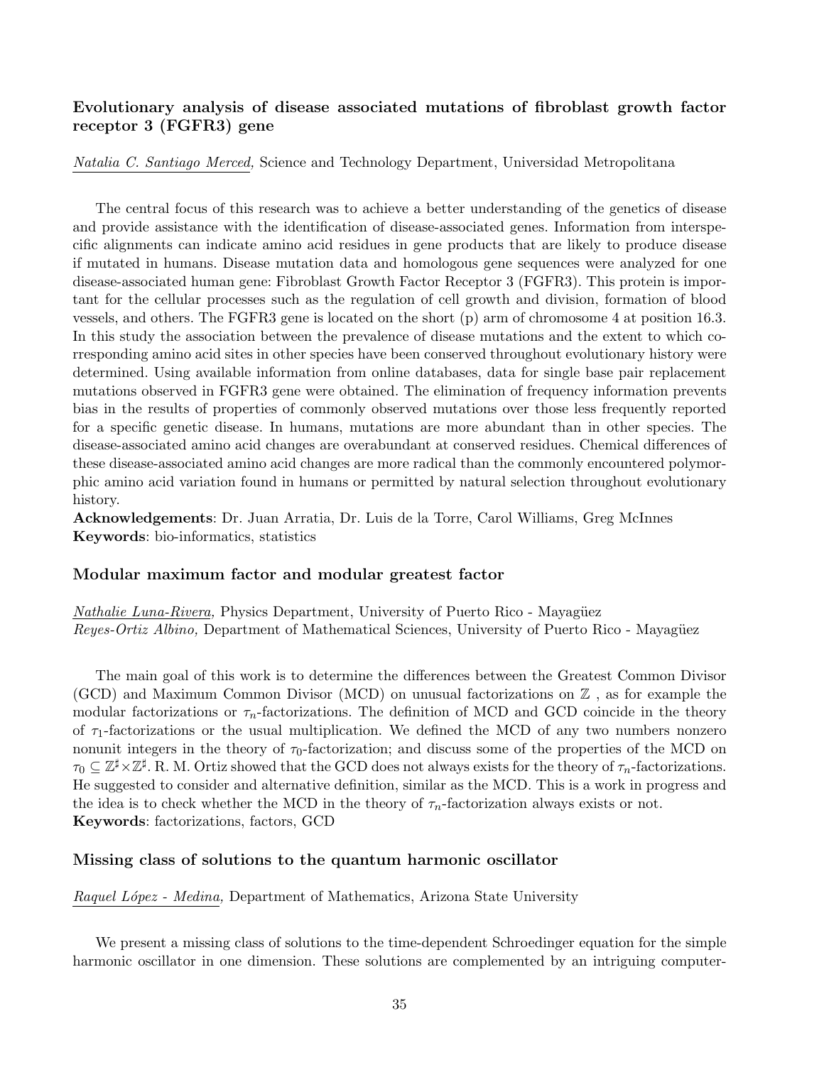### Evolutionary analysis of disease associated mutations of fibroblast growth factor receptor 3 (FGFR3) gene

Natalia C. Santiago Merced, Science and Technology Department, Universidad Metropolitana

The central focus of this research was to achieve a better understanding of the genetics of disease and provide assistance with the identification of disease-associated genes. Information from interspecific alignments can indicate amino acid residues in gene products that are likely to produce disease if mutated in humans. Disease mutation data and homologous gene sequences were analyzed for one disease-associated human gene: Fibroblast Growth Factor Receptor 3 (FGFR3). This protein is important for the cellular processes such as the regulation of cell growth and division, formation of blood vessels, and others. The FGFR3 gene is located on the short (p) arm of chromosome 4 at position 16.3. In this study the association between the prevalence of disease mutations and the extent to which corresponding amino acid sites in other species have been conserved throughout evolutionary history were determined. Using available information from online databases, data for single base pair replacement mutations observed in FGFR3 gene were obtained. The elimination of frequency information prevents bias in the results of properties of commonly observed mutations over those less frequently reported for a specific genetic disease. In humans, mutations are more abundant than in other species. The disease-associated amino acid changes are overabundant at conserved residues. Chemical differences of these disease-associated amino acid changes are more radical than the commonly encountered polymorphic amino acid variation found in humans or permitted by natural selection throughout evolutionary history.

**Acknowledgements**: Dr. Juan Arratia, Dr. Luis de la Torre, Carol Williams, Greg McInnes
**Keywords**: bio-informatics, statistics

### Modular maximum factor and modular greatest factor

Nathalie Luna-Rivera, Physics Department, University of Puerto Rico - Mayagüez
*Reyes-Ortiz Albino,* Department of Mathematical Sciences, University of Puerto Rico - Mayagüez

The main goal of this work is to determine the differences between the Greatest Common Divisor (GCD) and Maximum Common Divisor (MCD) on unusual factorizations on $\mathbb{Z}$ , as for example the modular factorizations or $\tau_n$-factorizations. The definition of MCD and GCD coincide in the theory of $\tau_1$-factorizations or the usual multiplication. We defined the MCD of any two numbers nonzero nonunit integers in the theory of $\tau_0$-factorization; and discuss some of the properties of the MCD on $\tau_0 \subseteq \mathbb{Z}^\sharp \times \mathbb{Z}^\sharp$. R. M. Ortiz showed that the GCD does not always exists for the theory of $\tau_n$-factorizations. He suggested to consider and alternative definition, similar as the MCD. This is a work in progress and the idea is to check whether the MCD in the theory of $\tau_n$-factorization always exists or not.
**Keywords**: factorizations, factors, GCD

### Missing class of solutions to the quantum harmonic oscillator

Raquel López - Medina, Department of Mathematics, Arizona State University

We present a missing class of solutions to the time-dependent Schroedinger equation for the simple harmonic oscillator in one dimension. These solutions are complemented by an intriguing computer-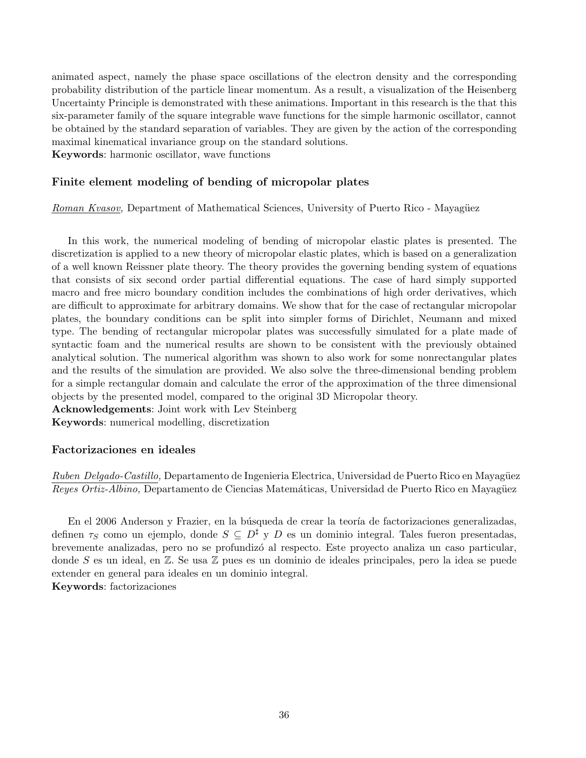animated aspect, namely the phase space oscillations of the electron density and the corresponding probability distribution of the particle linear momentum. As a result, a visualization of the Heisenberg Uncertainty Principle is demonstrated with these animations. Important in this research is the that this six-parameter family of the square integrable wave functions for the simple harmonic oscillator, cannot be obtained by the standard separation of variables. They are given by the action of the corresponding maximal kinematical invariance group on the standard solutions.
**Keywords**: harmonic oscillator, wave functions

### Finite element modeling of bending of micropolar plates

*Roman Kvasov,* Department of Mathematical Sciences, University of Puerto Rico - Mayagüez

In this work, the numerical modeling of bending of micropolar elastic plates is presented. The discretization is applied to a new theory of micropolar elastic plates, which is based on a generalization of a well known Reissner plate theory. The theory provides the governing bending system of equations that consists of six second order partial differential equations. The case of hard simply supported macro and free micro boundary condition includes the combinations of high order derivatives, which are difficult to approximate for arbitrary domains. We show that for the case of rectangular micropolar plates, the boundary conditions can be split into simpler forms of Dirichlet, Neumann and mixed type. The bending of rectangular micropolar plates was successfully simulated for a plate made of syntactic foam and the numerical results are shown to be consistent with the previously obtained analytical solution. The numerical algorithm was shown to also work for some nonrectangular plates and the results of the simulation are provided. We also solve the three-dimensional bending problem for a simple rectangular domain and calculate the error of the approximation of the three dimensional objects by the presented model, compared to the original 3D Micropolar theory.
**Acknowledgements**: Joint work with Lev Steinberg
**Keywords**: numerical modelling, discretization

### Factorizaciones en ideales

*Ruben Delgado-Castillo,* Departamento de Ingenieria Electrica, Universidad de Puerto Rico en Mayagüez
*Reyes Ortiz-Albino,* Departamento de Ciencias Matemáticas, Universidad de Puerto Rico en Mayagüez

En el 2006 Anderson y Frazier, en la búsqueda de crear la teoría de factorizaciones generalizadas, definen $\tau_S$ como un ejemplo, donde $S \subseteq D^{\sharp}$ y $D$ es un dominio integral. Tales fueron presentadas, brevemente analizadas, pero no se profundizó al respecto. Este proyecto analiza un caso particular, donde $S$ es un ideal, en $\mathbb{Z}$. Se usa $\mathbb{Z}$ pues es un dominio de ideales principales, pero la idea se puede extender en general para ideales en un dominio integral.
**Keywords**: factorizaciones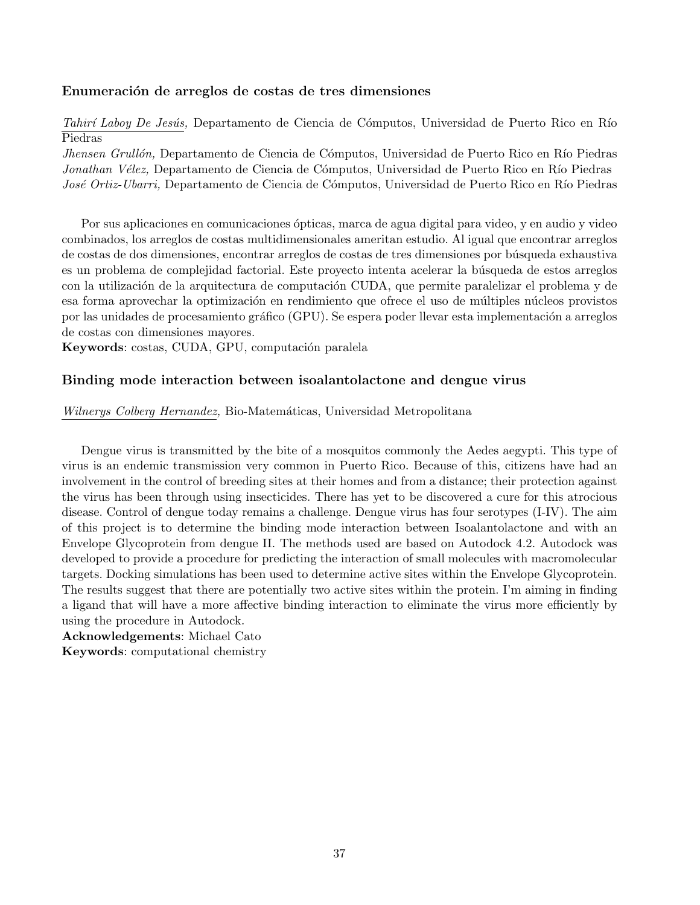### Enumeración de arreglos de costas de tres dimensiones

*Tahirí Laboy De Jesús,* Departamento de Ciencia de Cómputos, Universidad de Puerto Rico en Río Piedras
*Jhensen Grullón,* Departamento de Ciencia de Cómputos, Universidad de Puerto Rico en Río Piedras
*Jonathan Vélez,* Departamento de Ciencia de Cómputos, Universidad de Puerto Rico en Río Piedras
*José Ortiz-Ubarri,* Departamento de Ciencia de Cómputos, Universidad de Puerto Rico en Río Piedras

Por sus aplicaciones en comunicaciones ópticas, marca de agua digital para video, y en audio y video combinados, los arreglos de costas multidimensionales ameritan estudio. Al igual que encontrar arreglos de costas de dos dimensiones, encontrar arreglos de costas de tres dimensiones por búsqueda exhaustiva es un problema de complejidad factorial. Este proyecto intenta acelerar la búsqueda de estos arreglos con la utilización de la arquitectura de computación CUDA, que permite paralelizar el problema y de esa forma aprovechar la optimización en rendimiento que ofrece el uso de múltiples núcleos provistos por las unidades de procesamiento gráfico (GPU). Se espera poder llevar esta implementación a arreglos de costas con dimensiones mayores.
**Keywords**: costas, CUDA, GPU, computación paralela

### Binding mode interaction between isoalantolactone and dengue virus

*Wilnerys Colberg Hernandez,* Bio-Matemáticas, Universidad Metropolitana

Dengue virus is transmitted by the bite of a mosquitos commonly the Aedes aegypti. This type of virus is an endemic transmission very common in Puerto Rico. Because of this, citizens have had an involvement in the control of breeding sites at their homes and from a distance; their protection against the virus has been through using insecticides. There has yet to be discovered a cure for this atrocious disease. Control of dengue today remains a challenge. Dengue virus has four serotypes (I-IV). The aim of this project is to determine the binding mode interaction between Isoalantolactone and with an Envelope Glycoprotein from dengue II. The methods used are based on Autodock 4.2. Autodock was developed to provide a procedure for predicting the interaction of small molecules with macromolecular targets. Docking simulations has been used to determine active sites within the Envelope Glycoprotein. The results suggest that there are potentially two active sites within the protein. I'm aiming in finding a ligand that will have a more affective binding interaction to eliminate the virus more efficiently by using the procedure in Autodock.
**Acknowledgements**: Michael Cato
**Keywords**: computational chemistry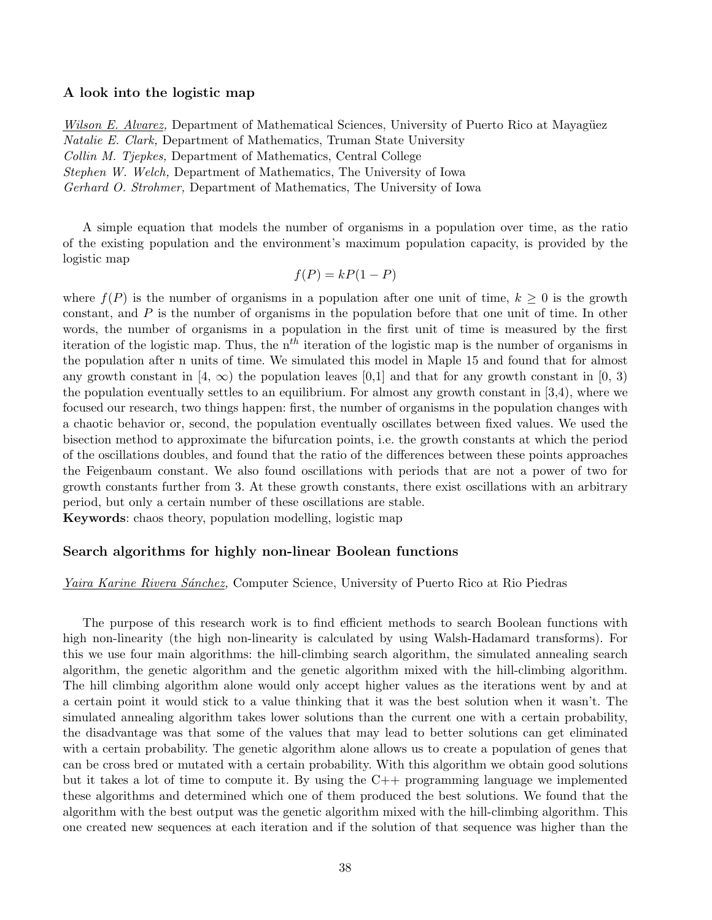### A look into the logistic map

*Wilson E. Alvarez,* Department of Mathematical Sciences, University of Puerto Rico at Mayagüez
*Natalie E. Clark,* Department of Mathematics, Truman State University
*Collin M. Tjepkes,* Department of Mathematics, Central College
*Stephen W. Welch,* Department of Mathematics, The University of Iowa
*Gerhard O. Strohmer,* Department of Mathematics, The University of Iowa

A simple equation that models the number of organisms in a population over time, as the ratio of the existing population and the environment's maximum population capacity, is provided by the logistic map

$$f(P) = kP(1 - P)$$

where $f(P)$ is the number of organisms in a population after one unit of time, $k \geq 0$ is the growth constant, and $P$ is the number of organisms in the population before that one unit of time. In other words, the number of organisms in a population in the first unit of time is measured by the first iteration of the logistic map. Thus, the $n^{th}$ iteration of the logistic map is the number of organisms in the population after n units of time. We simulated this model in Maple 15 and found that for almost any growth constant in $[4, \infty)$ the population leaves $[0,1]$ and that for any growth constant in $[0, 3)$ the population eventually settles to an equilibrium. For almost any growth constant in $[3,4)$, where we focused our research, two things happen: first, the number of organisms in the population changes with a chaotic behavior or, second, the population eventually oscillates between fixed values. We used the bisection method to approximate the bifurcation points, i.e. the growth constants at which the period of the oscillations doubles, and found that the ratio of the differences between these points approaches the Feigenbaum constant. We also found oscillations with periods that are not a power of two for growth constants further from 3. At these growth constants, there exist oscillations with an arbitrary period, but only a certain number of these oscillations are stable.
**Keywords**: chaos theory, population modelling, logistic map

### Search algorithms for highly non-linear Boolean functions

*Yaira Karine Rivera Sánchez,* Computer Science, University of Puerto Rico at Rio Piedras

The purpose of this research work is to find efficient methods to search Boolean functions with high non-linearity (the high non-linearity is calculated by using Walsh-Hadamard transforms). For this we use four main algorithms: the hill-climbing search algorithm, the simulated annealing search algorithm, the genetic algorithm and the genetic algorithm mixed with the hill-climbing algorithm. The hill climbing algorithm alone would only accept higher values as the iterations went by and at a certain point it would stick to a value thinking that it was the best solution when it wasn't. The simulated annealing algorithm takes lower solutions than the current one with a certain probability, the disadvantage was that some of the values that may lead to better solutions can get eliminated with a certain probability. The genetic algorithm alone allows us to create a population of genes that can be cross bred or mutated with a certain probability. With this algorithm we obtain good solutions but it takes a lot of time to compute it. By using the C++ programming language we implemented these algorithms and determined which one of them produced the best solutions. We found that the algorithm with the best output was the genetic algorithm mixed with the hill-climbing algorithm. This one created new sequences at each iteration and if the solution of that sequence was higher than the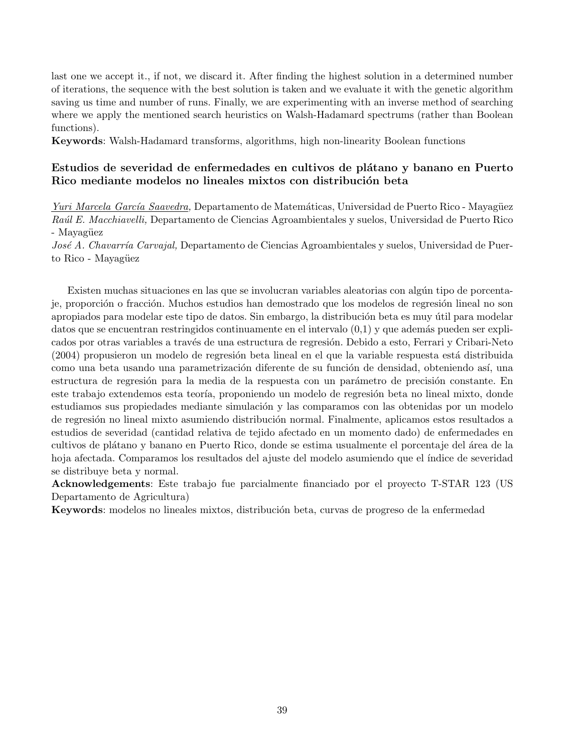last one we accept it., if not, we discard it. After finding the highest solution in a determined number of iterations, the sequence with the best solution is taken and we evaluate it with the genetic algorithm saving us time and number of runs. Finally, we are experimenting with an inverse method of searching where we apply the mentioned search heuristics on Walsh-Hadamard spectrums (rather than Boolean functions).

**Keywords**: Walsh-Hadamard transforms, algorithms, high non-linearity Boolean functions

### Estudios de severidad de enfermedades en cultivos de plátano y banano en Puerto Rico mediante modelos no lineales mixtos con distribución beta

*Yuri Marcela García Saavedra,* Departamento de Matemáticas, Universidad de Puerto Rico - Mayagüez
*Raúl E. Macchiavelli,* Departamento de Ciencias Agroambientales y suelos, Universidad de Puerto Rico - Mayagüez
*José A. Chavarría Carvajal,* Departamento de Ciencias Agroambientales y suelos, Universidad de Puerto Rico - Mayagüez

Existen muchas situaciones en las que se involucran variables aleatorias con algún tipo de porcentaje, proporción o fracción. Muchos estudios han demostrado que los modelos de regresión lineal no son apropiados para modelar este tipo de datos. Sin embargo, la distribución beta es muy útil para modelar datos que se encuentran restringidos continuamente en el intervalo (0,1) y que además pueden ser explicados por otras variables a través de una estructura de regresión. Debido a esto, Ferrari y Cribari-Neto (2004) propusieron un modelo de regresión beta lineal en el que la variable respuesta está distribuida como una beta usando una parametrización diferente de su función de densidad, obteniendo así, una estructura de regresión para la media de la respuesta con un parámetro de precisión constante. En este trabajo extendemos esta teoría, proponiendo un modelo de regresión beta no lineal mixto, donde estudiamos sus propiedades mediante simulación y las comparamos con las obtenidas por un modelo de regresión no lineal mixto asumiendo distribución normal. Finalmente, aplicamos estos resultados a estudios de severidad (cantidad relativa de tejido afectado en un momento dado) de enfermedades en cultivos de plátano y banano en Puerto Rico, donde se estima usualmente el porcentaje del área de la hoja afectada. Comparamos los resultados del ajuste del modelo asumiendo que el índice de severidad se distribuye beta y normal.

**Acknowledgements**: Este trabajo fue parcialmente financiado por el proyecto T-STAR 123 (US Departamento de Agricultura)

**Keywords**: modelos no lineales mixtos, distribución beta, curvas de progreso de la enfermedad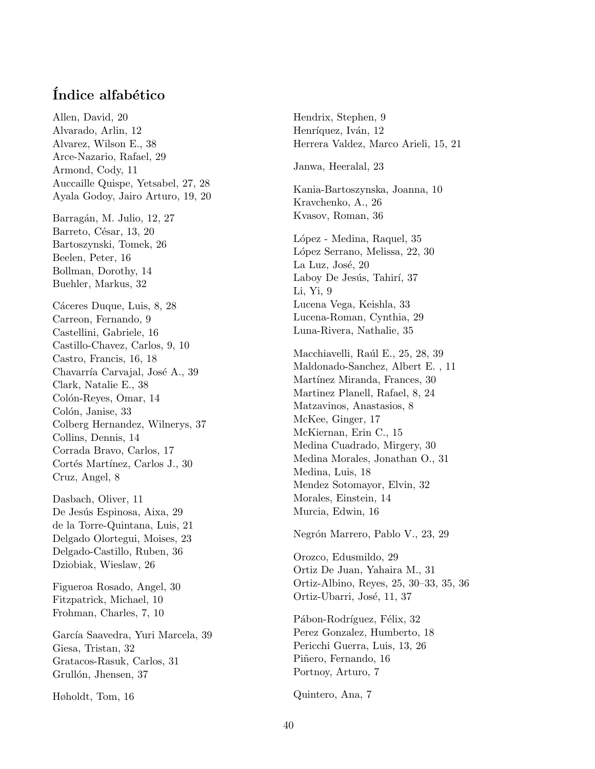# Índice alfabético

Allen, David, 20
Alvarado, Arlin, 12
Alvarez, Wilson E., 38
Arce-Nazario, Rafael, 29
Armond, Cody, 11
Auccaille Quispe, Yetsabel, 27, 28
Ayala Godoy, Jairo Arturo, 19, 20

Barragán, M. Julio, 12, 27
Barreto, César, 13, 20
Bartoszynski, Tomek, 26
Beelen, Peter, 16
Bollman, Dorothy, 14
Buehler, Markus, 32

Cáceres Duque, Luis, 8, 28
Carreon, Fernando, 9
Castellini, Gabriele, 16
Castillo-Chavez, Carlos, 9, 10
Castro, Francis, 16, 18
Chavarría Carvajal, José A., 39
Clark, Natalie E., 38
Colón-Reyes, Omar, 14
Colón, Janise, 33
Colberg Hernandez, Wilnerys, 37
Collins, Dennis, 14
Corrada Bravo, Carlos, 17
Cortés Martínez, Carlos J., 30
Cruz, Angel, 8

Dasbach, Oliver, 11
De Jesús Espinosa, Aixa, 29
de la Torre-Quintana, Luis, 21
Delgado Olortegui, Moises, 23
Delgado-Castillo, Ruben, 36
Dziobiak, Wieslaw, 26

Figueroa Rosado, Angel, 30
Fitzpatrick, Michael, 10
Frohman, Charles, 7, 10

García Saavedra, Yuri Marcela, 39
Giesa, Tristan, 32
Gratacos-Rasuk, Carlos, 31
Grullón, Jhensen, 37

Høholdt, Tom, 16

Hendrix, Stephen, 9
Henríquez, Iván, 12
Herrera Valdez, Marco Arieli, 15, 21

Janwa, Heeralal, 23

Kania-Bartoszynska, Joanna, 10
Kravchenko, A., 26
Kvasov, Roman, 36

López - Medina, Raquel, 35
López Serrano, Melissa, 22, 30
La Luz, José, 20
Laboy De Jesús, Tahirí, 37
Li, Yi, 9
Lucena Vega, Keishla, 33
Lucena-Roman, Cynthia, 29
Luna-Rivera, Nathalie, 35

Macchiavelli, Raúl E., 25, 28, 39
Maldonado-Sanchez, Albert E. , 11
Martínez Miranda, Frances, 30
Martinez Planell, Rafael, 8, 24
Matzavinos, Anastasios, 8
McKee, Ginger, 17
McKiernan, Erin C., 15
Medina Cuadrado, Mirgery, 30
Medina Morales, Jonathan O., 31
Medina, Luis, 18
Mendez Sotomayor, Elvin, 32
Morales, Einstein, 14
Murcia, Edwin, 16

Negrón Marrero, Pablo V., 23, 29

Orozco, Edusmildo, 29
Ortiz De Juan, Yahaira M., 31
Ortiz-Albino, Reyes, 25, 30–33, 35, 36
Ortiz-Ubarri, José, 11, 37

Pábon-Rodríguez, Félix, 32
Perez Gonzalez, Humberto, 18
Pericchi Guerra, Luis, 13, 26
Piñero, Fernando, 16
Portnoy, Arturo, 7

Quintero, Ana, 7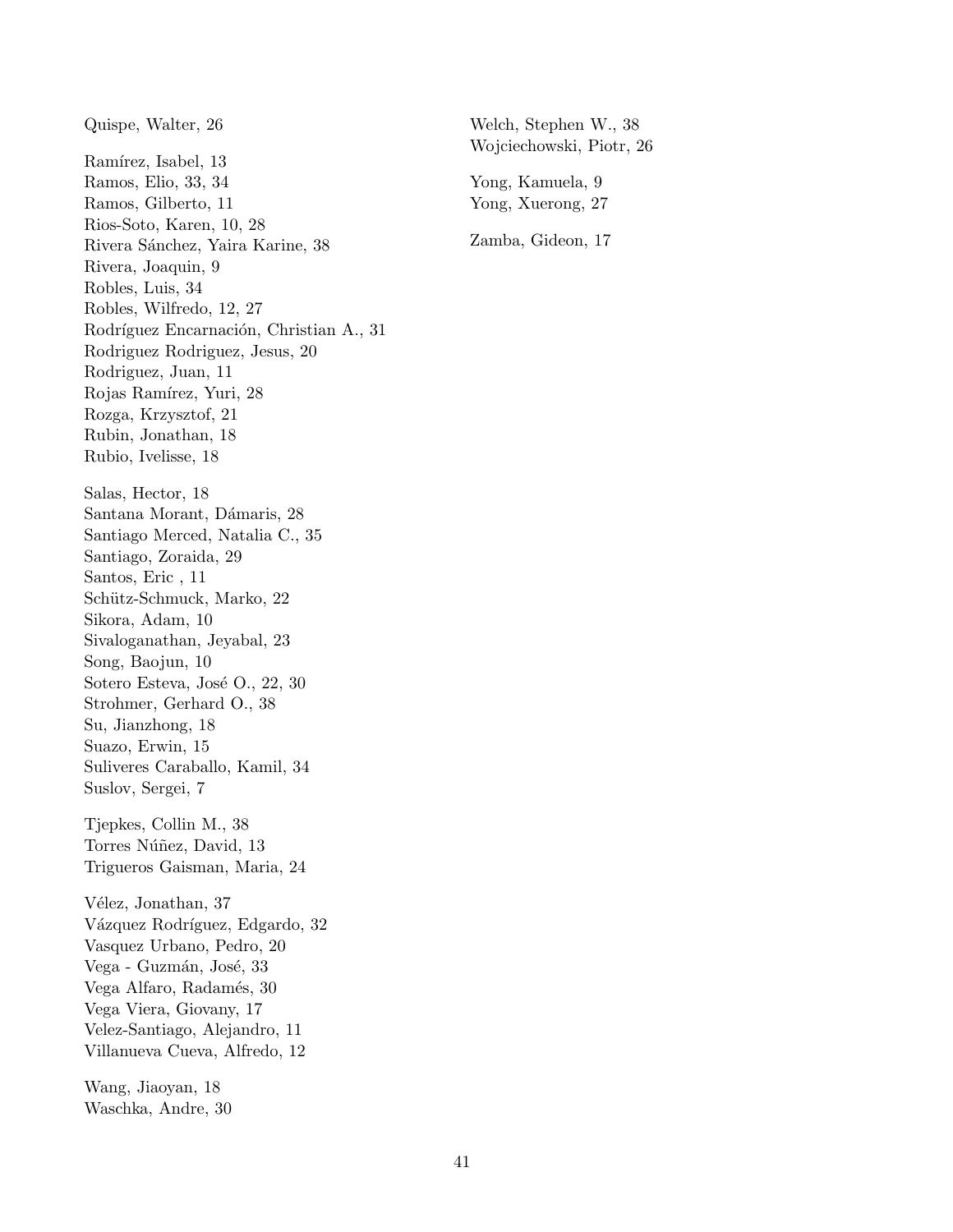Quispe, Walter, 26

Ramírez, Isabel, 13
Ramos, Elio, 33, 34
Ramos, Gilberto, 11
Rios-Soto, Karen, 10, 28
Rivera Sánchez, Yaira Karine, 38
Rivera, Joaquin, 9
Robles, Luis, 34
Robles, Wilfredo, 12, 27
Rodríguez Encarnación, Christian A., 31
Rodriguez Rodriguez, Jesus, 20
Rodriguez, Juan, 11
Rojas Ramírez, Yuri, 28
Rozga, Krzysztof, 21
Rubin, Jonathan, 18
Rubio, Ivelisse, 18

Salas, Hector, 18
Santana Morant, Dámaris, 28
Santiago Merced, Natalia C., 35
Santiago, Zoraida, 29
Santos, Eric , 11
Schütz-Schmuck, Marko, 22
Sikora, Adam, 10
Sivaloganathan, Jeyabal, 23
Song, Baojun, 10
Sotero Esteva, José O., 22, 30
Strohmer, Gerhard O., 38
Su, Jianzhong, 18
Suazo, Erwin, 15
Suliveres Caraballo, Kamil, 34
Suslov, Sergei, 7

Tjepkes, Collin M., 38
Torres Núñez, David, 13
Trigueros Gaisman, Maria, 24

Vélez, Jonathan, 37
Vázquez Rodríguez, Edgardo, 32
Vasquez Urbano, Pedro, 20
Vega - Guzmán, José, 33
Vega Alfaro, Radamés, 30
Vega Viera, Giovany, 17
Velez-Santiago, Alejandro, 11
Villanueva Cueva, Alfredo, 12

Wang, Jiaoyan, 18
Waschka, Andre, 30
Welch, Stephen W., 38
Wojciechowski, Piotr, 26

Yong, Kamuela, 9
Yong, Xuerong, 27

Zamba, Gideon, 17